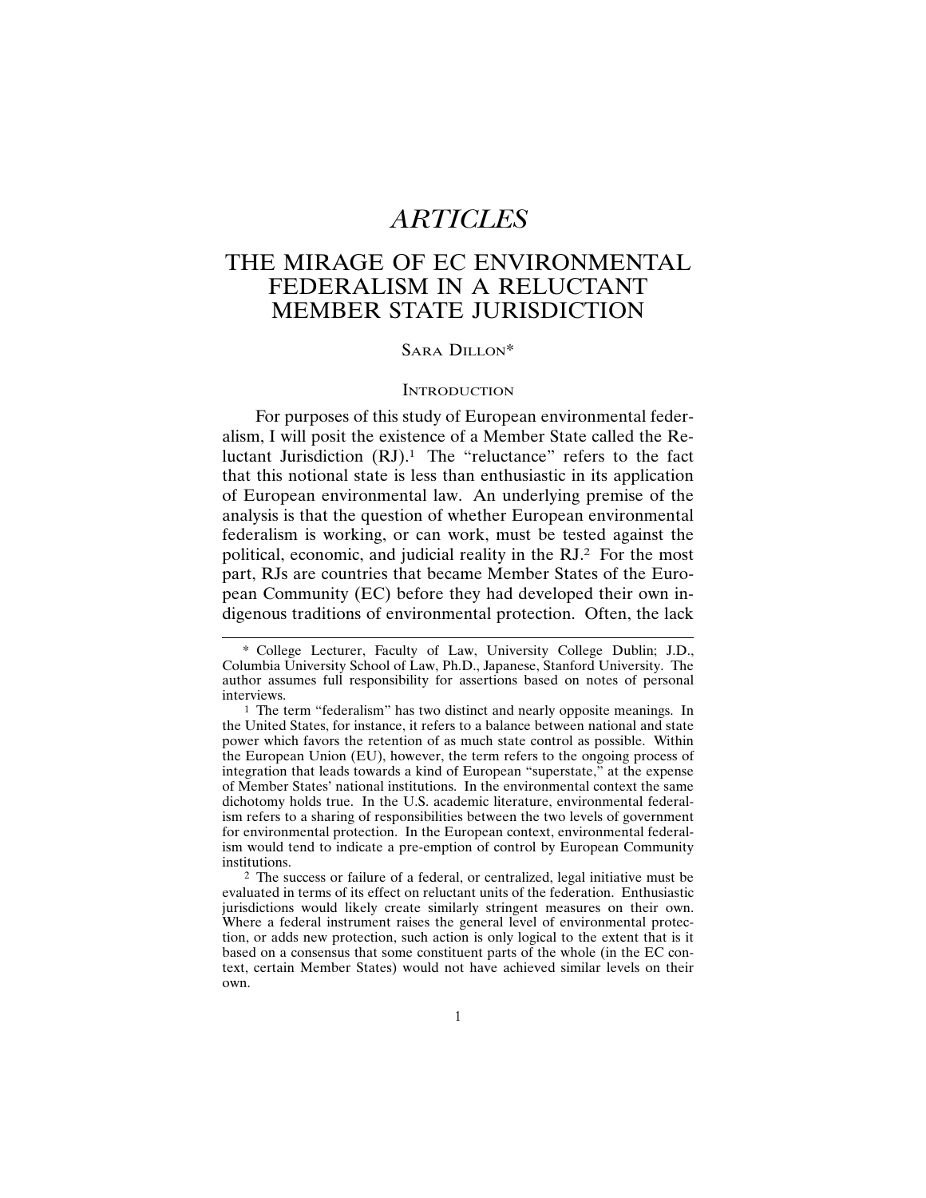# *ARTICLES*

# THE MIRAGE OF EC ENVIRONMENTAL FEDERALISM IN A RELUCTANT MEMBER STATE JURISDICTION

SARA DILLON*

## INTRODUCTION

For purposes of this study of European environmental federalism, I will posit the existence of a Member State called the Reluctant Jurisdiction (RJ).[1] The "reluctance" refers to the fact that this notional state is less than enthusiastic in its application of European environmental law. An underlying premise of the analysis is that the question of whether European environmental federalism is working, or can work, must be tested against the political, economic, and judicial reality in the RJ.[2] For the most part, RJs are countries that became Member States of the European Community (EC) before they had developed their own indigenous traditions of environmental protection. Often, the lack

---

\* College Lecturer, Faculty of Law, University College Dublin; J.D., Columbia University School of Law, Ph.D., Japanese, Stanford University. The author assumes full responsibility for assertions based on notes of personal interviews.

[1] The term "federalism" has two distinct and nearly opposite meanings. In the United States, for instance, it refers to a balance between national and state power which favors the retention of as much state control as possible. Within the European Union (EU), however, the term refers to the ongoing process of integration that leads towards a kind of European "superstate," at the expense of Member States' national institutions. In the environmental context the same dichotomy holds true. In the U.S. academic literature, environmental federalism refers to a sharing of responsibilities between the two levels of government for environmental protection. In the European context, environmental federalism would tend to indicate a pre-emption of control by European Community institutions.

[2] The success or failure of a federal, or centralized, legal initiative must be evaluated in terms of its effect on reluctant units of the federation. Enthusiastic jurisdictions would likely create similarly stringent measures on their own. Where a federal instrument raises the general level of environmental protection, or adds new protection, such action is only logical to the extent that is it based on a consensus that some constituent parts of the whole (in the EC context, certain Member States) would not have achieved similar levels on their own.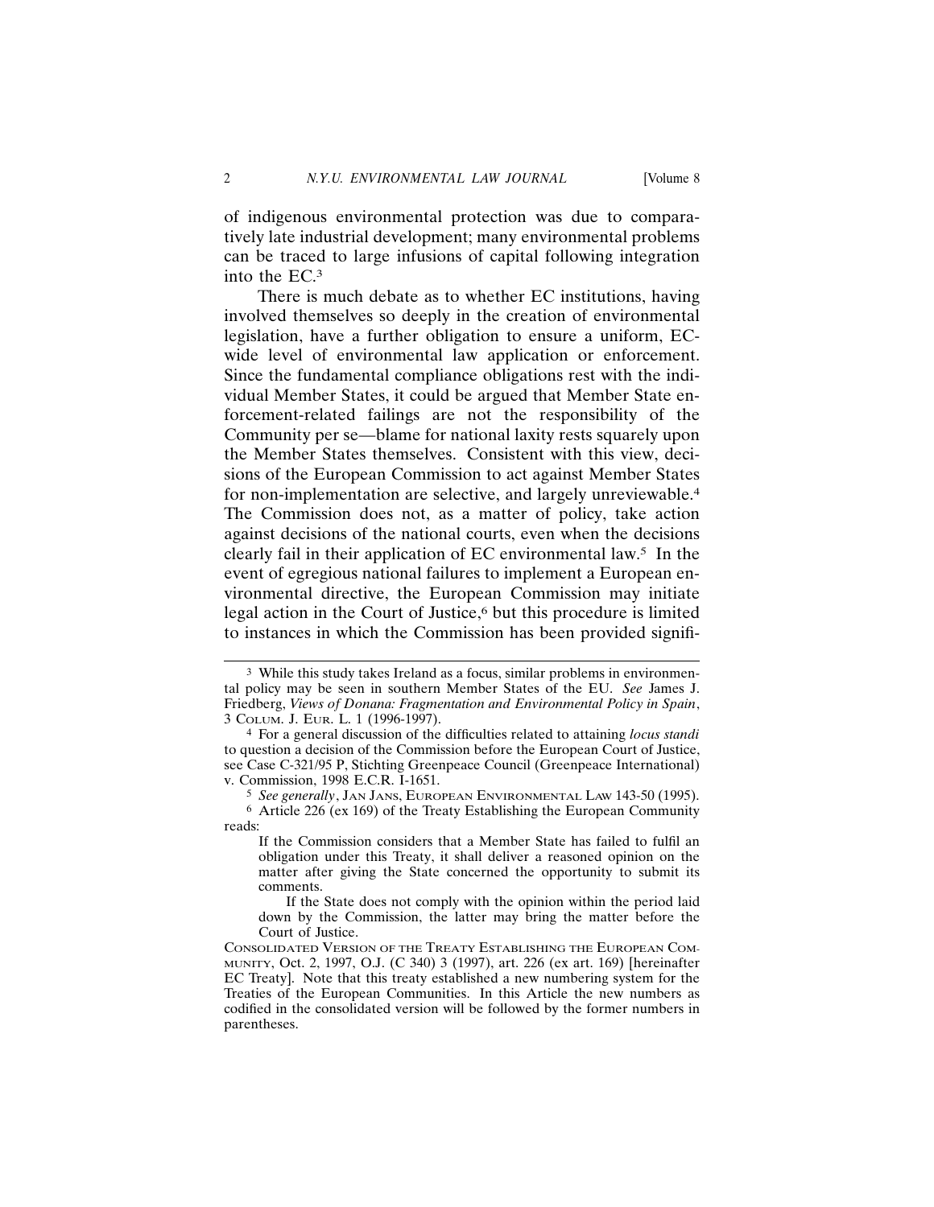of indigenous environmental protection was due to comparatively late industrial development; many environmental problems can be traced to large infusions of capital following integration into the EC.[3]

There is much debate as to whether EC institutions, having involved themselves so deeply in the creation of environmental legislation, have a further obligation to ensure a uniform, EC-wide level of environmental law application or enforcement. Since the fundamental compliance obligations rest with the individual Member States, it could be argued that Member State enforcement-related failings are not the responsibility of the Community per se—blame for national laxity rests squarely upon the Member States themselves. Consistent with this view, decisions of the European Commission to act against Member States for non-implementation are selective, and largely unreviewable.[4] The Commission does not, as a matter of policy, take action against decisions of the national courts, even when the decisions clearly fail in their application of EC environmental law.[5] In the event of egregious national failures to implement a European environmental directive, the European Commission may initiate legal action in the Court of Justice,[6] but this procedure is limited to instances in which the Commission has been provided signifi-

---

[3] While this study takes Ireland as a focus, similar problems in environmental policy may be seen in southern Member States of the EU. *See* James J. Friedberg, *Views of Donana: Fragmentation and Environmental Policy in Spain*, 3 COLUM. J. EUR. L. 1 (1996-1997).

[4] For a general discussion of the difficulties related to attaining *locus standi* to question a decision of the Commission before the European Court of Justice, see Case C-321/95 P, Stichting Greenpeace Council (Greenpeace International) v. Commission, 1998 E.C.R. I-1651.

[5] *See generally*, JAN JANS, EUROPEAN ENVIRONMENTAL LAW 143-50 (1995).

[6] Article 226 (ex 169) of the Treaty Establishing the European Community reads:

> If the Commission considers that a Member State has failed to fulfil an obligation under this Treaty, it shall deliver a reasoned opinion on the matter after giving the State concerned the opportunity to submit its comments.
>
> If the State does not comply with the opinion within the period laid down by the Commission, the latter may bring the matter before the Court of Justice.

CONSOLIDATED VERSION OF THE TREATY ESTABLISHING THE EUROPEAN COMMUNITY, Oct. 2, 1997, O.J. (C 340) 3 (1997), art. 226 (ex art. 169) [hereinafter EC Treaty]. Note that this treaty established a new numbering system for the Treaties of the European Communities. In this Article the new numbers as codified in the consolidated version will be followed by the former numbers in parentheses.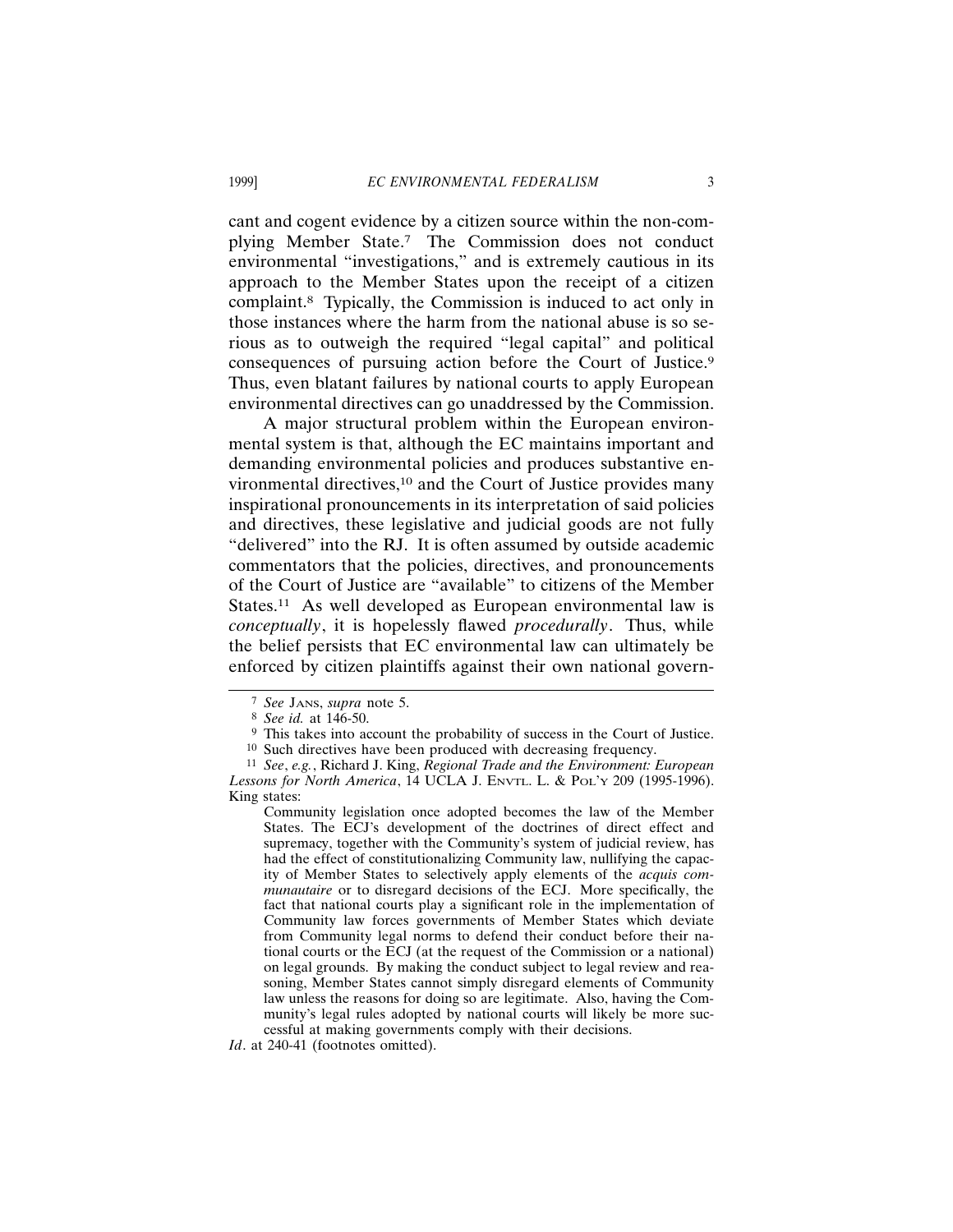cant and cogent evidence by a citizen source within the non-complying Member State.[7] The Commission does not conduct environmental "investigations," and is extremely cautious in its approach to the Member States upon the receipt of a citizen complaint.[8] Typically, the Commission is induced to act only in those instances where the harm from the national abuse is so serious as to outweigh the required "legal capital" and political consequences of pursuing action before the Court of Justice.[9] Thus, even blatant failures by national courts to apply European environmental directives can go unaddressed by the Commission.

A major structural problem within the European environmental system is that, although the EC maintains important and demanding environmental policies and produces substantive environmental directives,[10] and the Court of Justice provides many inspirational pronouncements in its interpretation of said policies and directives, these legislative and judicial goods are not fully "delivered" into the RJ. It is often assumed by outside academic commentators that the policies, directives, and pronouncements of the Court of Justice are "available" to citizens of the Member States.[11] As well developed as European environmental law is *conceptually*, it is hopelessly flawed *procedurally*. Thus, while the belief persists that EC environmental law can ultimately be enforced by citizen plaintiffs against their own national govern-

---

[7] *See* JANS, *supra* note 5.

[8] *See id.* at 146-50.

[9] This takes into account the probability of success in the Court of Justice.

[10] Such directives have been produced with decreasing frequency.

[11] *See*, *e.g.*, Richard J. King, *Regional Trade and the Environment: European Lessons for North America*, 14 UCLA J. ENVTL. L. & POL'Y 209 (1995-1996). King states:

> Community legislation once adopted becomes the law of the Member States. The ECJ's development of the doctrines of direct effect and supremacy, together with the Community's system of judicial review, has had the effect of constitutionalizing Community law, nullifying the capacity of Member States to selectively apply elements of the *acquis communautaire* or to disregard decisions of the ECJ. More specifically, the fact that national courts play a significant role in the implementation of Community law forces governments of Member States which deviate from Community legal norms to defend their conduct before their national courts or the ECJ (at the request of the Commission or a national) on legal grounds. By making the conduct subject to legal review and reasoning, Member States cannot simply disregard elements of Community law unless the reasons for doing so are legitimate. Also, having the Community's legal rules adopted by national courts will likely be more successful at making governments comply with their decisions.

*Id*. at 240-41 (footnotes omitted).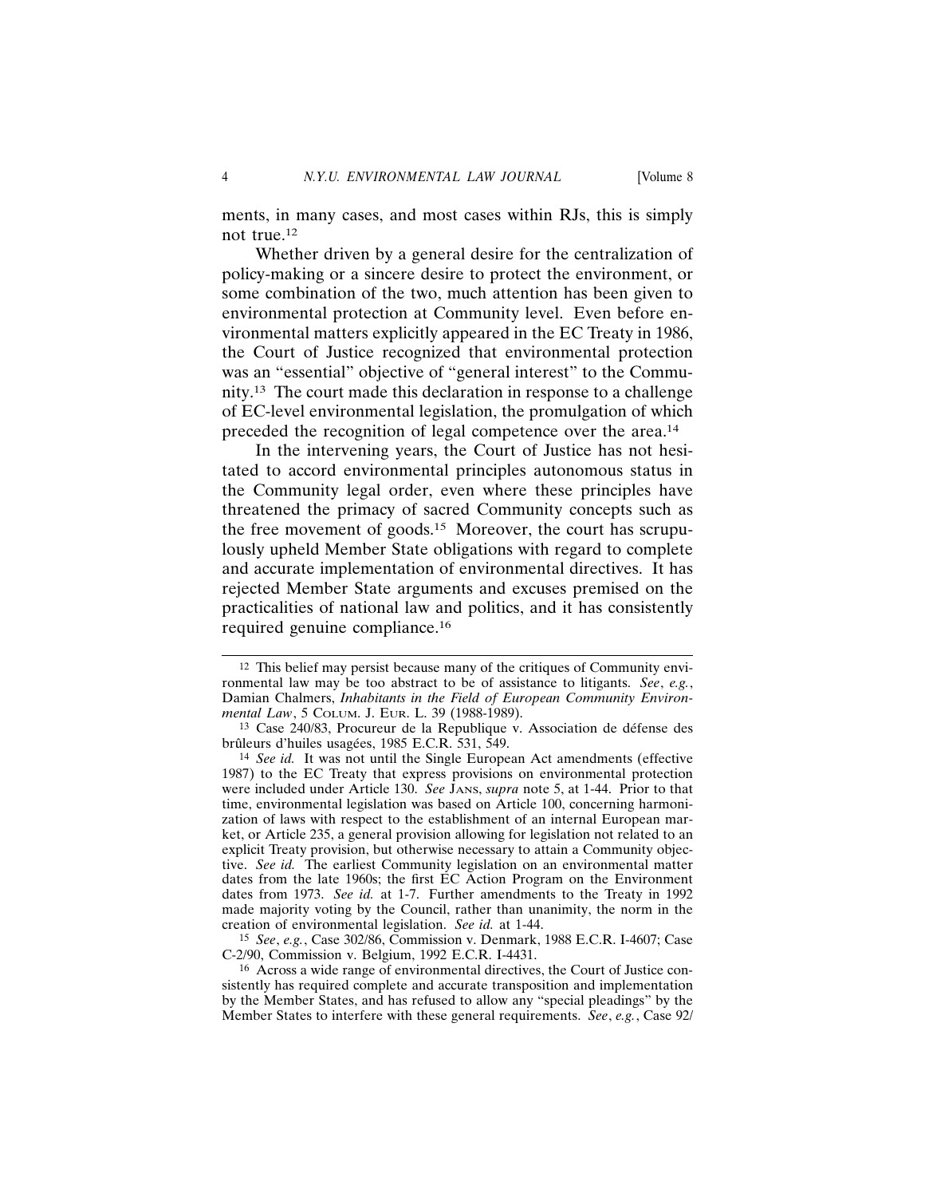ments, in many cases, and most cases within RJs, this is simply not true.[12]

Whether driven by a general desire for the centralization of policy-making or a sincere desire to protect the environment, or some combination of the two, much attention has been given to environmental protection at Community level. Even before environmental matters explicitly appeared in the EC Treaty in 1986, the Court of Justice recognized that environmental protection was an "essential" objective of "general interest" to the Community.[13] The court made this declaration in response to a challenge of EC-level environmental legislation, the promulgation of which preceded the recognition of legal competence over the area.[14]

In the intervening years, the Court of Justice has not hesitated to accord environmental principles autonomous status in the Community legal order, even where these principles have threatened the primacy of sacred Community concepts such as the free movement of goods.[15] Moreover, the court has scrupulously upheld Member State obligations with regard to complete and accurate implementation of environmental directives. It has rejected Member State arguments and excuses premised on the practicalities of national law and politics, and it has consistently required genuine compliance.[16]

---

[12] This belief may persist because many of the critiques of Community environmental law may be too abstract to be of assistance to litigants. *See*, *e.g.*, Damian Chalmers, *Inhabitants in the Field of European Community Environmental Law*, 5 COLUM. J. EUR. L. 39 (1988-1989).

[13] Case 240/83, Procureur de la Republique v. Association de défense des brûleurs d'huiles usagées, 1985 E.C.R. 531, 549.

[14] *See id.* It was not until the Single European Act amendments (effective 1987) to the EC Treaty that express provisions on environmental protection were included under Article 130. *See* JANS, *supra* note 5, at 1-44. Prior to that time, environmental legislation was based on Article 100, concerning harmonization of laws with respect to the establishment of an internal European market, or Article 235, a general provision allowing for legislation not related to an explicit Treaty provision, but otherwise necessary to attain a Community objective. *See id.* The earliest Community legislation on an environmental matter dates from the late 1960s; the first EC Action Program on the Environment dates from 1973. *See id.* at 1-7. Further amendments to the Treaty in 1992 made majority voting by the Council, rather than unanimity, the norm in the creation of environmental legislation. *See id.* at 1-44.

[15] *See*, *e.g.*, Case 302/86, Commission v. Denmark, 1988 E.C.R. I-4607; Case C-2/90, Commission v. Belgium, 1992 E.C.R. I-4431.

[16] Across a wide range of environmental directives, the Court of Justice consistently has required complete and accurate transposition and implementation by the Member States, and has refused to allow any "special pleadings" by the Member States to interfere with these general requirements. *See*, *e.g.*, Case 92/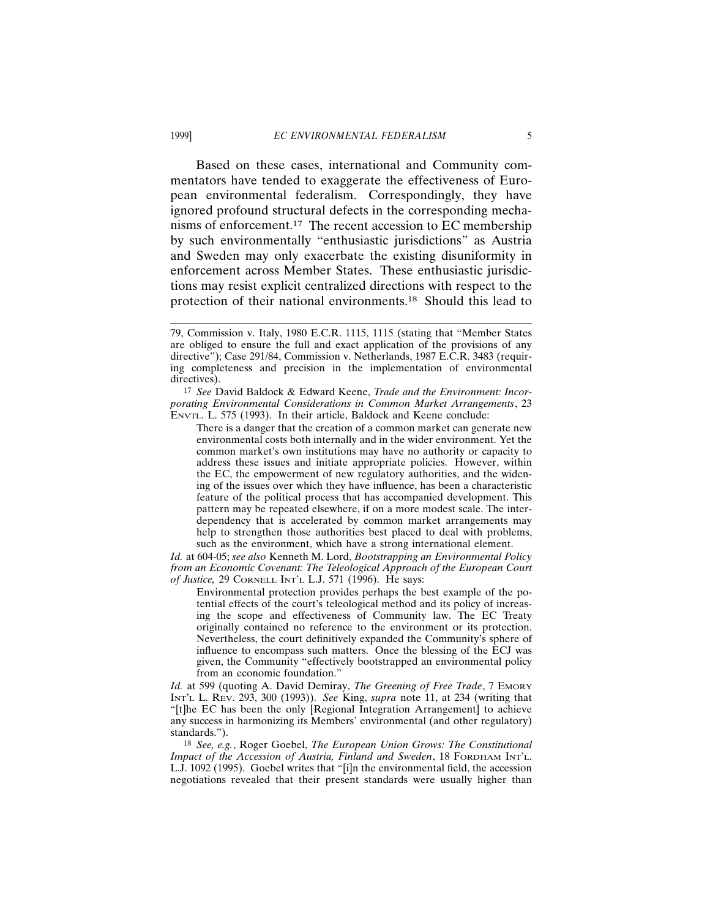Based on these cases, international and Community commentators have tended to exaggerate the effectiveness of European environmental federalism. Correspondingly, they have ignored profound structural defects in the corresponding mechanisms of enforcement.[17] The recent accession to EC membership by such environmentally "enthusiastic jurisdictions" as Austria and Sweden may only exacerbate the existing disuniformity in enforcement across Member States. These enthusiastic jurisdictions may resist explicit centralized directions with respect to the protection of their national environments.[18] Should this lead to

---

79, Commission v. Italy, 1980 E.C.R. 1115, 1115 (stating that "Member States are obliged to ensure the full and exact application of the provisions of any directive"); Case 291/84, Commission v. Netherlands, 1987 E.C.R. 3483 (requiring completeness and precision in the implementation of environmental directives).

[17] *See* David Baldock & Edward Keene, *Trade and the Environment: Incorporating Environmental Considerations in Common Market Arrangements*, 23 ENVTL. L. 575 (1993). In their article, Baldock and Keene conclude:

> There is a danger that the creation of a common market can generate new environmental costs both internally and in the wider environment. Yet the common market's own institutions may have no authority or capacity to address these issues and initiate appropriate policies. However, within the EC, the empowerment of new regulatory authorities, and the widening of the issues over which they have influence, has been a characteristic feature of the political process that has accompanied development. This pattern may be repeated elsewhere, if on a more modest scale. The interdependency that is accelerated by common market arrangements may help to strengthen those authorities best placed to deal with problems, such as the environment, which have a strong international element.

*Id.* at 604-05; *see also* Kenneth M. Lord, *Bootstrapping an Environmental Policy from an Economic Covenant: The Teleological Approach of the European Court of Justice,* 29 CORNELL INT'L L.J. 571 (1996). He says:

> Environmental protection provides perhaps the best example of the potential effects of the court's teleological method and its policy of increasing the scope and effectiveness of Community law. The EC Treaty originally contained no reference to the environment or its protection. Nevertheless, the court definitively expanded the Community's sphere of influence to encompass such matters. Once the blessing of the ECJ was given, the Community "effectively bootstrapped an environmental policy from an economic foundation."

*Id.* at 599 (quoting A. David Demiray, *The Greening of Free Trade*, 7 EMORY INT'L L. REV. 293, 300 (1993)). *See* King, *supra* note 11, at 234 (writing that "[t]he EC has been the only [Regional Integration Arrangement] to achieve any success in harmonizing its Members' environmental (and other regulatory) standards.").

[18] *See, e.g.*, Roger Goebel, *The European Union Grows: The Constitutional Impact of the Accession of Austria, Finland and Sweden*, 18 FORDHAM INT'L. L.J. 1092 (1995). Goebel writes that "[i]n the environmental field, the accession negotiations revealed that their present standards were usually higher than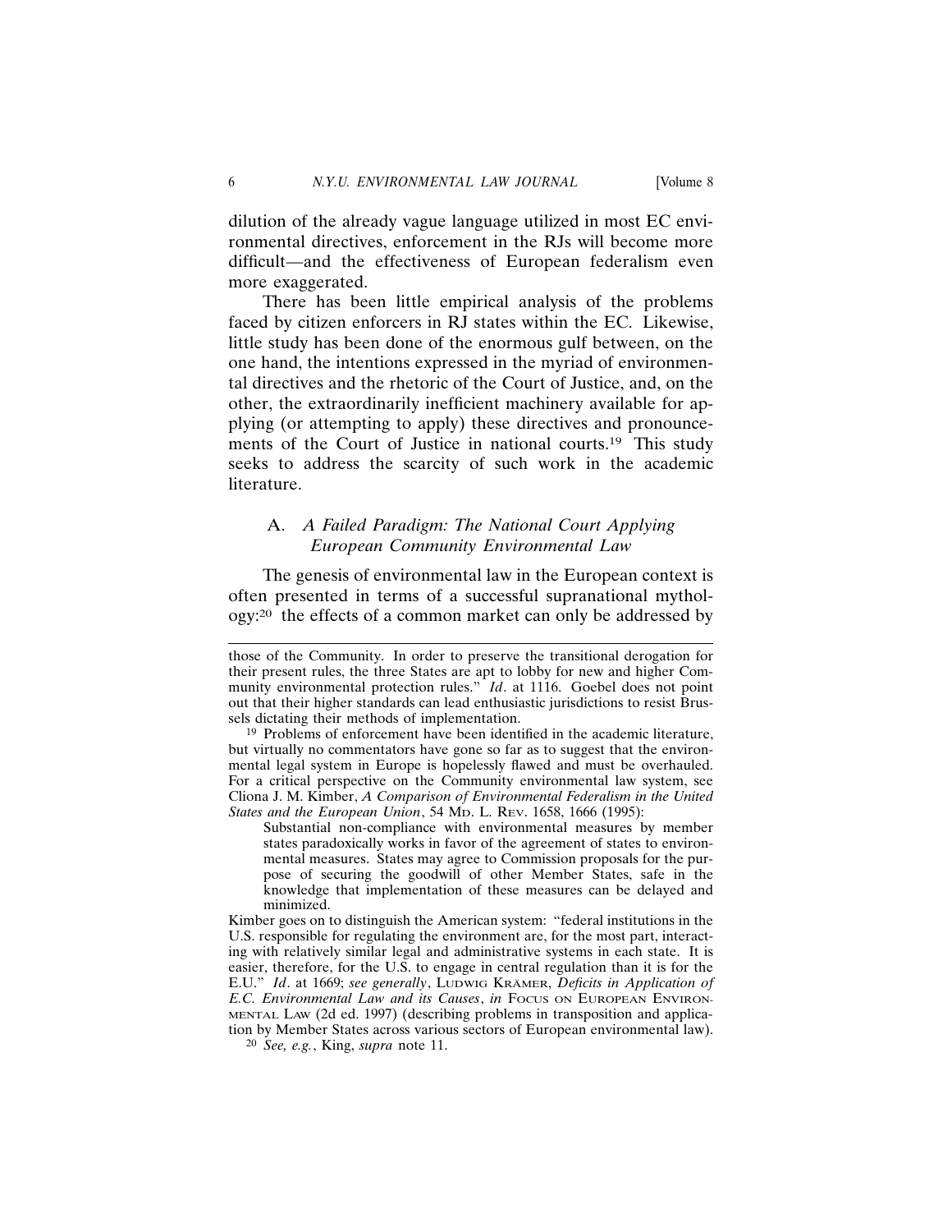dilution of the already vague language utilized in most EC environmental directives, enforcement in the RJs will become more difficult—and the effectiveness of European federalism even more exaggerated.

There has been little empirical analysis of the problems faced by citizen enforcers in RJ states within the EC. Likewise, little study has been done of the enormous gulf between, on the one hand, the intentions expressed in the myriad of environmental directives and the rhetoric of the Court of Justice, and, on the other, the extraordinarily inefficient machinery available for applying (or attempting to apply) these directives and pronouncements of the Court of Justice in national courts.[19] This study seeks to address the scarcity of such work in the academic literature.

### A. *A Failed Paradigm: The National Court Applying European Community Environmental Law*

The genesis of environmental law in the European context is often presented in terms of a successful supranational mythology:[20] the effects of a common market can only be addressed by

---

those of the Community. In order to preserve the transitional derogation for their present rules, the three States are apt to lobby for new and higher Community environmental protection rules." *Id*. at 1116. Goebel does not point out that their higher standards can lead enthusiastic jurisdictions to resist Brussels dictating their methods of implementation.

[19] Problems of enforcement have been identified in the academic literature, but virtually no commentators have gone so far as to suggest that the environmental legal system in Europe is hopelessly flawed and must be overhauled. For a critical perspective on the Community environmental law system, see Cliona J. M. Kimber, *A Comparison of Environmental Federalism in the United States and the European Union*, 54 MD. L. REV. 1658, 1666 (1995):

> Substantial non-compliance with environmental measures by member states paradoxically works in favor of the agreement of states to environmental measures. States may agree to Commission proposals for the purpose of securing the goodwill of other Member States, safe in the knowledge that implementation of these measures can be delayed and minimized.

Kimber goes on to distinguish the American system: "federal institutions in the U.S. responsible for regulating the environment are, for the most part, interacting with relatively similar legal and administrative systems in each state. It is easier, therefore, for the U.S. to engage in central regulation than it is for the E.U." *Id*. at 1669; *see generally*, LUDWIG KRÄMER, *Deficits in Application of E.C. Environmental Law and its Causes*, *in* FOCUS ON EUROPEAN ENVIRONMENTAL LAW (2d ed. 1997) (describing problems in transposition and application by Member States across various sectors of European environmental law).

[20] *See, e.g.*, King, *supra* note 11.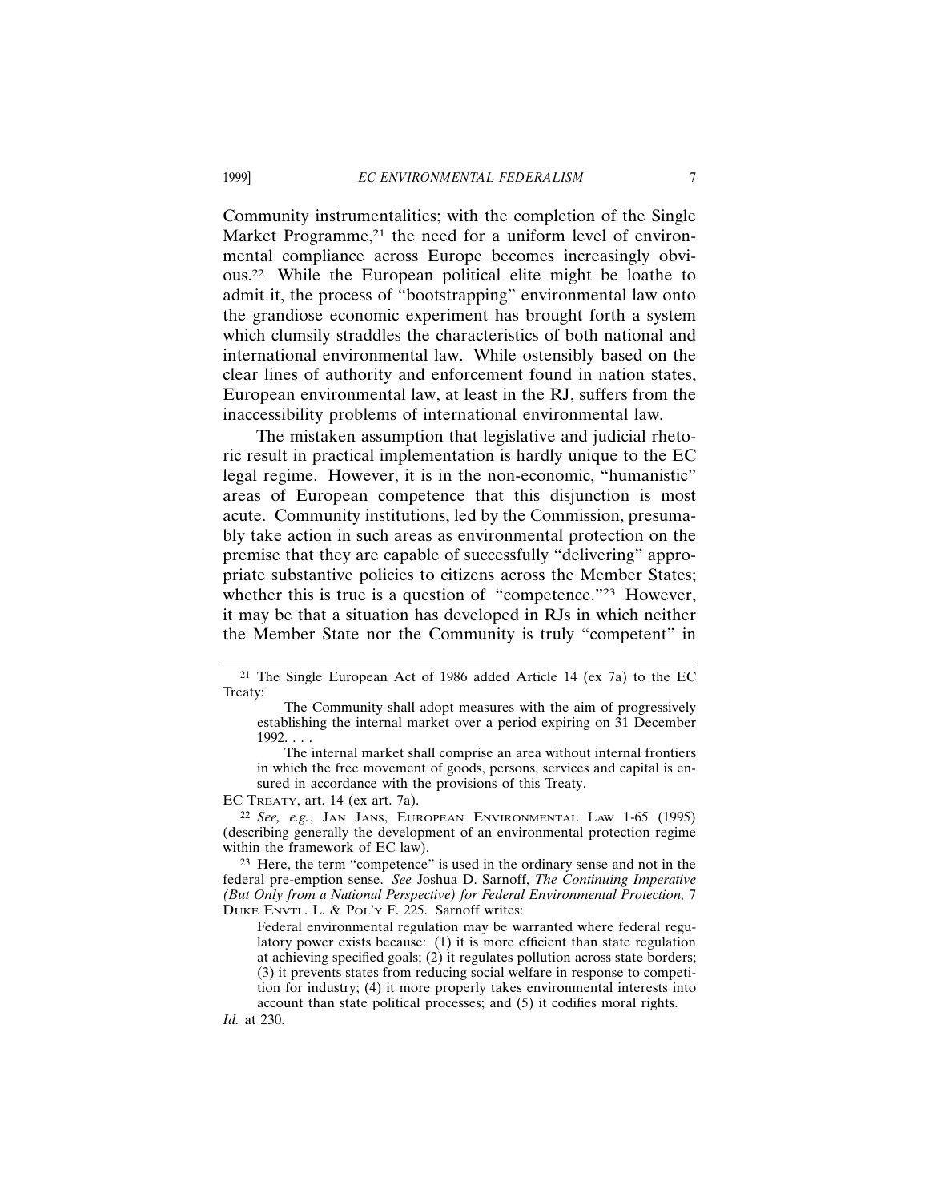Community instrumentalities; with the completion of the Single Market Programme,[21] the need for a uniform level of environmental compliance across Europe becomes increasingly obvious.[22] While the European political elite might be loathe to admit it, the process of "bootstrapping" environmental law onto the grandiose economic experiment has brought forth a system which clumsily straddles the characteristics of both national and international environmental law. While ostensibly based on the clear lines of authority and enforcement found in nation states, European environmental law, at least in the RJ, suffers from the inaccessibility problems of international environmental law.

The mistaken assumption that legislative and judicial rhetoric result in practical implementation is hardly unique to the EC legal regime. However, it is in the non-economic, "humanistic" areas of European competence that this disjunction is most acute. Community institutions, led by the Commission, presumably take action in such areas as environmental protection on the premise that they are capable of successfully "delivering" appropriate substantive policies to citizens across the Member States; whether this is true is a question of "competence."[23] However, it may be that a situation has developed in RJs in which neither the Member State nor the Community is truly "competent" in

---

[21] The Single European Act of 1986 added Article 14 (ex 7a) to the EC Treaty:

> The Community shall adopt measures with the aim of progressively establishing the internal market over a period expiring on 31 December 1992. . . .
>
> The internal market shall comprise an area without internal frontiers in which the free movement of goods, persons, services and capital is ensured in accordance with the provisions of this Treaty.

EC TREATY, art. 14 (ex art. 7a).

[22] *See, e.g.*, JAN JANS, EUROPEAN ENVIRONMENTAL LAW 1-65 (1995) (describing generally the development of an environmental protection regime within the framework of EC law).

[23] Here, the term "competence" is used in the ordinary sense and not in the federal pre-emption sense. *See* Joshua D. Sarnoff, *The Continuing Imperative (But Only from a National Perspective) for Federal Environmental Protection,* 7 DUKE ENVTL. L. & POL'Y F. 225. Sarnoff writes:

> Federal environmental regulation may be warranted where federal regulatory power exists because: (1) it is more efficient than state regulation at achieving specified goals; (2) it regulates pollution across state borders; (3) it prevents states from reducing social welfare in response to competition for industry; (4) it more properly takes environmental interests into account than state political processes; and (5) it codifies moral rights.

*Id.* at 230.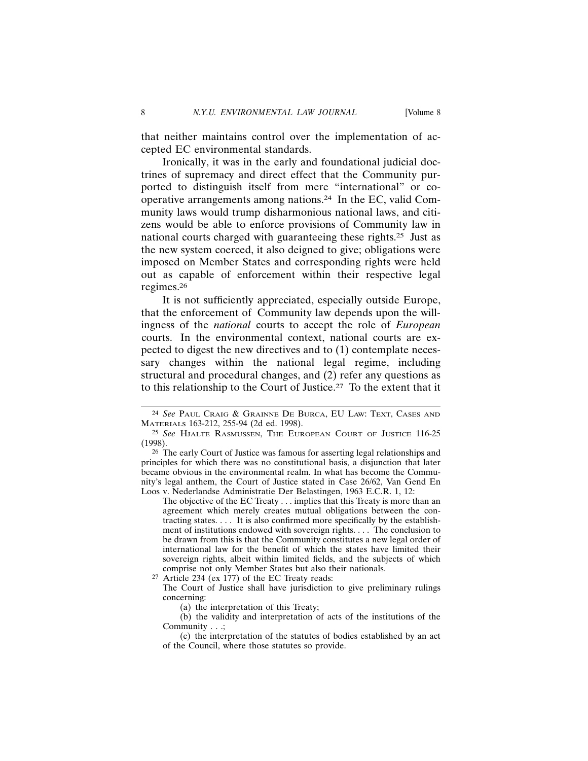that neither maintains control over the implementation of accepted EC environmental standards.

Ironically, it was in the early and foundational judicial doctrines of supremacy and direct effect that the Community purported to distinguish itself from mere "international" or cooperative arrangements among nations.[24] In the EC, valid Community laws would trump disharmonious national laws, and citizens would be able to enforce provisions of Community law in national courts charged with guaranteeing these rights.[25] Just as the new system coerced, it also deigned to give; obligations were imposed on Member States and corresponding rights were held out as capable of enforcement within their respective legal regimes.[26]

It is not sufficiently appreciated, especially outside Europe, that the enforcement of Community law depends upon the willingness of the *national* courts to accept the role of *European* courts. In the environmental context, national courts are expected to digest the new directives and to (1) contemplate necessary changes within the national legal regime, including structural and procedural changes, and (2) refer any questions as to this relationship to the Court of Justice.[27] To the extent that it

---

[24] *See* Paul Craig & Grainne De Burca, EU Law: Text, Cases and Materials 163-212, 255-94 (2d ed. 1998).

[25] *See* Hjalte Rasmussen, The European Court of Justice 116-25 (1998).

[26] The early Court of Justice was famous for asserting legal relationships and principles for which there was no constitutional basis, a disjunction that later became obvious in the environmental realm. In what has become the Community's legal anthem, the Court of Justice stated in Case 26/62, Van Gend En Loos v. Nederlandse Administratie Der Belastingen, 1963 E.C.R. 1, 12:

> The objective of the EC Treaty . . . implies that this Treaty is more than an agreement which merely creates mutual obligations between the contracting states. . . . It is also confirmed more specifically by the establishment of institutions endowed with sovereign rights. . . . The conclusion to be drawn from this is that the Community constitutes a new legal order of international law for the benefit of which the states have limited their sovereign rights, albeit within limited fields, and the subjects of which comprise not only Member States but also their nationals.

[27] Article 234 (ex 177) of the EC Treaty reads:

> The Court of Justice shall have jurisdiction to give preliminary rulings concerning:
>
> (a) the interpretation of this Treaty;
>
> (b) the validity and interpretation of acts of the institutions of the Community . . .;
>
> (c) the interpretation of the statutes of bodies established by an act of the Council, where those statutes so provide.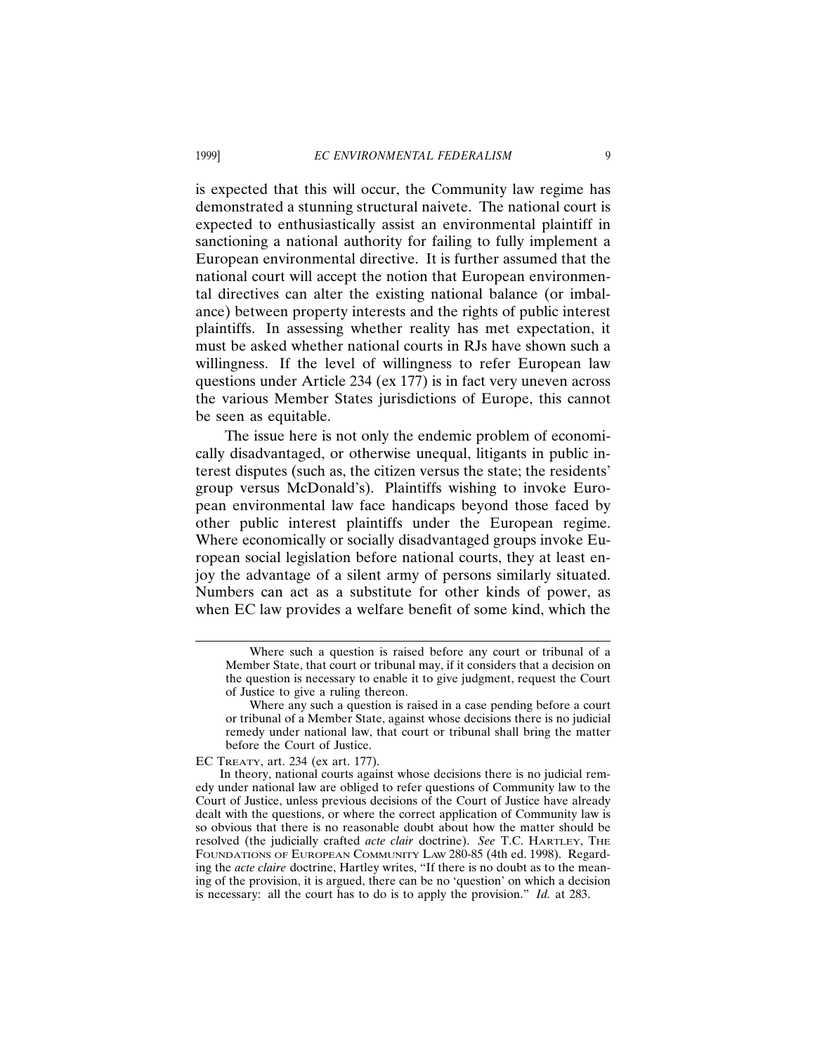is expected that this will occur, the Community law regime has demonstrated a stunning structural naivete. The national court is expected to enthusiastically assist an environmental plaintiff in sanctioning a national authority for failing to fully implement a European environmental directive. It is further assumed that the national court will accept the notion that European environmental directives can alter the existing national balance (or imbalance) between property interests and the rights of public interest plaintiffs. In assessing whether reality has met expectation, it must be asked whether national courts in RJs have shown such a willingness. If the level of willingness to refer European law questions under Article 234 (ex 177) is in fact very uneven across the various Member States jurisdictions of Europe, this cannot be seen as equitable.

The issue here is not only the endemic problem of economically disadvantaged, or otherwise unequal, litigants in public interest disputes (such as, the citizen versus the state; the residents' group versus McDonald's). Plaintiffs wishing to invoke European environmental law face handicaps beyond those faced by other public interest plaintiffs under the European regime. Where economically or socially disadvantaged groups invoke European social legislation before national courts, they at least enjoy the advantage of a silent army of persons similarly situated. Numbers can act as a substitute for other kinds of power, as when EC law provides a welfare benefit of some kind, which the

---

> Where such a question is raised before any court or tribunal of a Member State, that court or tribunal may, if it considers that a decision on the question is necessary to enable it to give judgment, request the Court of Justice to give a ruling thereon.
>
> Where any such a question is raised in a case pending before a court or tribunal of a Member State, against whose decisions there is no judicial remedy under national law, that court or tribunal shall bring the matter before the Court of Justice.

EC Treaty, art. 234 (ex art. 177).

In theory, national courts against whose decisions there is no judicial remedy under national law are obliged to refer questions of Community law to the Court of Justice, unless previous decisions of the Court of Justice have already dealt with the questions, or where the correct application of Community law is so obvious that there is no reasonable doubt about how the matter should be resolved (the judicially crafted *acte clair* doctrine). *See* T.C. Hartley, The Foundations of European Community Law 280-85 (4th ed. 1998). Regarding the *acte claire* doctrine, Hartley writes, "If there is no doubt as to the meaning of the provision, it is argued, there can be no 'question' on which a decision is necessary: all the court has to do is to apply the provision." *Id.* at 283.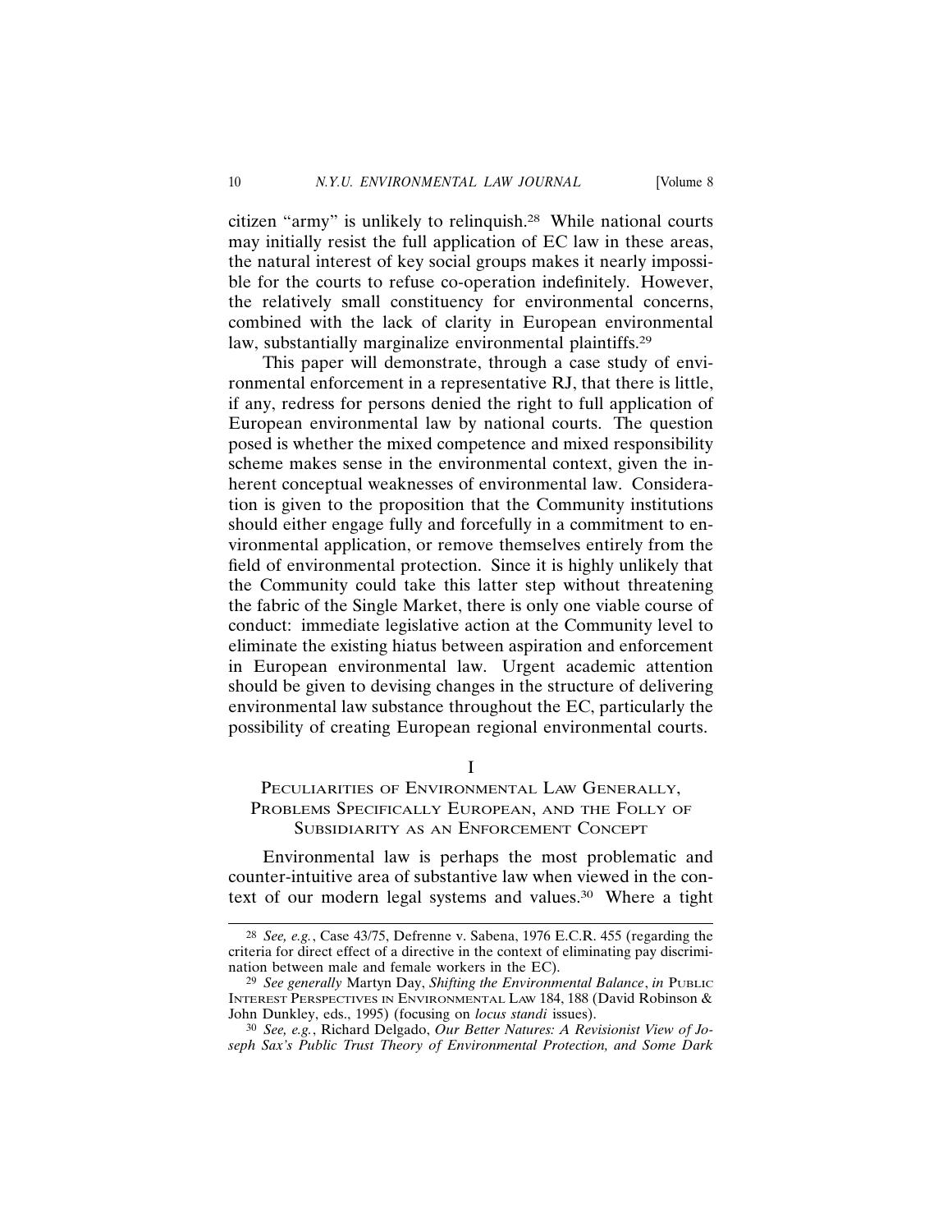citizen "army" is unlikely to relinquish.[28] While national courts may initially resist the full application of EC law in these areas, the natural interest of key social groups makes it nearly impossible for the courts to refuse co-operation indefinitely. However, the relatively small constituency for environmental concerns, combined with the lack of clarity in European environmental law, substantially marginalize environmental plaintiffs.[29]

This paper will demonstrate, through a case study of environmental enforcement in a representative RJ, that there is little, if any, redress for persons denied the right to full application of European environmental law by national courts. The question posed is whether the mixed competence and mixed responsibility scheme makes sense in the environmental context, given the inherent conceptual weaknesses of environmental law. Consideration is given to the proposition that the Community institutions should either engage fully and forcefully in a commitment to environmental application, or remove themselves entirely from the field of environmental protection. Since it is highly unlikely that the Community could take this latter step without threatening the fabric of the Single Market, there is only one viable course of conduct: immediate legislative action at the Community level to eliminate the existing hiatus between aspiration and enforcement in European environmental law. Urgent academic attention should be given to devising changes in the structure of delivering environmental law substance throughout the EC, particularly the possibility of creating European regional environmental courts.

## I
## PECULIARITIES OF ENVIRONMENTAL LAW GENERALLY, PROBLEMS SPECIFICALLY EUROPEAN, AND THE FOLLY OF SUBSIDIARITY AS AN ENFORCEMENT CONCEPT

Environmental law is perhaps the most problematic and counter-intuitive area of substantive law when viewed in the context of our modern legal systems and values.[30] Where a tight

---

[28] *See, e.g.*, Case 43/75, Defrenne v. Sabena, 1976 E.C.R. 455 (regarding the criteria for direct effect of a directive in the context of eliminating pay discrimination between male and female workers in the EC).

[29] *See generally* Martyn Day, *Shifting the Environmental Balance*, *in* PUBLIC INTEREST PERSPECTIVES IN ENVIRONMENTAL LAW 184, 188 (David Robinson & John Dunkley, eds., 1995) (focusing on *locus standi* issues).

[30] *See, e.g.*, Richard Delgado, *Our Better Natures: A Revisionist View of Joseph Sax's Public Trust Theory of Environmental Protection, and Some Dark*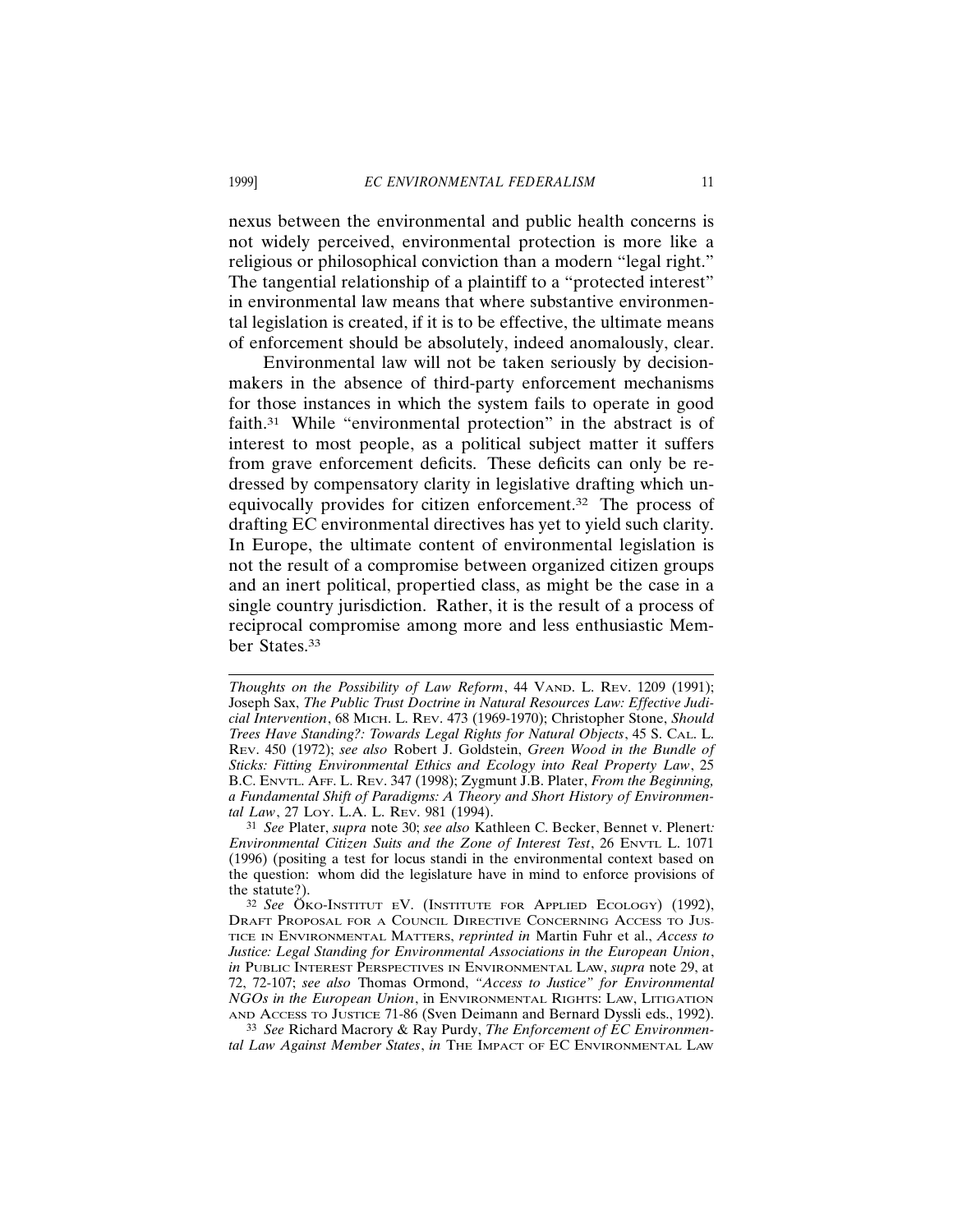nexus between the environmental and public health concerns is not widely perceived, environmental protection is more like a religious or philosophical conviction than a modern "legal right." The tangential relationship of a plaintiff to a "protected interest" in environmental law means that where substantive environmental legislation is created, if it is to be effective, the ultimate means of enforcement should be absolutely, indeed anomalously, clear.

Environmental law will not be taken seriously by decision-makers in the absence of third-party enforcement mechanisms for those instances in which the system fails to operate in good faith.[31] While "environmental protection" in the abstract is of interest to most people, as a political subject matter it suffers from grave enforcement deficits. These deficits can only be redressed by compensatory clarity in legislative drafting which unequivocally provides for citizen enforcement.[32] The process of drafting EC environmental directives has yet to yield such clarity. In Europe, the ultimate content of environmental legislation is not the result of a compromise between organized citizen groups and an inert political, propertied class, as might be the case in a single country jurisdiction. Rather, it is the result of a process of reciprocal compromise among more and less enthusiastic Member States.[33]

---

*Thoughts on the Possibility of Law Reform*, 44 Vand. L. Rev. 1209 (1991); Joseph Sax, *The Public Trust Doctrine in Natural Resources Law: Effective Judicial Intervention*, 68 Mich. L. Rev. 473 (1969-1970); Christopher Stone, *Should Trees Have Standing?: Towards Legal Rights for Natural Objects*, 45 S. Cal. L. Rev. 450 (1972); *see also* Robert J. Goldstein, *Green Wood in the Bundle of Sticks: Fitting Environmental Ethics and Ecology into Real Property Law*, 25 B.C. Envtl. Aff. L. Rev. 347 (1998); Zygmunt J.B. Plater, *From the Beginning, a Fundamental Shift of Paradigms: A Theory and Short History of Environmental Law*, 27 Loy. L.A. L. Rev. 981 (1994).

[31] *See* Plater, *supra* note 30; *see also* Kathleen C. Becker, *Bennet v. Plenert: Environmental Citizen Suits and the Zone of Interest Test*, 26 Envtl. L. 1071 (1996) (positing a test for locus standi in the environmental context based on the question: whom did the legislature have in mind to enforce provisions of the statute?).

[32] *See* Öko-Institut eV. (Institute for Applied Ecology) (1992), Draft Proposal for a Council Directive Concerning Access to Justice in Environmental Matters, *reprinted in* Martin Fuhr et al., *Access to Justice: Legal Standing for Environmental Associations in the European Union*, *in* Public Interest Perspectives in Environmental Law, *supra* note 29, at 72, 72-107; *see also* Thomas Ormond, *"Access to Justice" for Environmental NGOs in the European Union*, in Environmental Rights: Law, Litigation and Access to Justice 71-86 (Sven Deimann and Bernard Dyssli eds., 1992).

[33] *See* Richard Macrory & Ray Purdy, *The Enforcement of EC Environmental Law Against Member States*, *in* The Impact of EC Environmental Law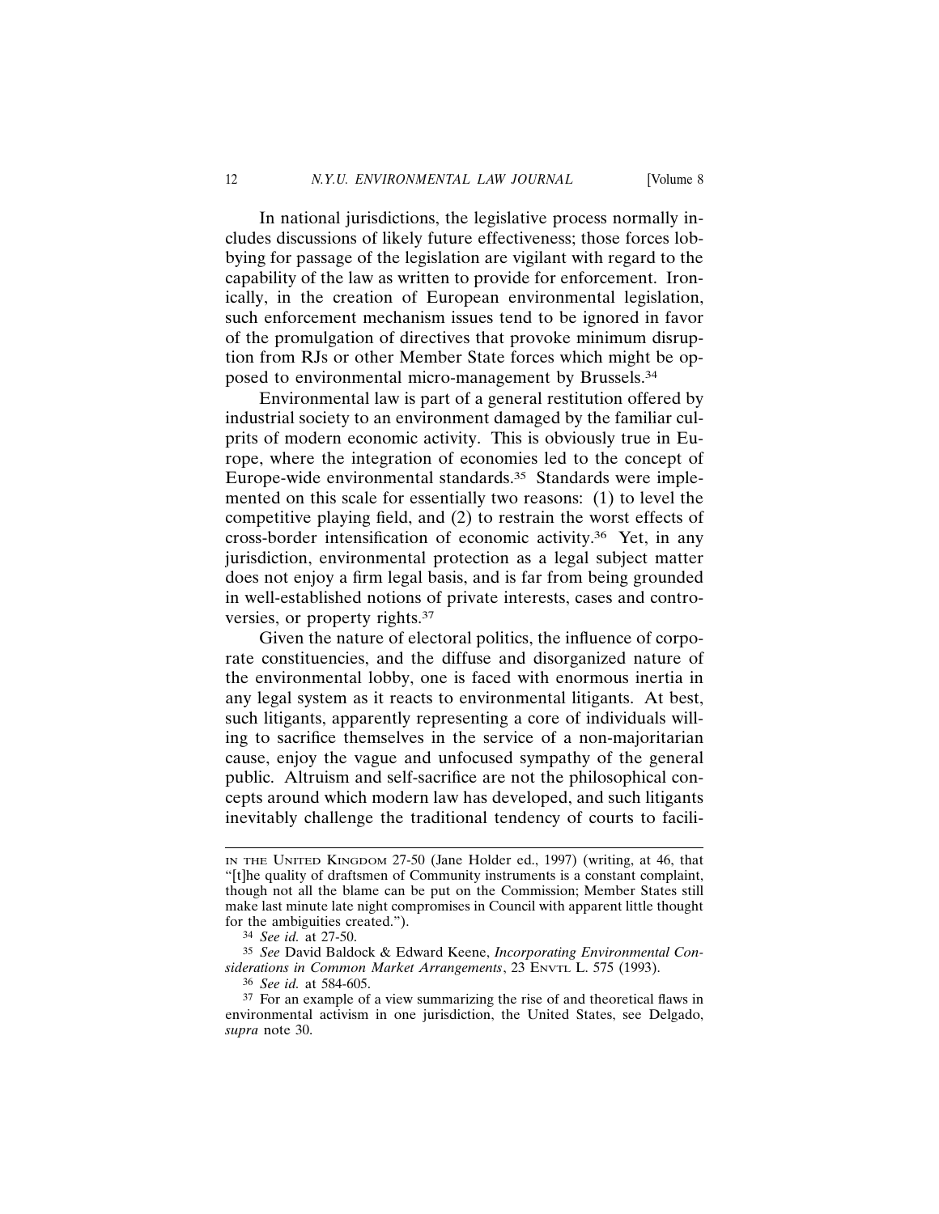In national jurisdictions, the legislative process normally includes discussions of likely future effectiveness; those forces lobbying for passage of the legislation are vigilant with regard to the capability of the law as written to provide for enforcement. Ironically, in the creation of European environmental legislation, such enforcement mechanism issues tend to be ignored in favor of the promulgation of directives that provoke minimum disruption from RJs or other Member State forces which might be opposed to environmental micro-management by Brussels.[34]

Environmental law is part of a general restitution offered by industrial society to an environment damaged by the familiar culprits of modern economic activity. This is obviously true in Europe, where the integration of economies led to the concept of Europe-wide environmental standards.[35] Standards were implemented on this scale for essentially two reasons: (1) to level the competitive playing field, and (2) to restrain the worst effects of cross-border intensification of economic activity.[36] Yet, in any jurisdiction, environmental protection as a legal subject matter does not enjoy a firm legal basis, and is far from being grounded in well-established notions of private interests, cases and controversies, or property rights.[37]

Given the nature of electoral politics, the influence of corporate constituencies, and the diffuse and disorganized nature of the environmental lobby, one is faced with enormous inertia in any legal system as it reacts to environmental litigants. At best, such litigants, apparently representing a core of individuals willing to sacrifice themselves in the service of a non-majoritarian cause, enjoy the vague and unfocused sympathy of the general public. Altruism and self-sacrifice are not the philosophical concepts around which modern law has developed, and such litigants inevitably challenge the traditional tendency of courts to facili-

---

IN THE UNITED KINGDOM 27-50 (Jane Holder ed., 1997) (writing, at 46, that "[t]he quality of draftsmen of Community instruments is a constant complaint, though not all the blame can be put on the Commission; Member States still make last minute late night compromises in Council with apparent little thought for the ambiguities created.").

[34] *See id.* at 27-50.

[35] *See* David Baldock & Edward Keene, *Incorporating Environmental Considerations in Common Market Arrangements*, 23 ENVTL L. 575 (1993).

[36] *See id.* at 584-605.

[37] For an example of a view summarizing the rise of and theoretical flaws in environmental activism in one jurisdiction, the United States, see Delgado, *supra* note 30.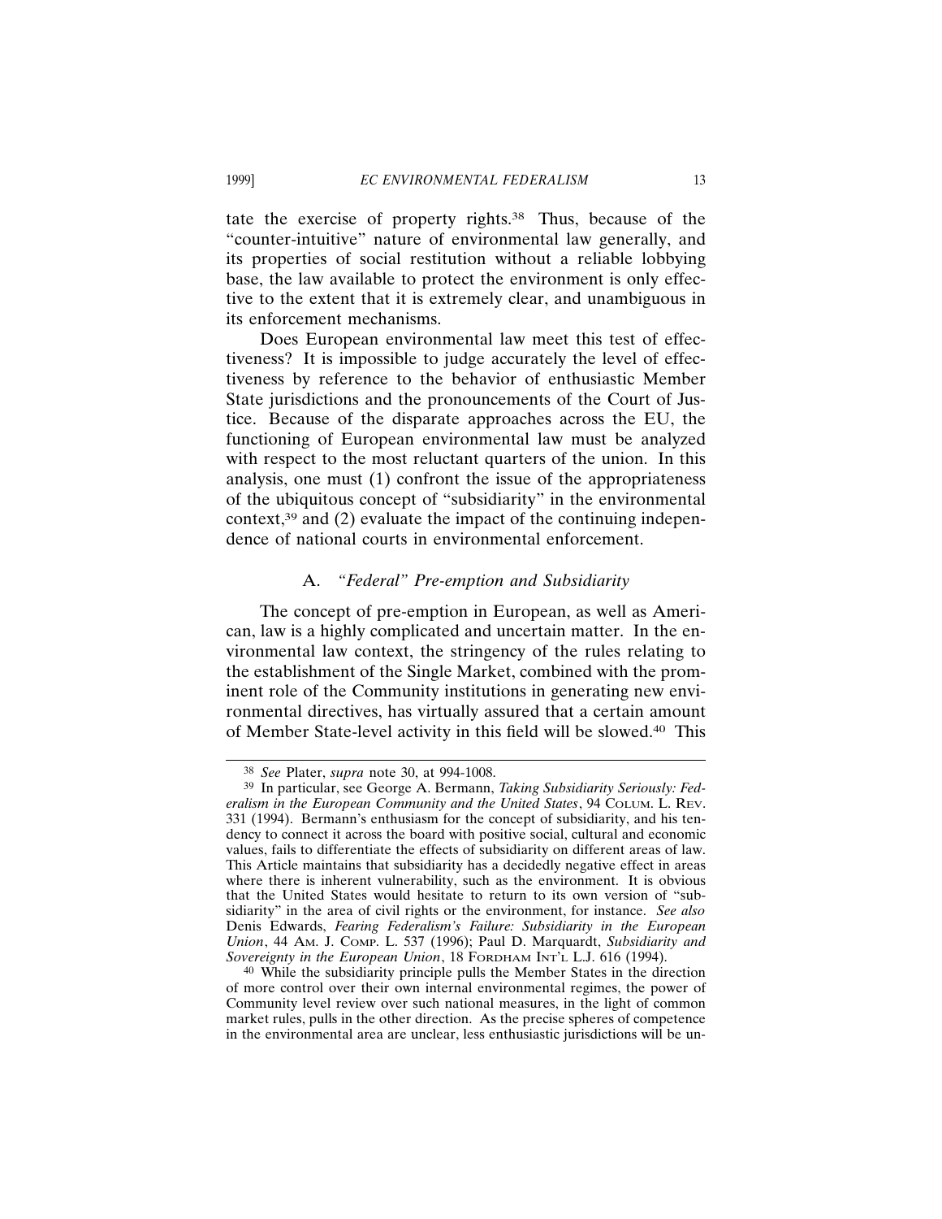tate the exercise of property rights.[38] Thus, because of the "counter-intuitive" nature of environmental law generally, and its properties of social restitution without a reliable lobbying base, the law available to protect the environment is only effective to the extent that it is extremely clear, and unambiguous in its enforcement mechanisms.

Does European environmental law meet this test of effectiveness? It is impossible to judge accurately the level of effectiveness by reference to the behavior of enthusiastic Member State jurisdictions and the pronouncements of the Court of Justice. Because of the disparate approaches across the EU, the functioning of European environmental law must be analyzed with respect to the most reluctant quarters of the union. In this analysis, one must (1) confront the issue of the appropriateness of the ubiquitous concept of "subsidiarity" in the environmental context,[39] and (2) evaluate the impact of the continuing independence of national courts in environmental enforcement.

### A. *"Federal" Pre-emption and Subsidiarity*

The concept of pre-emption in European, as well as American, law is a highly complicated and uncertain matter. In the environmental law context, the stringency of the rules relating to the establishment of the Single Market, combined with the prominent role of the Community institutions in generating new environmental directives, has virtually assured that a certain amount of Member State-level activity in this field will be slowed.[40] This

---

[38] *See* Plater, *supra* note 30, at 994-1008.

[39] In particular, see George A. Bermann, *Taking Subsidiarity Seriously: Federalism in the European Community and the United States*, 94 COLUM. L. REV. 331 (1994). Bermann's enthusiasm for the concept of subsidiarity, and his tendency to connect it across the board with positive social, cultural and economic values, fails to differentiate the effects of subsidiarity on different areas of law. This Article maintains that subsidiarity has a decidedly negative effect in areas where there is inherent vulnerability, such as the environment. It is obvious that the United States would hesitate to return to its own version of "subsidiarity" in the area of civil rights or the environment, for instance. *See also* Denis Edwards, *Fearing Federalism's Failure: Subsidiarity in the European Union*, 44 AM. J. COMP. L. 537 (1996); Paul D. Marquardt, *Subsidiarity and Sovereignty in the European Union*, 18 FORDHAM INT'L L.J. 616 (1994).

[40] While the subsidiarity principle pulls the Member States in the direction of more control over their own internal environmental regimes, the power of Community level review over such national measures, in the light of common market rules, pulls in the other direction. As the precise spheres of competence in the environmental area are unclear, less enthusiastic jurisdictions will be un-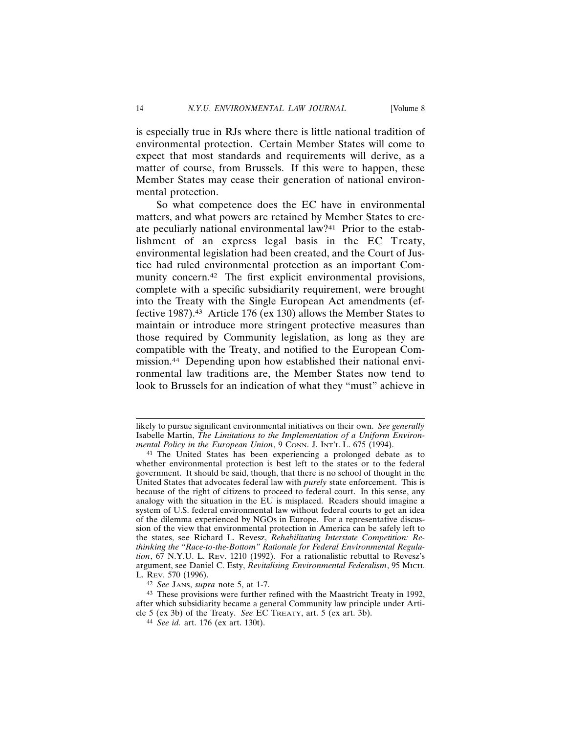is especially true in RJs where there is little national tradition of environmental protection. Certain Member States will come to expect that most standards and requirements will derive, as a matter of course, from Brussels. If this were to happen, these Member States may cease their generation of national environmental protection.

So what competence does the EC have in environmental matters, and what powers are retained by Member States to create peculiarly national environmental law?[41] Prior to the establishment of an express legal basis in the EC Treaty, environmental legislation had been created, and the Court of Justice had ruled environmental protection as an important Community concern.[42] The first explicit environmental provisions, complete with a specific subsidiarity requirement, were brought into the Treaty with the Single European Act amendments (effective 1987).[43] Article 176 (ex 130) allows the Member States to maintain or introduce more stringent protective measures than those required by Community legislation, as long as they are compatible with the Treaty, and notified to the European Commission.[44] Depending upon how established their national environmental law traditions are, the Member States now tend to look to Brussels for an indication of what they "must" achieve in

---

likely to pursue significant environmental initiatives on their own. *See generally* Isabelle Martin, *The Limitations to the Implementation of a Uniform Environmental Policy in the European Union*, 9 Conn. J. Int'l L. 675 (1994).

[41] The United States has been experiencing a prolonged debate as to whether environmental protection is best left to the states or to the federal government. It should be said, though, that there is no school of thought in the United States that advocates federal law with *purely* state enforcement. This is because of the right of citizens to proceed to federal court. In this sense, any analogy with the situation in the EU is misplaced. Readers should imagine a system of U.S. federal environmental law without federal courts to get an idea of the dilemma experienced by NGOs in Europe. For a representative discussion of the view that environmental protection in America can be safely left to the states, see Richard L. Revesz, *Rehabilitating Interstate Competition: Rethinking the "Race-to-the-Bottom" Rationale for Federal Environmental Regulation*, 67 N.Y.U. L. Rev. 1210 (1992). For a rationalistic rebuttal to Revesz's argument, see Daniel C. Esty, *Revitalising Environmental Federalism*, 95 Mich. L. Rev. 570 (1996).

[42] *See* Jans, *supra* note 5, at 1-7.

[43] These provisions were further refined with the Maastricht Treaty in 1992, after which subsidiarity became a general Community law principle under Article 5 (ex 3b) of the Treaty. *See* EC Treaty, art. 5 (ex art. 3b).

[44] *See id.* art. 176 (ex art. 130t).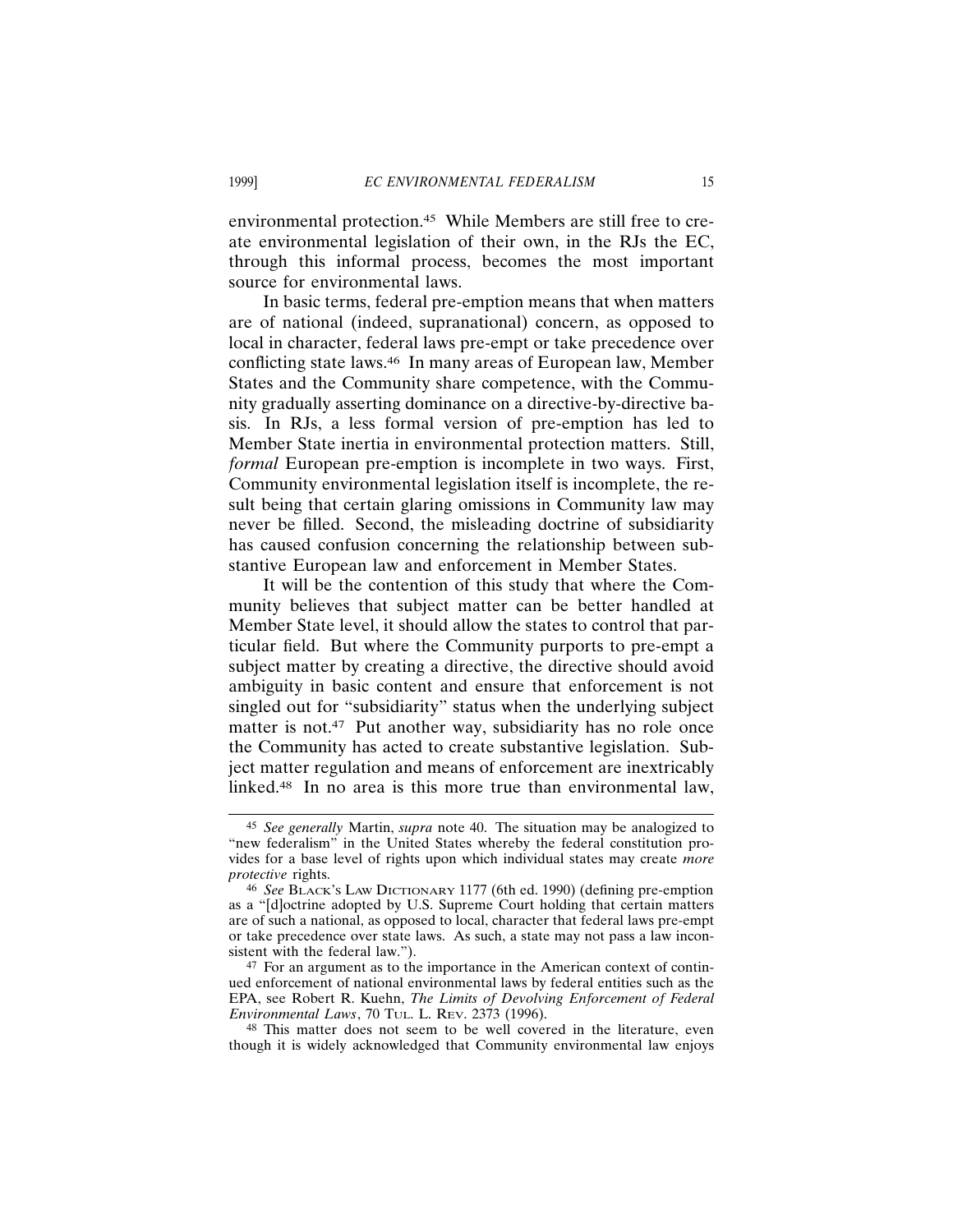environmental protection.[45] While Members are still free to create environmental legislation of their own, in the RJs the EC, through this informal process, becomes the most important source for environmental laws.

In basic terms, federal pre-emption means that when matters are of national (indeed, supranational) concern, as opposed to local in character, federal laws pre-empt or take precedence over conflicting state laws.[46] In many areas of European law, Member States and the Community share competence, with the Community gradually asserting dominance on a directive-by-directive basis. In RJs, a less formal version of pre-emption has led to Member State inertia in environmental protection matters. Still, *formal* European pre-emption is incomplete in two ways. First, Community environmental legislation itself is incomplete, the result being that certain glaring omissions in Community law may never be filled. Second, the misleading doctrine of subsidiarity has caused confusion concerning the relationship between substantive European law and enforcement in Member States.

It will be the contention of this study that where the Community believes that subject matter can be better handled at Member State level, it should allow the states to control that particular field. But where the Community purports to pre-empt a subject matter by creating a directive, the directive should avoid ambiguity in basic content and ensure that enforcement is not singled out for "subsidiarity" status when the underlying subject matter is not.[47] Put another way, subsidiarity has no role once the Community has acted to create substantive legislation. Subject matter regulation and means of enforcement are inextricably linked.[48] In no area is this more true than environmental law,

---

[45] *See generally* Martin, *supra* note 40. The situation may be analogized to "new federalism" in the United States whereby the federal constitution provides for a base level of rights upon which individual states may create *more protective* rights.

[46] *See* Black's Law Dictionary 1177 (6th ed. 1990) (defining pre-emption as a "[d]octrine adopted by U.S. Supreme Court holding that certain matters are of such a national, as opposed to local, character that federal laws pre-empt or take precedence over state laws. As such, a state may not pass a law inconsistent with the federal law.").

[47] For an argument as to the importance in the American context of continued enforcement of national environmental laws by federal entities such as the EPA, see Robert R. Kuehn, *The Limits of Devolving Enforcement of Federal Environmental Laws*, 70 Tul. L. Rev. 2373 (1996).

[48] This matter does not seem to be well covered in the literature, even though it is widely acknowledged that Community environmental law enjoys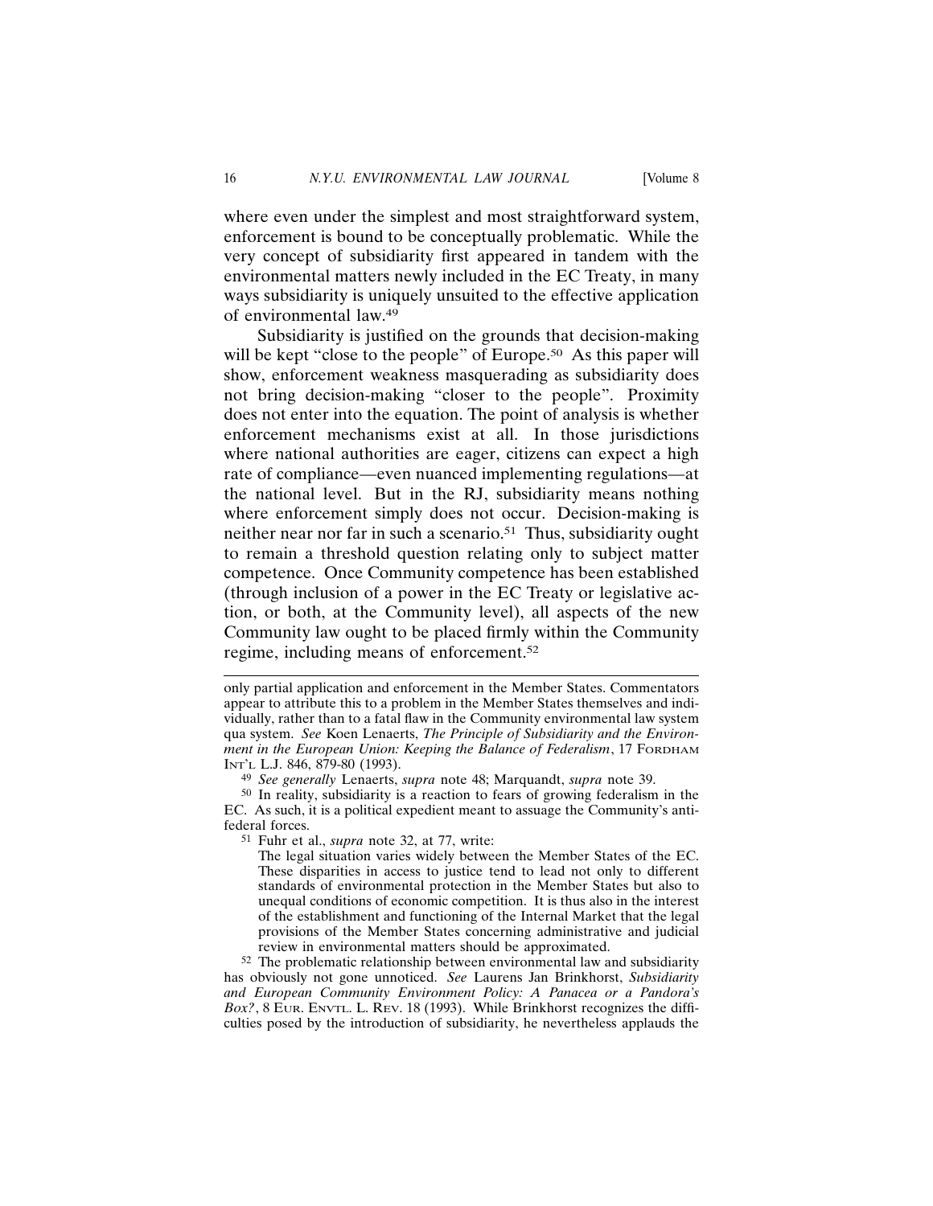where even under the simplest and most straightforward system, enforcement is bound to be conceptually problematic. While the very concept of subsidiarity first appeared in tandem with the environmental matters newly included in the EC Treaty, in many ways subsidiarity is uniquely unsuited to the effective application of environmental law.[49]

Subsidiarity is justified on the grounds that decision-making will be kept "close to the people" of Europe.[50] As this paper will show, enforcement weakness masquerading as subsidiarity does not bring decision-making "closer to the people". Proximity does not enter into the equation. The point of analysis is whether enforcement mechanisms exist at all. In those jurisdictions where national authorities are eager, citizens can expect a high rate of compliance—even nuanced implementing regulations—at the national level. But in the RJ, subsidiarity means nothing where enforcement simply does not occur. Decision-making is neither near nor far in such a scenario.[51] Thus, subsidiarity ought to remain a threshold question relating only to subject matter competence. Once Community competence has been established (through inclusion of a power in the EC Treaty or legislative action, or both, at the Community level), all aspects of the new Community law ought to be placed firmly within the Community regime, including means of enforcement.[52]

---

only partial application and enforcement in the Member States. Commentators appear to attribute this to a problem in the Member States themselves and individually, rather than to a fatal flaw in the Community environmental law system qua system. *See* Koen Lenaerts, *The Principle of Subsidiarity and the Environment in the European Union: Keeping the Balance of Federalism*, 17 FORDHAM INT'L L.J. 846, 879-80 (1993).

[49] *See generally* Lenaerts, *supra* note 48; Marquandt, *supra* note 39.

[50] In reality, subsidiarity is a reaction to fears of growing federalism in the EC. As such, it is a political expedient meant to assuage the Community's anti-federal forces.

[51] Fuhr et al., *supra* note 32, at 77, write:

> The legal situation varies widely between the Member States of the EC. These disparities in access to justice tend to lead not only to different standards of environmental protection in the Member States but also to unequal conditions of economic competition. It is thus also in the interest of the establishment and functioning of the Internal Market that the legal provisions of the Member States concerning administrative and judicial review in environmental matters should be approximated.

[52] The problematic relationship between environmental law and subsidiarity has obviously not gone unnoticed. *See* Laurens Jan Brinkhorst, *Subsidiarity and European Community Environment Policy: A Panacea or a Pandora's Box?*, 8 EUR. ENVTL. L. REV. 18 (1993). While Brinkhorst recognizes the difficulties posed by the introduction of subsidiarity, he nevertheless applauds the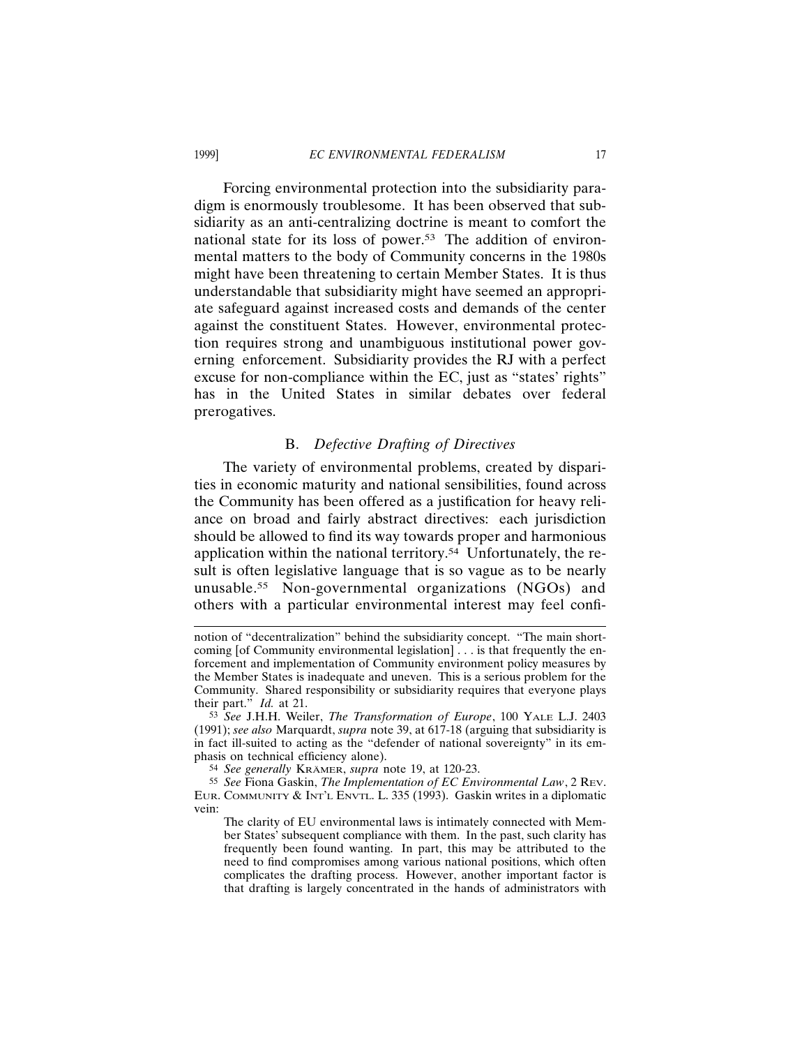Forcing environmental protection into the subsidiarity paradigm is enormously troublesome. It has been observed that subsidiarity as an anti-centralizing doctrine is meant to comfort the national state for its loss of power.[53] The addition of environmental matters to the body of Community concerns in the 1980s might have been threatening to certain Member States. It is thus understandable that subsidiarity might have seemed an appropriate safeguard against increased costs and demands of the center against the constituent States. However, environmental protection requires strong and unambiguous institutional power governing enforcement. Subsidiarity provides the RJ with a perfect excuse for non-compliance within the EC, just as "states' rights" has in the United States in similar debates over federal prerogatives.

### B. *Defective Drafting of Directives*

The variety of environmental problems, created by disparities in economic maturity and national sensibilities, found across the Community has been offered as a justification for heavy reliance on broad and fairly abstract directives: each jurisdiction should be allowed to find its way towards proper and harmonious application within the national territory.[54] Unfortunately, the result is often legislative language that is so vague as to be nearly unusable.[55] Non-governmental organizations (NGOs) and others with a particular environmental interest may feel confi-

---

notion of "decentralization" behind the subsidiarity concept. "The main shortcoming [of Community environmental legislation] . . . is that frequently the enforcement and implementation of Community environment policy measures by the Member States is inadequate and uneven. This is a serious problem for the Community. Shared responsibility or subsidiarity requires that everyone plays their part." *Id.* at 21.

[53] *See* J.H.H. Weiler, *The Transformation of Europe*, 100 YALE L.J. 2403 (1991); *see also* Marquardt, *supra* note 39, at 617-18 (arguing that subsidiarity is in fact ill-suited to acting as the "defender of national sovereignty" in its emphasis on technical efficiency alone).

[54] *See generally* KRÄMER, *supra* note 19, at 120-23.

[55] *See* Fiona Gaskin, *The Implementation of EC Environmental Law*, 2 REV. EUR. COMMUNITY & INT'L ENVTL. L. 335 (1993). Gaskin writes in a diplomatic vein:

> The clarity of EU environmental laws is intimately connected with Member States' subsequent compliance with them. In the past, such clarity has frequently been found wanting. In part, this may be attributed to the need to find compromises among various national positions, which often complicates the drafting process. However, another important factor is that drafting is largely concentrated in the hands of administrators with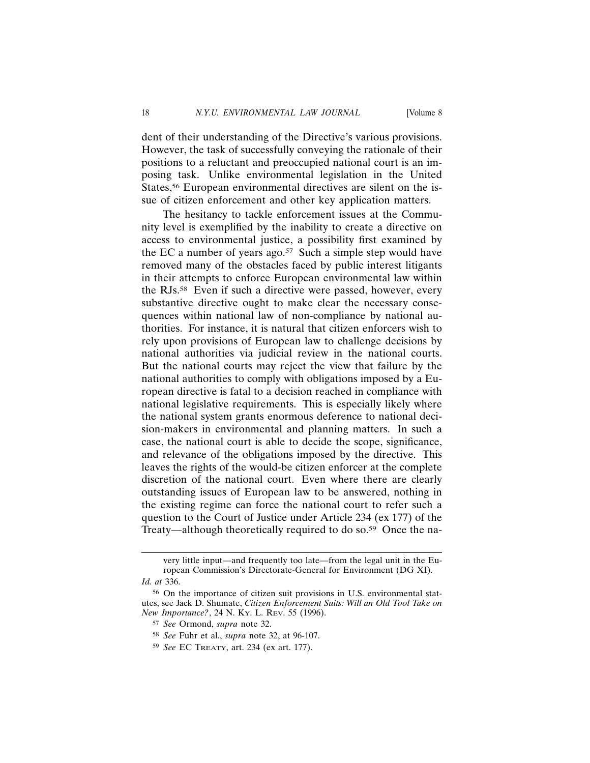dent of their understanding of the Directive's various provisions. However, the task of successfully conveying the rationale of their positions to a reluctant and preoccupied national court is an imposing task. Unlike environmental legislation in the United States,[56] European environmental directives are silent on the issue of citizen enforcement and other key application matters.

The hesitancy to tackle enforcement issues at the Community level is exemplified by the inability to create a directive on access to environmental justice, a possibility first examined by the EC a number of years ago.[57] Such a simple step would have removed many of the obstacles faced by public interest litigants in their attempts to enforce European environmental law within the RJs.[58] Even if such a directive were passed, however, every substantive directive ought to make clear the necessary consequences within national law of non-compliance by national authorities. For instance, it is natural that citizen enforcers wish to rely upon provisions of European law to challenge decisions by national authorities via judicial review in the national courts. But the national courts may reject the view that failure by the national authorities to comply with obligations imposed by a European directive is fatal to a decision reached in compliance with national legislative requirements. This is especially likely where the national system grants enormous deference to national decision-makers in environmental and planning matters. In such a case, the national court is able to decide the scope, significance, and relevance of the obligations imposed by the directive. This leaves the rights of the would-be citizen enforcer at the complete discretion of the national court. Even where there are clearly outstanding issues of European law to be answered, nothing in the existing regime can force the national court to refer such a question to the Court of Justice under Article 234 (ex 177) of the Treaty—although theoretically required to do so.[59] Once the na-

---

very little input—and frequently too late—from the legal unit in the European Commission's Directorate-General for Environment (DG XI).

*Id. at* 336.

[56] On the importance of citizen suit provisions in U.S. environmental statutes, see Jack D. Shumate, *Citizen Enforcement Suits: Will an Old Tool Take on New Importance?*, 24 N. Ky. L. Rev. 55 (1996).

[57] *See* Ormond, *supra* note 32.

[58] *See* Fuhr et al., *supra* note 32, at 96-107.

[59] *See* EC Treaty, art. 234 (ex art. 177).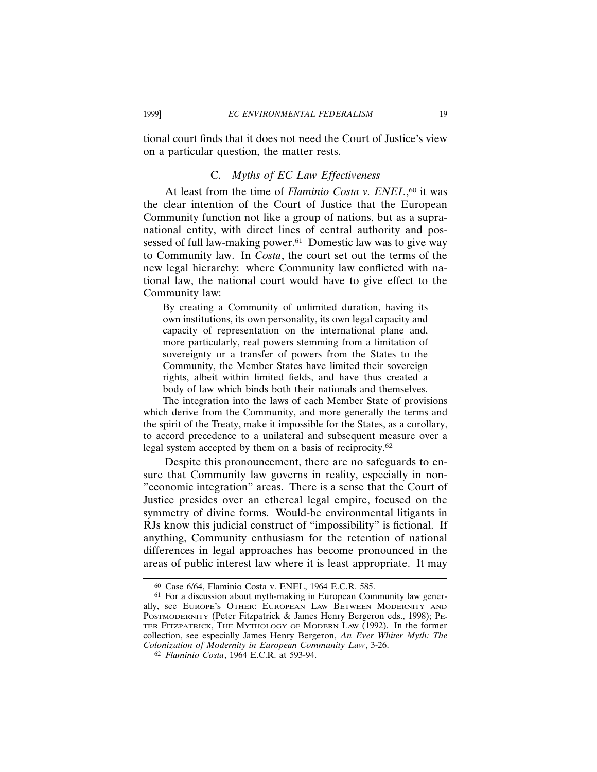tional court finds that it does not need the Court of Justice's view on a particular question, the matter rests.

### C. *Myths of EC Law Effectiveness*

At least from the time of *Flaminio Costa v. ENEL*,[60] it was the clear intention of the Court of Justice that the European Community function not like a group of nations, but as a supranational entity, with direct lines of central authority and possessed of full law-making power.[61] Domestic law was to give way to Community law. In *Costa*, the court set out the terms of the new legal hierarchy: where Community law conflicted with national law, the national court would have to give effect to the Community law:

> By creating a Community of unlimited duration, having its own institutions, its own personality, its own legal capacity and capacity of representation on the international plane and, more particularly, real powers stemming from a limitation of sovereignty or a transfer of powers from the States to the Community, the Member States have limited their sovereign rights, albeit within limited fields, and have thus created a body of law which binds both their nationals and themselves.
>
> The integration into the laws of each Member State of provisions which derive from the Community, and more generally the terms and the spirit of the Treaty, make it impossible for the States, as a corollary, to accord precedence to a unilateral and subsequent measure over a legal system accepted by them on a basis of reciprocity.[62]

Despite this pronouncement, there are no safeguards to ensure that Community law governs in reality, especially in non-"economic integration" areas. There is a sense that the Court of Justice presides over an ethereal legal empire, focused on the symmetry of divine forms. Would-be environmental litigants in RJs know this judicial construct of "impossibility" is fictional. If anything, Community enthusiasm for the retention of national differences in legal approaches has become pronounced in the areas of public interest law where it is least appropriate. It may

---

[60] Case 6/64, Flaminio Costa v. ENEL, 1964 E.C.R. 585.

[61] For a discussion about myth-making in European Community law generally, see EUROPE'S OTHER: EUROPEAN LAW BETWEEN MODERNITY AND POSTMODERNITY (Peter Fitzpatrick & James Henry Bergeron eds., 1998); PETER FITZPATRICK, THE MYTHOLOGY OF MODERN LAW (1992). In the former collection, see especially James Henry Bergeron, *An Ever Whiter Myth: The Colonization of Modernity in European Community Law*, 3-26.

[62] *Flaminio Costa*, 1964 E.C.R. at 593-94.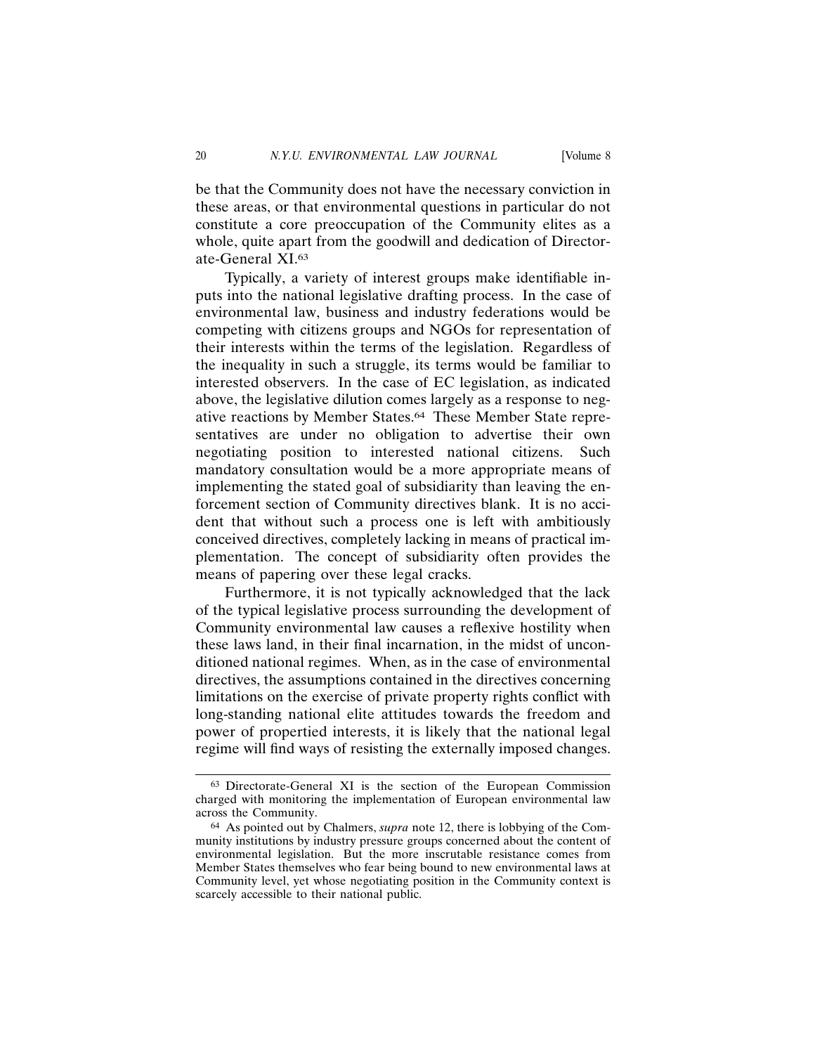be that the Community does not have the necessary conviction in these areas, or that environmental questions in particular do not constitute a core preoccupation of the Community elites as a whole, quite apart from the goodwill and dedication of Directorate-General XI.[63]

Typically, a variety of interest groups make identifiable inputs into the national legislative drafting process. In the case of environmental law, business and industry federations would be competing with citizens groups and NGOs for representation of their interests within the terms of the legislation. Regardless of the inequality in such a struggle, its terms would be familiar to interested observers. In the case of EC legislation, as indicated above, the legislative dilution comes largely as a response to negative reactions by Member States.[64] These Member State representatives are under no obligation to advertise their own negotiating position to interested national citizens. Such mandatory consultation would be a more appropriate means of implementing the stated goal of subsidiarity than leaving the enforcement section of Community directives blank. It is no accident that without such a process one is left with ambitiously conceived directives, completely lacking in means of practical implementation. The concept of subsidiarity often provides the means of papering over these legal cracks.

Furthermore, it is not typically acknowledged that the lack of the typical legislative process surrounding the development of Community environmental law causes a reflexive hostility when these laws land, in their final incarnation, in the midst of unconditioned national regimes. When, as in the case of environmental directives, the assumptions contained in the directives concerning limitations on the exercise of private property rights conflict with long-standing national elite attitudes towards the freedom and power of propertied interests, it is likely that the national legal regime will find ways of resisting the externally imposed changes.

---

[63] Directorate-General XI is the section of the European Commission charged with monitoring the implementation of European environmental law across the Community.

[64] As pointed out by Chalmers, *supra* note 12, there is lobbying of the Community institutions by industry pressure groups concerned about the content of environmental legislation. But the more inscrutable resistance comes from Member States themselves who fear being bound to new environmental laws at Community level, yet whose negotiating position in the Community context is scarcely accessible to their national public.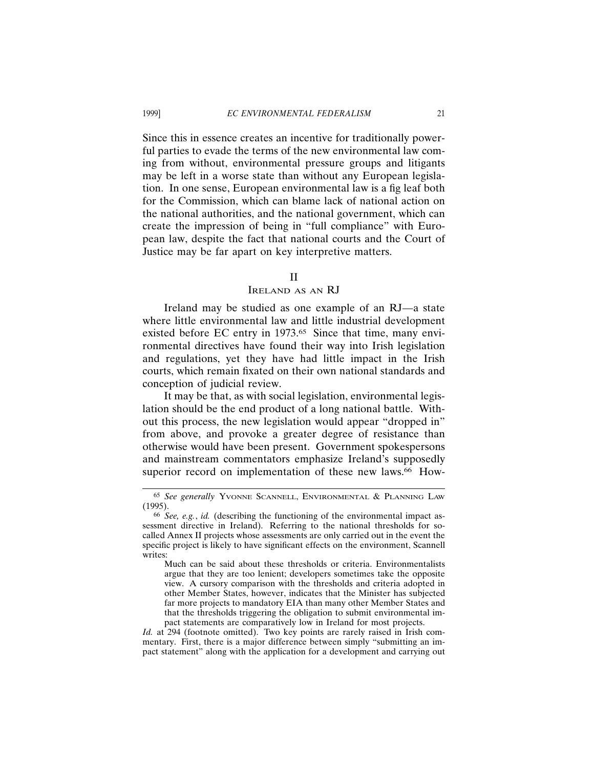Since this in essence creates an incentive for traditionally powerful parties to evade the terms of the new environmental law coming from without, environmental pressure groups and litigants may be left in a worse state than without any European legislation. In one sense, European environmental law is a fig leaf both for the Commission, which can blame lack of national action on the national authorities, and the national government, which can create the impression of being in "full compliance" with European law, despite the fact that national courts and the Court of Justice may be far apart on key interpretive matters.

## II
## IRELAND AS AN RJ

Ireland may be studied as one example of an RJ—a state where little environmental law and little industrial development existed before EC entry in 1973.[65] Since that time, many environmental directives have found their way into Irish legislation and regulations, yet they have had little impact in the Irish courts, which remain fixated on their own national standards and conception of judicial review.

It may be that, as with social legislation, environmental legislation should be the end product of a long national battle. Without this process, the new legislation would appear "dropped in" from above, and provoke a greater degree of resistance than otherwise would have been present. Government spokespersons and mainstream commentators emphasize Ireland's supposedly superior record on implementation of these new laws.[66] How-

---

[65] *See generally* YVONNE SCANNELL, ENVIRONMENTAL & PLANNING LAW (1995).

[66] *See, e.g.*, *id.* (describing the functioning of the environmental impact assessment directive in Ireland). Referring to the national thresholds for so-called Annex II projects whose assessments are only carried out in the event the specific project is likely to have significant effects on the environment, Scannell writes:

> Much can be said about these thresholds or criteria. Environmentalists argue that they are too lenient; developers sometimes take the opposite view. A cursory comparison with the thresholds and criteria adopted in other Member States, however, indicates that the Minister has subjected far more projects to mandatory EIA than many other Member States and that the thresholds triggering the obligation to submit environmental impact statements are comparatively low in Ireland for most projects.

*Id.* at 294 (footnote omitted). Two key points are rarely raised in Irish commentary. First, there is a major difference between simply "submitting an impact statement" along with the application for a development and carrying out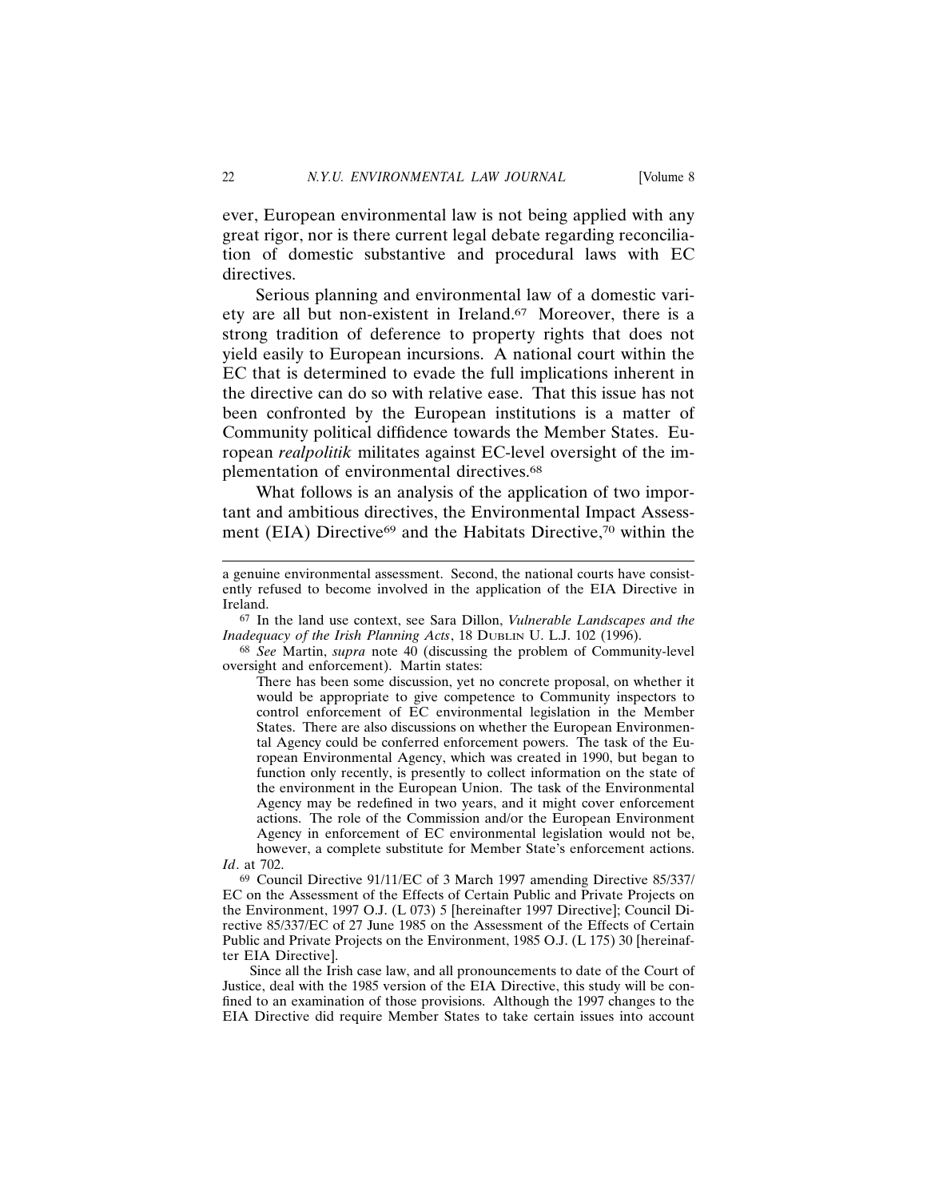ever, European environmental law is not being applied with any great rigor, nor is there current legal debate regarding reconciliation of domestic substantive and procedural laws with EC directives.

Serious planning and environmental law of a domestic variety are all but non-existent in Ireland.[67] Moreover, there is a strong tradition of deference to property rights that does not yield easily to European incursions. A national court within the EC that is determined to evade the full implications inherent in the directive can do so with relative ease. That this issue has not been confronted by the European institutions is a matter of Community political diffidence towards the Member States. European *realpolitik* militates against EC-level oversight of the implementation of environmental directives.[68]

What follows is an analysis of the application of two important and ambitious directives, the Environmental Impact Assessment (EIA) Directive[69] and the Habitats Directive,[70] within the

---

a genuine environmental assessment. Second, the national courts have consistently refused to become involved in the application of the EIA Directive in Ireland.

[67] In the land use context, see Sara Dillon, *Vulnerable Landscapes and the Inadequacy of the Irish Planning Acts*, 18 DUBLIN U. L.J. 102 (1996).

[68] *See* Martin, *supra* note 40 (discussing the problem of Community-level oversight and enforcement). Martin states:

> There has been some discussion, yet no concrete proposal, on whether it would be appropriate to give competence to Community inspectors to control enforcement of EC environmental legislation in the Member States. There are also discussions on whether the European Environmental Agency could be conferred enforcement powers. The task of the European Environmental Agency, which was created in 1990, but began to function only recently, is presently to collect information on the state of the environment in the European Union. The task of the Environmental Agency may be redefined in two years, and it might cover enforcement actions. The role of the Commission and/or the European Environment Agency in enforcement of EC environmental legislation would not be, however, a complete substitute for Member State's enforcement actions.

*Id*. at 702.

[69] Council Directive 91/11/EC of 3 March 1997 amending Directive 85/337/EC on the Assessment of the Effects of Certain Public and Private Projects on the Environment, 1997 O.J. (L 073) 5 [hereinafter 1997 Directive]; Council Directive 85/337/EC of 27 June 1985 on the Assessment of the Effects of Certain Public and Private Projects on the Environment, 1985 O.J. (L 175) 30 [hereinafter EIA Directive].

Since all the Irish case law, and all pronouncements to date of the Court of Justice, deal with the 1985 version of the EIA Directive, this study will be confined to an examination of those provisions. Although the 1997 changes to the EIA Directive did require Member States to take certain issues into account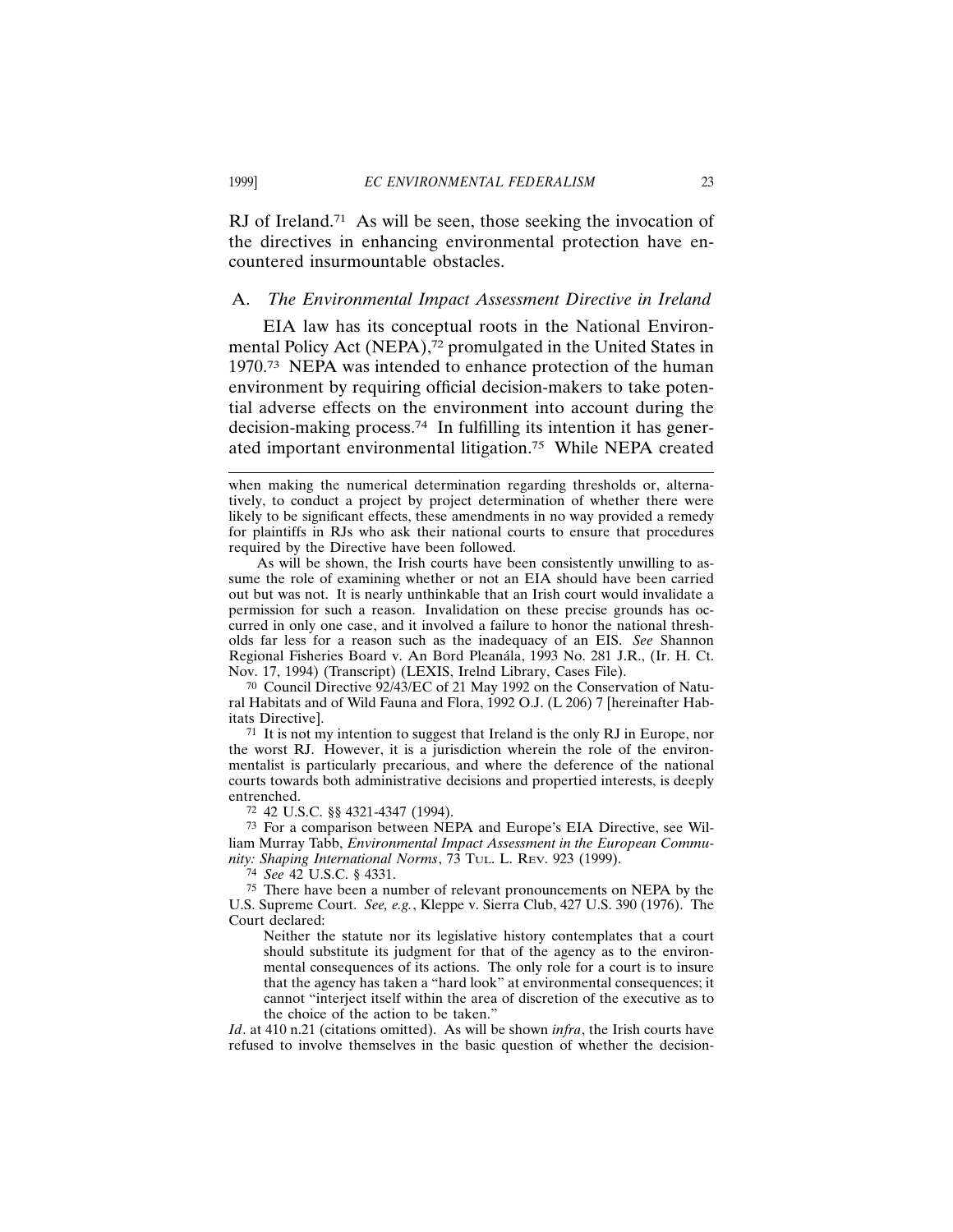RJ of Ireland.[71] As will be seen, those seeking the invocation of the directives in enhancing environmental protection have encountered insurmountable obstacles.

## A. *The Environmental Impact Assessment Directive in Ireland*

EIA law has its conceptual roots in the National Environmental Policy Act (NEPA),[72] promulgated in the United States in 1970.[73] NEPA was intended to enhance protection of the human environment by requiring official decision-makers to take potential adverse effects on the environment into account during the decision-making process.[74] In fulfilling its intention it has generated important environmental litigation.[75] While NEPA created

---

when making the numerical determination regarding thresholds or, alternatively, to conduct a project by project determination of whether there were likely to be significant effects, these amendments in no way provided a remedy for plaintiffs in RJs who ask their national courts to ensure that procedures required by the Directive have been followed.

As will be shown, the Irish courts have been consistently unwilling to assume the role of examining whether or not an EIA should have been carried out but was not. It is nearly unthinkable that an Irish court would invalidate a permission for such a reason. Invalidation on these precise grounds has occurred in only one case, and it involved a failure to honor the national thresholds far less for a reason such as the inadequacy of an EIS. *See* Shannon Regional Fisheries Board v. An Bord Pleanála, 1993 No. 281 J.R., (Ir. H. Ct. Nov. 17, 1994) (Transcript) (LEXIS, Irelnd Library, Cases File).

[70] Council Directive 92/43/EC of 21 May 1992 on the Conservation of Natural Habitats and of Wild Fauna and Flora, 1992 O.J. (L 206) 7 [hereinafter Habitats Directive].

[71] It is not my intention to suggest that Ireland is the only RJ in Europe, nor the worst RJ. However, it is a jurisdiction wherein the role of the environmentalist is particularly precarious, and where the deference of the national courts towards both administrative decisions and propertied interests, is deeply entrenched.

[72] 42 U.S.C. §§ 4321-4347 (1994).

[73] For a comparison between NEPA and Europe's EIA Directive, see William Murray Tabb, *Environmental Impact Assessment in the European Community: Shaping International Norms*, 73 TUL. L. REV. 923 (1999).

[74] *See* 42 U.S.C. § 4331.

[75] There have been a number of relevant pronouncements on NEPA by the U.S. Supreme Court. *See, e.g.*, Kleppe v. Sierra Club, 427 U.S. 390 (1976). The Court declared:

> Neither the statute nor its legislative history contemplates that a court should substitute its judgment for that of the agency as to the environmental consequences of its actions. The only role for a court is to insure that the agency has taken a "hard look" at environmental consequences; it cannot "interject itself within the area of discretion of the executive as to the choice of the action to be taken."

*Id*. at 410 n.21 (citations omitted). As will be shown *infra*, the Irish courts have refused to involve themselves in the basic question of whether the decision-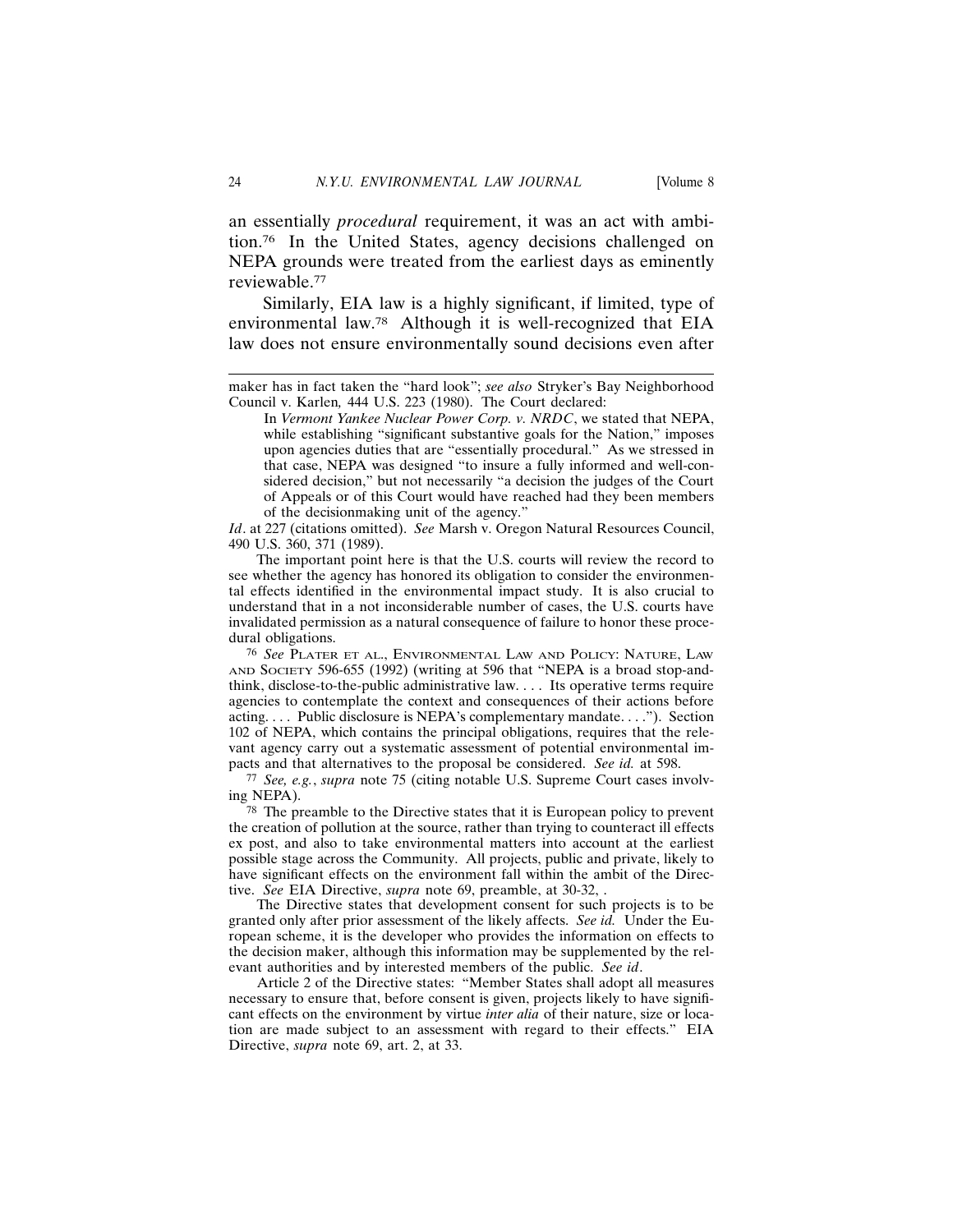an essentially *procedural* requirement, it was an act with ambition.[76] In the United States, agency decisions challenged on NEPA grounds were treated from the earliest days as eminently reviewable.[77]

Similarly, EIA law is a highly significant, if limited, type of environmental law.[78] Although it is well-recognized that EIA law does not ensure environmentally sound decisions even after

---

maker has in fact taken the "hard look"; *see also* Stryker's Bay Neighborhood Council v. Karlen, 444 U.S. 223 (1980). The Court declared:

> In *Vermont Yankee Nuclear Power Corp. v. NRDC*, we stated that NEPA, while establishing "significant substantive goals for the Nation," imposes upon agencies duties that are "essentially procedural." As we stressed in that case, NEPA was designed "to insure a fully informed and well-considered decision," but not necessarily "a decision the judges of the Court of Appeals or of this Court would have reached had they been members of the decisionmaking unit of the agency."

*Id*. at 227 (citations omitted). *See* Marsh v. Oregon Natural Resources Council, 490 U.S. 360, 371 (1989).

The important point here is that the U.S. courts will review the record to see whether the agency has honored its obligation to consider the environmental effects identified in the environmental impact study. It is also crucial to understand that in a not inconsiderable number of cases, the U.S. courts have invalidated permission as a natural consequence of failure to honor these procedural obligations.

[76] *See* PLATER ET AL., ENVIRONMENTAL LAW AND POLICY: NATURE, LAW AND SOCIETY 596-655 (1992) (writing at 596 that "NEPA is a broad stop-and-think, disclose-to-the-public administrative law. . . . Its operative terms require agencies to contemplate the context and consequences of their actions before acting. . . . Public disclosure is NEPA's complementary mandate. . . ."). Section 102 of NEPA, which contains the principal obligations, requires that the relevant agency carry out a systematic assessment of potential environmental impacts and that alternatives to the proposal be considered. *See id.* at 598.

[77] *See, e.g.*, *supra* note 75 (citing notable U.S. Supreme Court cases involving NEPA).

[78] The preamble to the Directive states that it is European policy to prevent the creation of pollution at the source, rather than trying to counteract ill effects ex post, and also to take environmental matters into account at the earliest possible stage across the Community. All projects, public and private, likely to have significant effects on the environment fall within the ambit of the Directive. *See* EIA Directive, *supra* note 69, preamble, at 30-32, .

The Directive states that development consent for such projects is to be granted only after prior assessment of the likely affects. *See id.* Under the European scheme, it is the developer who provides the information on effects to the decision maker, although this information may be supplemented by the relevant authorities and by interested members of the public. *See id*.

Article 2 of the Directive states: "Member States shall adopt all measures necessary to ensure that, before consent is given, projects likely to have significant effects on the environment by virtue *inter alia* of their nature, size or location are made subject to an assessment with regard to their effects." EIA Directive, *supra* note 69, art. 2, at 33.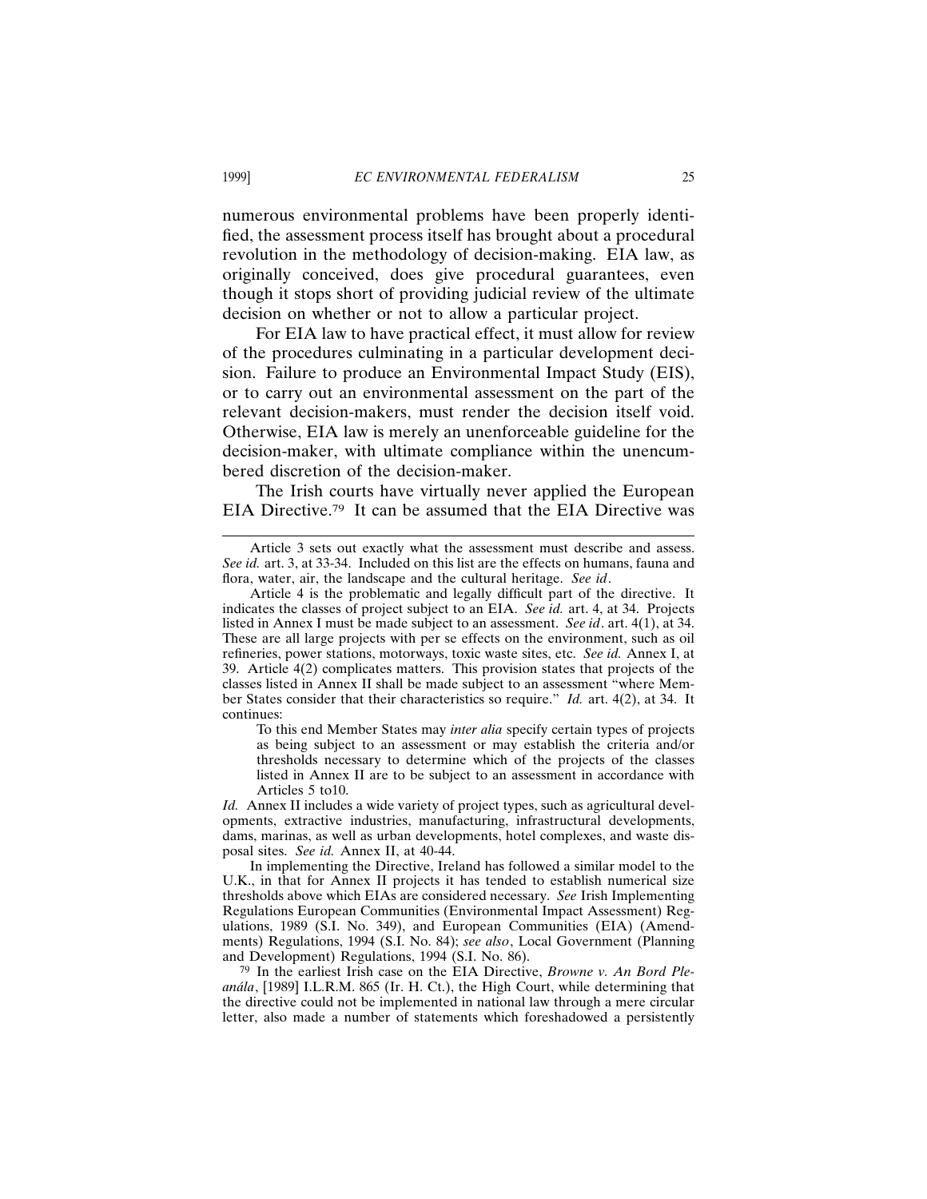numerous environmental problems have been properly identified, the assessment process itself has brought about a procedural revolution in the methodology of decision-making. EIA law, as originally conceived, does give procedural guarantees, even though it stops short of providing judicial review of the ultimate decision on whether or not to allow a particular project.

For EIA law to have practical effect, it must allow for review of the procedures culminating in a particular development decision. Failure to produce an Environmental Impact Study (EIS), or to carry out an environmental assessment on the part of the relevant decision-makers, must render the decision itself void. Otherwise, EIA law is merely an unenforceable guideline for the decision-maker, with ultimate compliance within the unencumbered discretion of the decision-maker.

The Irish courts have virtually never applied the European EIA Directive.[79] It can be assumed that the EIA Directive was

---

Article 3 sets out exactly what the assessment must describe and assess. *See id.* art. 3, at 33-34. Included on this list are the effects on humans, fauna and flora, water, air, the landscape and the cultural heritage. *See id*.

Article 4 is the problematic and legally difficult part of the directive. It indicates the classes of project subject to an EIA. *See id.* art. 4, at 34. Projects listed in Annex I must be made subject to an assessment. *See id*. art. 4(1), at 34. These are all large projects with per se effects on the environment, such as oil refineries, power stations, motorways, toxic waste sites, etc. *See id.* Annex I, at 39. Article 4(2) complicates matters. This provision states that projects of the classes listed in Annex II shall be made subject to an assessment "where Member States consider that their characteristics so require." *Id.* art. 4(2), at 34. It continues:

> To this end Member States may *inter alia* specify certain types of projects as being subject to an assessment or may establish the criteria and/or thresholds necessary to determine which of the projects of the classes listed in Annex II are to be subject to an assessment in accordance with Articles 5 to10.

*Id.* Annex II includes a wide variety of project types, such as agricultural developments, extractive industries, manufacturing, infrastructural developments, dams, marinas, as well as urban developments, hotel complexes, and waste disposal sites. *See id.* Annex II, at 40-44.

In implementing the Directive, Ireland has followed a similar model to the U.K., in that for Annex II projects it has tended to establish numerical size thresholds above which EIAs are considered necessary. *See* Irish Implementing Regulations European Communities (Environmental Impact Assessment) Regulations, 1989 (S.I. No. 349), and European Communities (EIA) (Amendments) Regulations, 1994 (S.I. No. 84); *see also*, Local Government (Planning and Development) Regulations, 1994 (S.I. No. 86).

[79] In the earliest Irish case on the EIA Directive, *Browne v. An Bord Pleanála*, [1989] I.L.R.M. 865 (Ir. H. Ct.), the High Court, while determining that the directive could not be implemented in national law through a mere circular letter, also made a number of statements which foreshadowed a persistently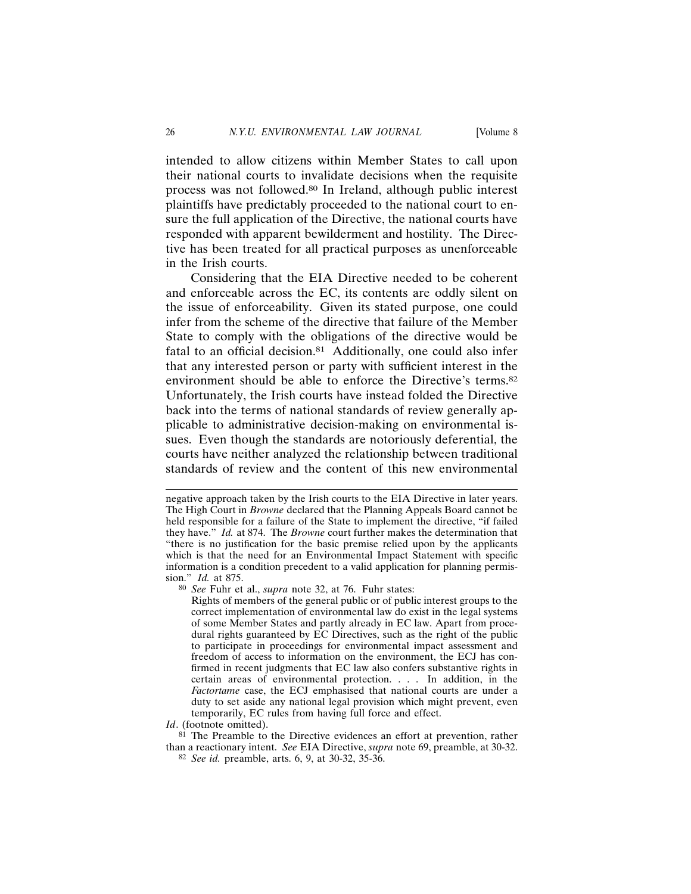intended to allow citizens within Member States to call upon their national courts to invalidate decisions when the requisite process was not followed.[80] In Ireland, although public interest plaintiffs have predictably proceeded to the national court to ensure the full application of the Directive, the national courts have responded with apparent bewilderment and hostility. The Directive has been treated for all practical purposes as unenforceable in the Irish courts.

Considering that the EIA Directive needed to be coherent and enforceable across the EC, its contents are oddly silent on the issue of enforceability. Given its stated purpose, one could infer from the scheme of the directive that failure of the Member State to comply with the obligations of the directive would be fatal to an official decision.[81] Additionally, one could also infer that any interested person or party with sufficient interest in the environment should be able to enforce the Directive's terms.[82] Unfortunately, the Irish courts have instead folded the Directive back into the terms of national standards of review generally applicable to administrative decision-making on environmental issues. Even though the standards are notoriously deferential, the courts have neither analyzed the relationship between traditional standards of review and the content of this new environmental

---

negative approach taken by the Irish courts to the EIA Directive in later years. The High Court in *Browne* declared that the Planning Appeals Board cannot be held responsible for a failure of the State to implement the directive, "if failed they have." *Id.* at 874. The *Browne* court further makes the determination that "there is no justification for the basic premise relied upon by the applicants which is that the need for an Environmental Impact Statement with specific information is a condition precedent to a valid application for planning permission." *Id.* at 875.

[80] *See* Fuhr et al., *supra* note 32, at 76. Fuhr states:

> Rights of members of the general public or of public interest groups to the correct implementation of environmental law do exist in the legal systems of some Member States and partly already in EC law. Apart from procedural rights guaranteed by EC Directives, such as the right of the public to participate in proceedings for environmental impact assessment and freedom of access to information on the environment, the ECJ has confirmed in recent judgments that EC law also confers substantive rights in certain areas of environmental protection. . . . In addition, in the *Factortame* case, the ECJ emphasised that national courts are under a duty to set aside any national legal provision which might prevent, even temporarily, EC rules from having full force and effect.

*Id*. (footnote omitted).

[81] The Preamble to the Directive evidences an effort at prevention, rather than a reactionary intent. *See* EIA Directive, *supra* note 69, preamble, at 30-32.

[82] *See id.* preamble, arts. 6, 9, at 30-32, 35-36.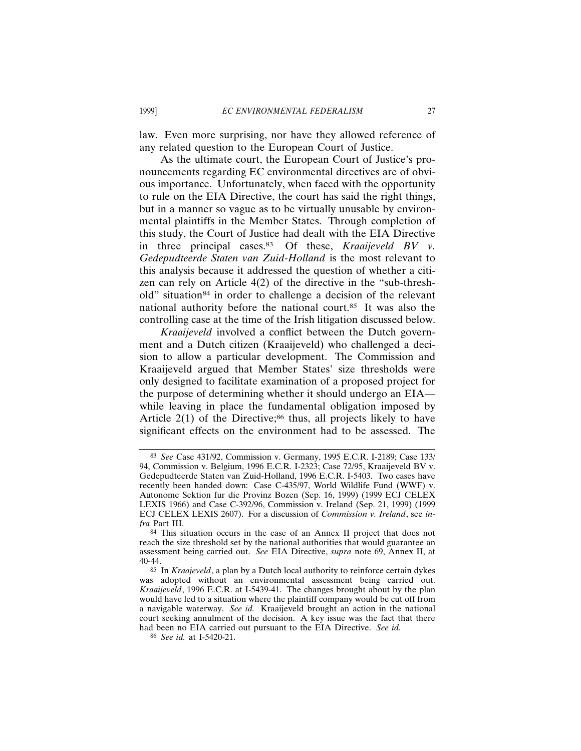law. Even more surprising, nor have they allowed reference of any related question to the European Court of Justice.

As the ultimate court, the European Court of Justice's pronouncements regarding EC environmental directives are of obvious importance. Unfortunately, when faced with the opportunity to rule on the EIA Directive, the court has said the right things, but in a manner so vague as to be virtually unusable by environmental plaintiffs in the Member States. Through completion of this study, the Court of Justice had dealt with the EIA Directive in three principal cases.[83] Of these, *Kraaijeveld BV v. Gedepudteerde Staten van Zuid-Holland* is the most relevant to this analysis because it addressed the question of whether a citizen can rely on Article 4(2) of the directive in the "sub-threshold" situation[84] in order to challenge a decision of the relevant national authority before the national court.[85] It was also the controlling case at the time of the Irish litigation discussed below.

*Kraaijeveld* involved a conflict between the Dutch government and a Dutch citizen (Kraaijeveld) who challenged a decision to allow a particular development. The Commission and Kraaijeveld argued that Member States' size thresholds were only designed to facilitate examination of a proposed project for the purpose of determining whether it should undergo an EIA—while leaving in place the fundamental obligation imposed by Article 2(1) of the Directive;[86] thus, all projects likely to have significant effects on the environment had to be assessed. The

---

[83] *See* Case 431/92, Commission v. Germany, 1995 E.C.R. I-2189; Case 133/94, Commission v. Belgium, 1996 E.C.R. I-2323; Case 72/95, Kraaijeveld BV v. Gedepudteerde Staten van Zuid-Holland, 1996 E.C.R. I-5403. Two cases have recently been handed down: Case C-435/97, World Wildlife Fund (WWF) v. Autonome Sektion fur die Provinz Bozen (Sep. 16, 1999) (1999 ECJ CELEX LEXIS 1966) and Case C-392/96, Commission v. Ireland (Sep. 21, 1999) (1999 ECJ CELEX LEXIS 2607). For a discussion of *Commission v. Ireland*, see *infra* Part III.

[84] This situation occurs in the case of an Annex II project that does not reach the size threshold set by the national authorities that would guarantee an assessment being carried out. *See* EIA Directive, *supra* note 69, Annex II, at 40-44.

[85] In *Kraajeveld*, a plan by a Dutch local authority to reinforce certain dykes was adopted without an environmental assessment being carried out. *Kraaijeveld*, 1996 E.C.R. at I-5439-41. The changes brought about by the plan would have led to a situation where the plaintiff company would be cut off from a navigable waterway. *See id.* Kraaijeveld brought an action in the national court seeking annulment of the decision. A key issue was the fact that there had been no EIA carried out pursuant to the EIA Directive. *See id.*

[86] *See id.* at I-5420-21.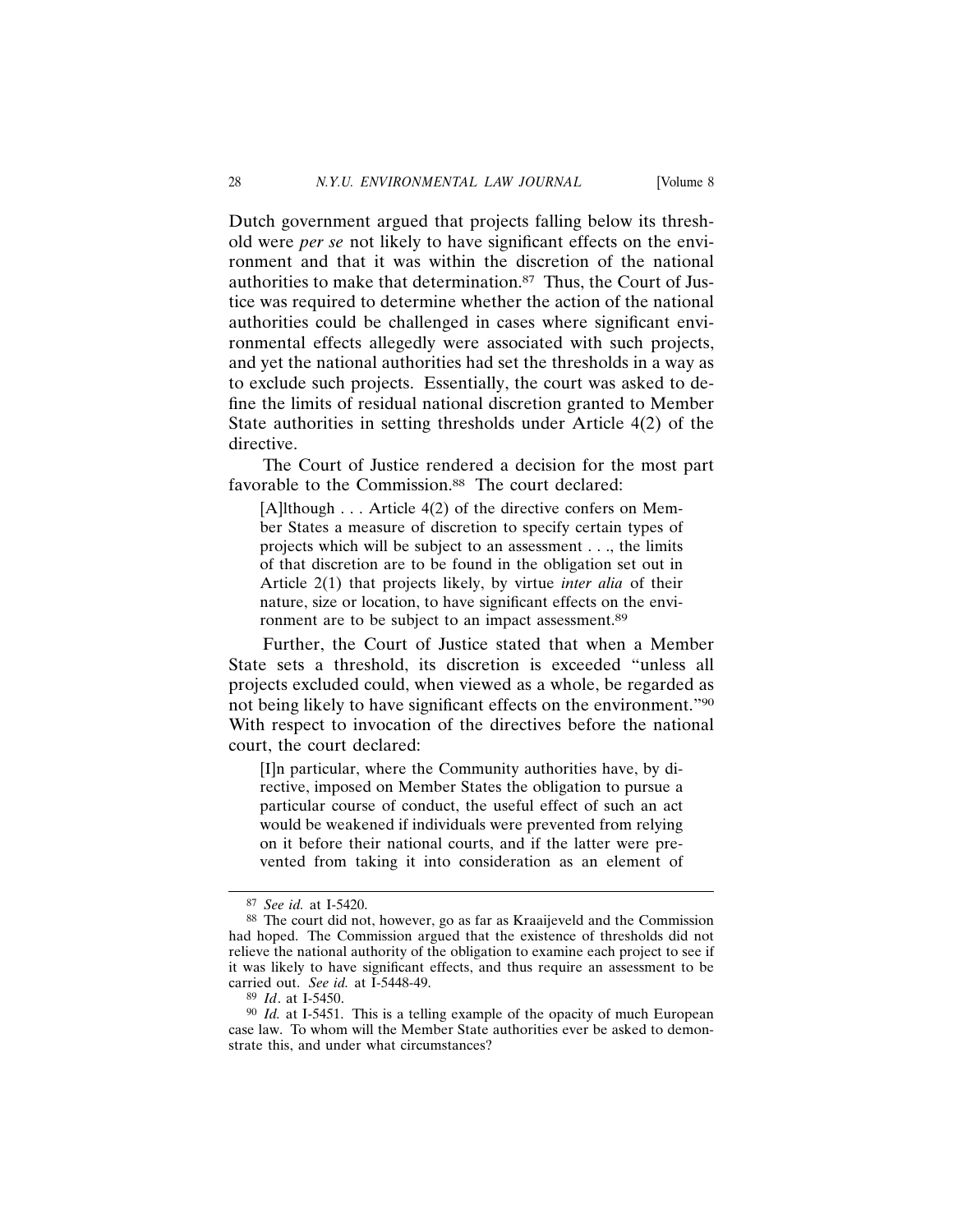Dutch government argued that projects falling below its threshold were *per se* not likely to have significant effects on the environment and that it was within the discretion of the national authorities to make that determination.[87] Thus, the Court of Justice was required to determine whether the action of the national authorities could be challenged in cases where significant environmental effects allegedly were associated with such projects, and yet the national authorities had set the thresholds in a way as to exclude such projects. Essentially, the court was asked to define the limits of residual national discretion granted to Member State authorities in setting thresholds under Article 4(2) of the directive.

The Court of Justice rendered a decision for the most part favorable to the Commission.[88] The court declared:

> [A]lthough . . . Article 4(2) of the directive confers on Member States a measure of discretion to specify certain types of projects which will be subject to an assessment . . ., the limits of that discretion are to be found in the obligation set out in Article 2(1) that projects likely, by virtue *inter alia* of their nature, size or location, to have significant effects on the environment are to be subject to an impact assessment.[89]

Further, the Court of Justice stated that when a Member State sets a threshold, its discretion is exceeded "unless all projects excluded could, when viewed as a whole, be regarded as not being likely to have significant effects on the environment."[90] With respect to invocation of the directives before the national court, the court declared:

> [I]n particular, where the Community authorities have, by directive, imposed on Member States the obligation to pursue a particular course of conduct, the useful effect of such an act would be weakened if individuals were prevented from relying on it before their national courts, and if the latter were prevented from taking it into consideration as an element of

---

[87] *See id.* at I-5420.

[88] The court did not, however, go as far as Kraaijeveld and the Commission had hoped. The Commission argued that the existence of thresholds did not relieve the national authority of the obligation to examine each project to see if it was likely to have significant effects, and thus require an assessment to be carried out. *See id.* at I-5448-49.

[89] *Id*. at I-5450.

[90] *Id.* at I-5451. This is a telling example of the opacity of much European case law. To whom will the Member State authorities ever be asked to demonstrate this, and under what circumstances?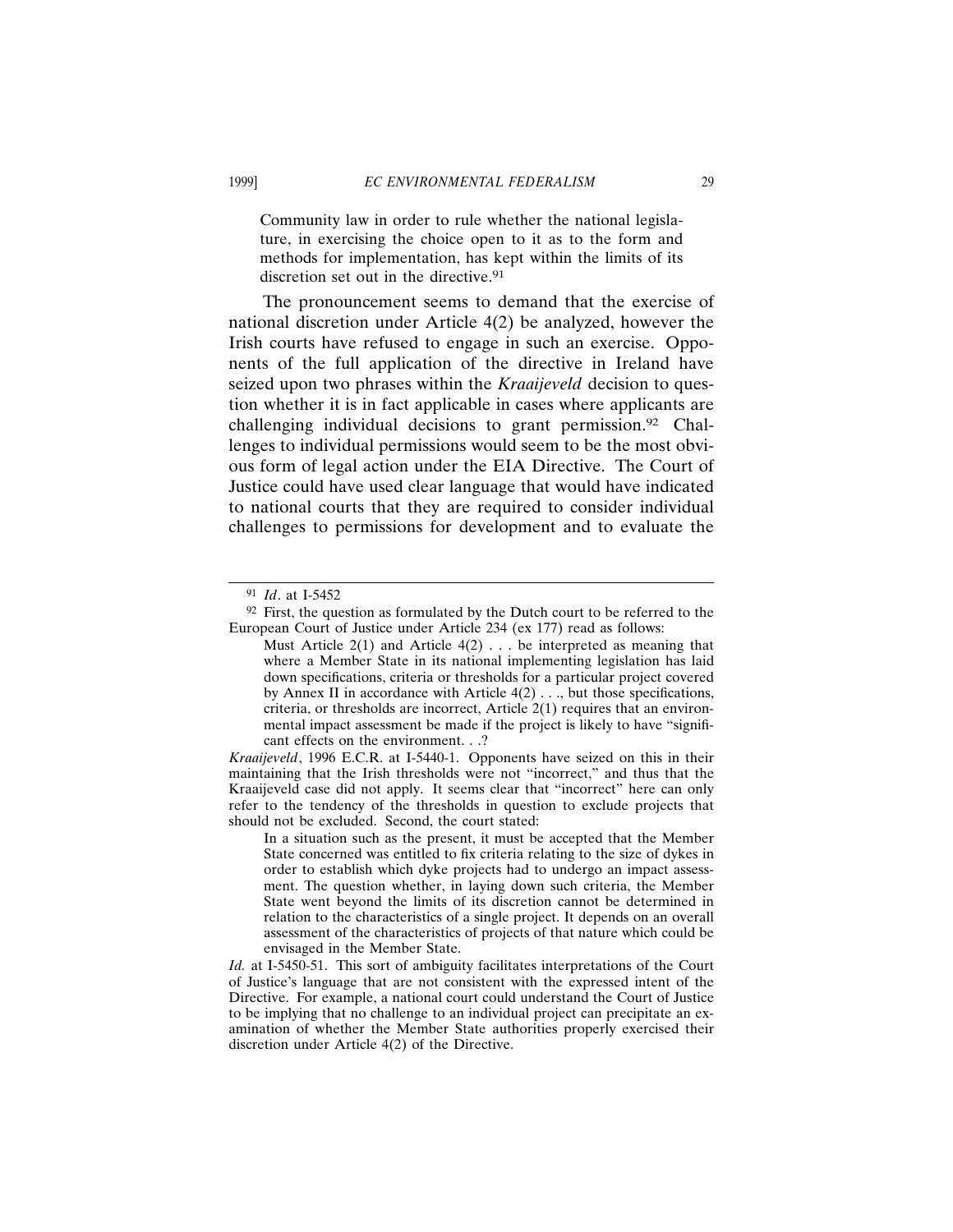> Community law in order to rule whether the national legislature, in exercising the choice open to it as to the form and methods for implementation, has kept within the limits of its discretion set out in the directive.[91]

The pronouncement seems to demand that the exercise of national discretion under Article 4(2) be analyzed, however the Irish courts have refused to engage in such an exercise. Opponents of the full application of the directive in Ireland have seized upon two phrases within the *Kraaijeveld* decision to question whether it is in fact applicable in cases where applicants are challenging individual decisions to grant permission.[92] Challenges to individual permissions would seem to be the most obvious form of legal action under the EIA Directive. The Court of Justice could have used clear language that would have indicated to national courts that they are required to consider individual challenges to permissions for development and to evaluate the

---

[91] *Id*. at I-5452

[92] First, the question as formulated by the Dutch court to be referred to the European Court of Justice under Article 234 (ex 177) read as follows:

> Must Article 2(1) and Article 4(2) . . . be interpreted as meaning that where a Member State in its national implementing legislation has laid down specifications, criteria or thresholds for a particular project covered by Annex II in accordance with Article 4(2) . . ., but those specifications, criteria, or thresholds are incorrect, Article 2(1) requires that an environmental impact assessment be made if the project is likely to have "significant effects on the environment. . .?

*Kraaijeveld*, 1996 E.C.R. at I-5440-1. Opponents have seized on this in their maintaining that the Irish thresholds were not "incorrect," and thus that the Kraaijeveld case did not apply. It seems clear that "incorrect" here can only refer to the tendency of the thresholds in question to exclude projects that should not be excluded. Second, the court stated:

> In a situation such as the present, it must be accepted that the Member State concerned was entitled to fix criteria relating to the size of dykes in order to establish which dyke projects had to undergo an impact assessment. The question whether, in laying down such criteria, the Member State went beyond the limits of its discretion cannot be determined in relation to the characteristics of a single project. It depends on an overall assessment of the characteristics of projects of that nature which could be envisaged in the Member State.

*Id.* at I-5450-51. This sort of ambiguity facilitates interpretations of the Court of Justice's language that are not consistent with the expressed intent of the Directive. For example, a national court could understand the Court of Justice to be implying that no challenge to an individual project can precipitate an examination of whether the Member State authorities properly exercised their discretion under Article 4(2) of the Directive.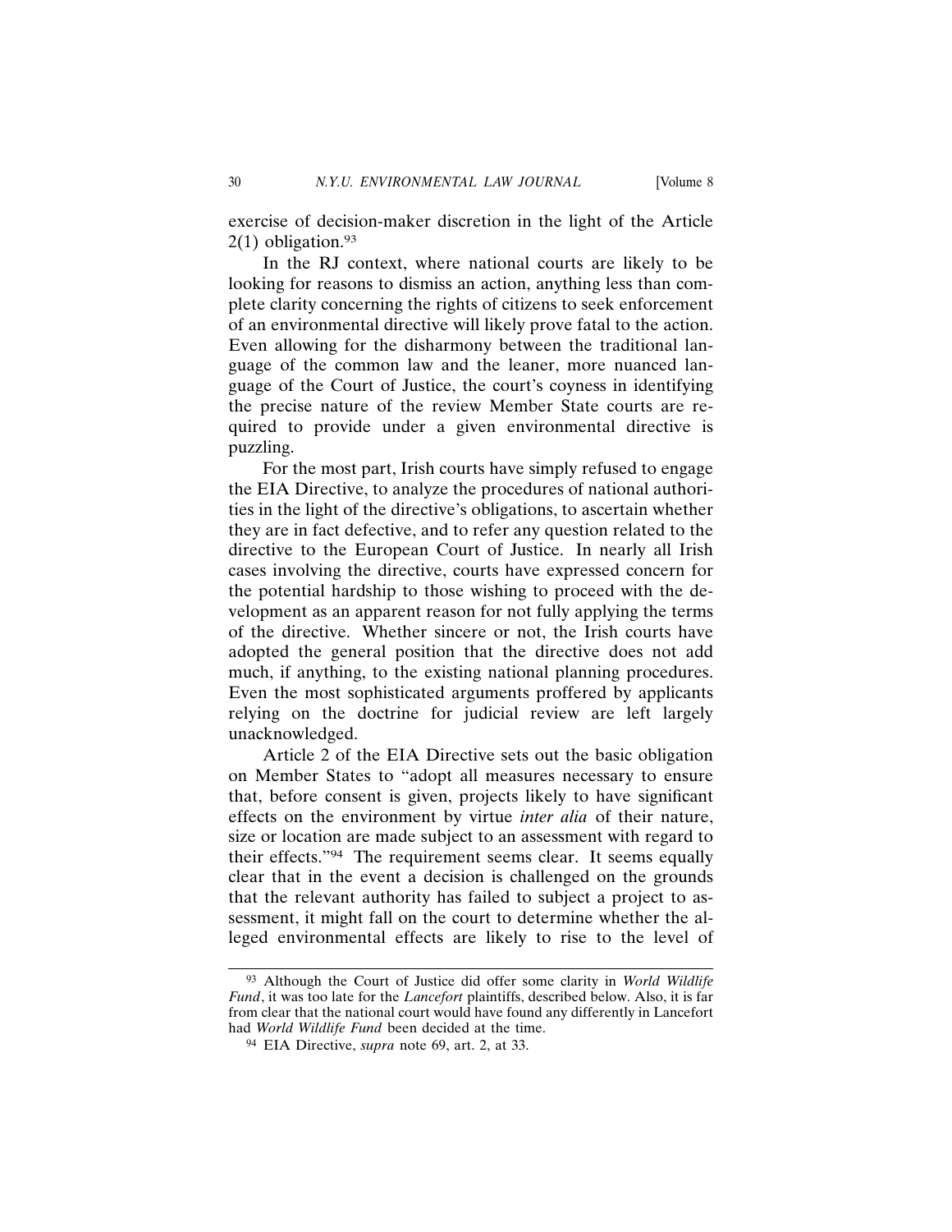exercise of decision-maker discretion in the light of the Article 2(1) obligation.[93]

In the RJ context, where national courts are likely to be looking for reasons to dismiss an action, anything less than complete clarity concerning the rights of citizens to seek enforcement of an environmental directive will likely prove fatal to the action. Even allowing for the disharmony between the traditional language of the common law and the leaner, more nuanced language of the Court of Justice, the court's coyness in identifying the precise nature of the review Member State courts are required to provide under a given environmental directive is puzzling.

For the most part, Irish courts have simply refused to engage the EIA Directive, to analyze the procedures of national authorities in the light of the directive's obligations, to ascertain whether they are in fact defective, and to refer any question related to the directive to the European Court of Justice. In nearly all Irish cases involving the directive, courts have expressed concern for the potential hardship to those wishing to proceed with the development as an apparent reason for not fully applying the terms of the directive. Whether sincere or not, the Irish courts have adopted the general position that the directive does not add much, if anything, to the existing national planning procedures. Even the most sophisticated arguments proffered by applicants relying on the doctrine for judicial review are left largely unacknowledged.

Article 2 of the EIA Directive sets out the basic obligation on Member States to "adopt all measures necessary to ensure that, before consent is given, projects likely to have significant effects on the environment by virtue *inter alia* of their nature, size or location are made subject to an assessment with regard to their effects."[94] The requirement seems clear. It seems equally clear that in the event a decision is challenged on the grounds that the relevant authority has failed to subject a project to assessment, it might fall on the court to determine whether the alleged environmental effects are likely to rise to the level of

---

[93] Although the Court of Justice did offer some clarity in *World Wildlife Fund*, it was too late for the *Lancefort* plaintiffs, described below. Also, it is far from clear that the national court would have found any differently in Lancefort had *World Wildlife Fund* been decided at the time.

[94] EIA Directive, *supra* note 69, art. 2, at 33.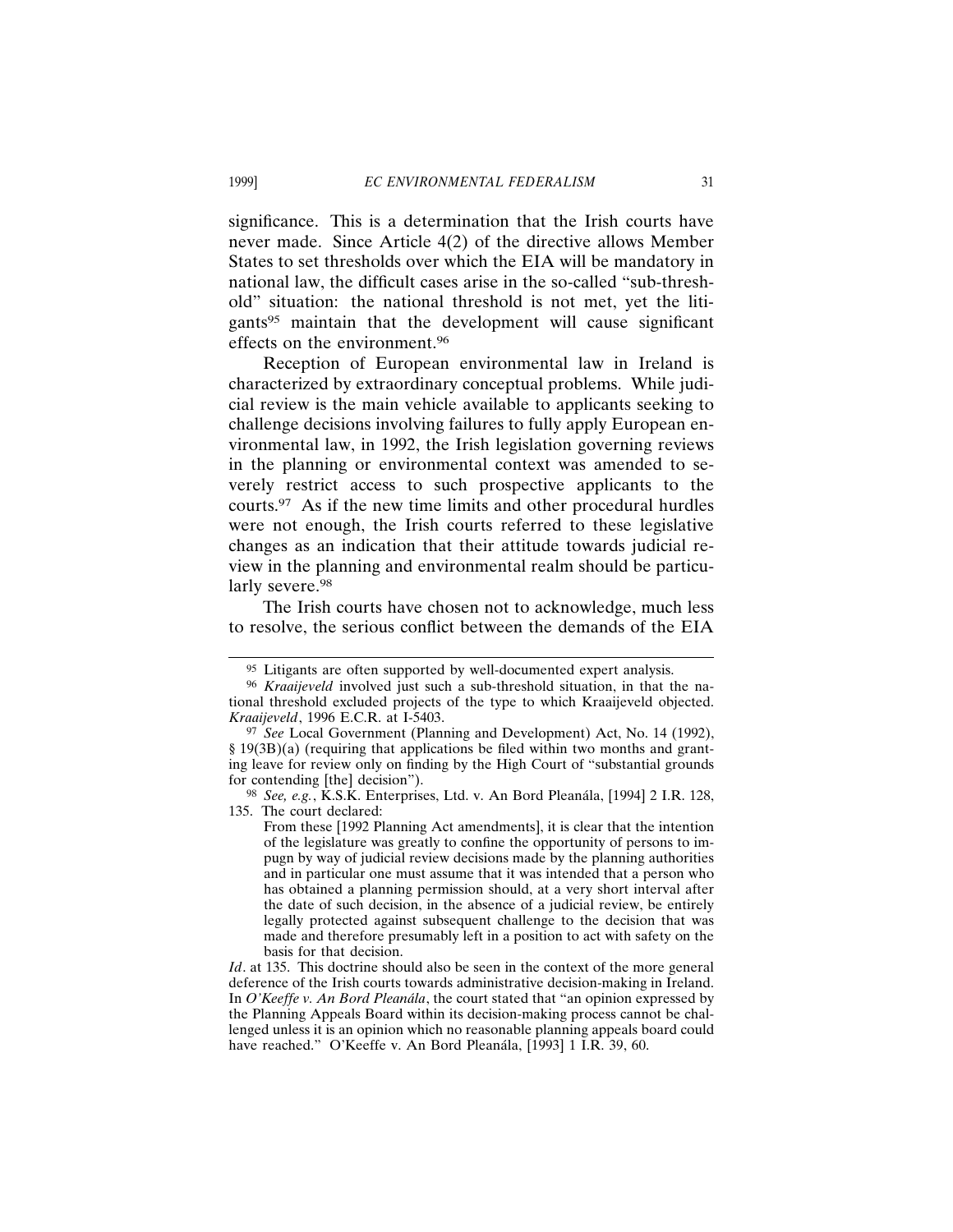significance. This is a determination that the Irish courts have never made. Since Article 4(2) of the directive allows Member States to set thresholds over which the EIA will be mandatory in national law, the difficult cases arise in the so-called "sub-threshold" situation: the national threshold is not met, yet the litigants[95] maintain that the development will cause significant effects on the environment.[96]

Reception of European environmental law in Ireland is characterized by extraordinary conceptual problems. While judicial review is the main vehicle available to applicants seeking to challenge decisions involving failures to fully apply European environmental law, in 1992, the Irish legislation governing reviews in the planning or environmental context was amended to severely restrict access to such prospective applicants to the courts.[97] As if the new time limits and other procedural hurdles were not enough, the Irish courts referred to these legislative changes as an indication that their attitude towards judicial review in the planning and environmental realm should be particularly severe.[98]

The Irish courts have chosen not to acknowledge, much less to resolve, the serious conflict between the demands of the EIA

---

[95] Litigants are often supported by well-documented expert analysis.

[96] *Kraaijeveld* involved just such a sub-threshold situation, in that the national threshold excluded projects of the type to which Kraaijeveld objected. *Kraaijeveld*, 1996 E.C.R. at I-5403.

[97] *See* Local Government (Planning and Development) Act, No. 14 (1992), § 19(3B)(a) (requiring that applications be filed within two months and granting leave for review only on finding by the High Court of "substantial grounds for contending [the] decision").

[98] *See, e.g.*, K.S.K. Enterprises, Ltd. v. An Bord Pleanála, [1994] 2 I.R. 128, 135. The court declared:

> From these [1992 Planning Act amendments], it is clear that the intention of the legislature was greatly to confine the opportunity of persons to impugn by way of judicial review decisions made by the planning authorities and in particular one must assume that it was intended that a person who has obtained a planning permission should, at a very short interval after the date of such decision, in the absence of a judicial review, be entirely legally protected against subsequent challenge to the decision that was made and therefore presumably left in a position to act with safety on the basis for that decision.

*Id*. at 135. This doctrine should also be seen in the context of the more general deference of the Irish courts towards administrative decision-making in Ireland. In *O'Keeffe v. An Bord Pleanála*, the court stated that "an opinion expressed by the Planning Appeals Board within its decision-making process cannot be challenged unless it is an opinion which no reasonable planning appeals board could have reached." O'Keeffe v. An Bord Pleanála, [1993] 1 I.R. 39, 60.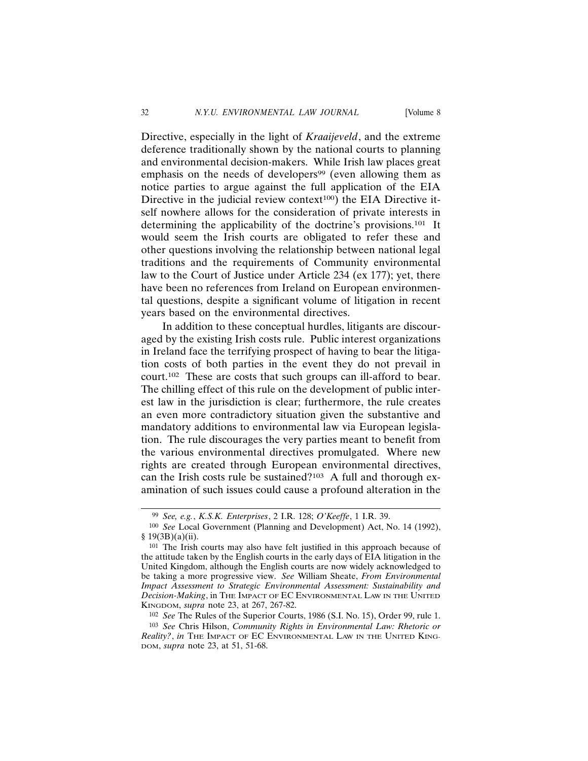Directive, especially in the light of *Kraaijeveld*, and the extreme deference traditionally shown by the national courts to planning and environmental decision-makers. While Irish law places great emphasis on the needs of developers[99] (even allowing them as notice parties to argue against the full application of the EIA Directive in the judicial review context[100]) the EIA Directive itself nowhere allows for the consideration of private interests in determining the applicability of the doctrine's provisions.[101] It would seem the Irish courts are obligated to refer these and other questions involving the relationship between national legal traditions and the requirements of Community environmental law to the Court of Justice under Article 234 (ex 177); yet, there have been no references from Ireland on European environmental questions, despite a significant volume of litigation in recent years based on the environmental directives.

In addition to these conceptual hurdles, litigants are discouraged by the existing Irish costs rule. Public interest organizations in Ireland face the terrifying prospect of having to bear the litigation costs of both parties in the event they do not prevail in court.[102] These are costs that such groups can ill-afford to bear. The chilling effect of this rule on the development of public interest law in the jurisdiction is clear; furthermore, the rule creates an even more contradictory situation given the substantive and mandatory additions to environmental law via European legislation. The rule discourages the very parties meant to benefit from the various environmental directives promulgated. Where new rights are created through European environmental directives, can the Irish costs rule be sustained?[103] A full and thorough examination of such issues could cause a profound alteration in the

---

[99] *See, e.g.*, *K.S.K. Enterprises*, 2 I.R. 128; *O'Keeffe*, 1 I.R. 39.

[100] *See* Local Government (Planning and Development) Act, No. 14 (1992), § 19(3B)(a)(ii).

[101] The Irish courts may also have felt justified in this approach because of the attitude taken by the English courts in the early days of EIA litigation in the United Kingdom, although the English courts are now widely acknowledged to be taking a more progressive view. *See* William Sheate, *From Environmental Impact Assessment to Strategic Environmental Assessment: Sustainability and Decision-Making*, in THE IMPACT OF EC ENVIRONMENTAL LAW IN THE UNITED KINGDOM, *supra* note 23, at 267, 267-82.

[102] *See* The Rules of the Superior Courts, 1986 (S.I. No. 15), Order 99, rule 1.

[103] *See* Chris Hilson, *Community Rights in Environmental Law: Rhetoric or Reality?*, *in* THE IMPACT OF EC ENVIRONMENTAL LAW IN THE UNITED KINGDOM, *supra* note 23, at 51, 51-68.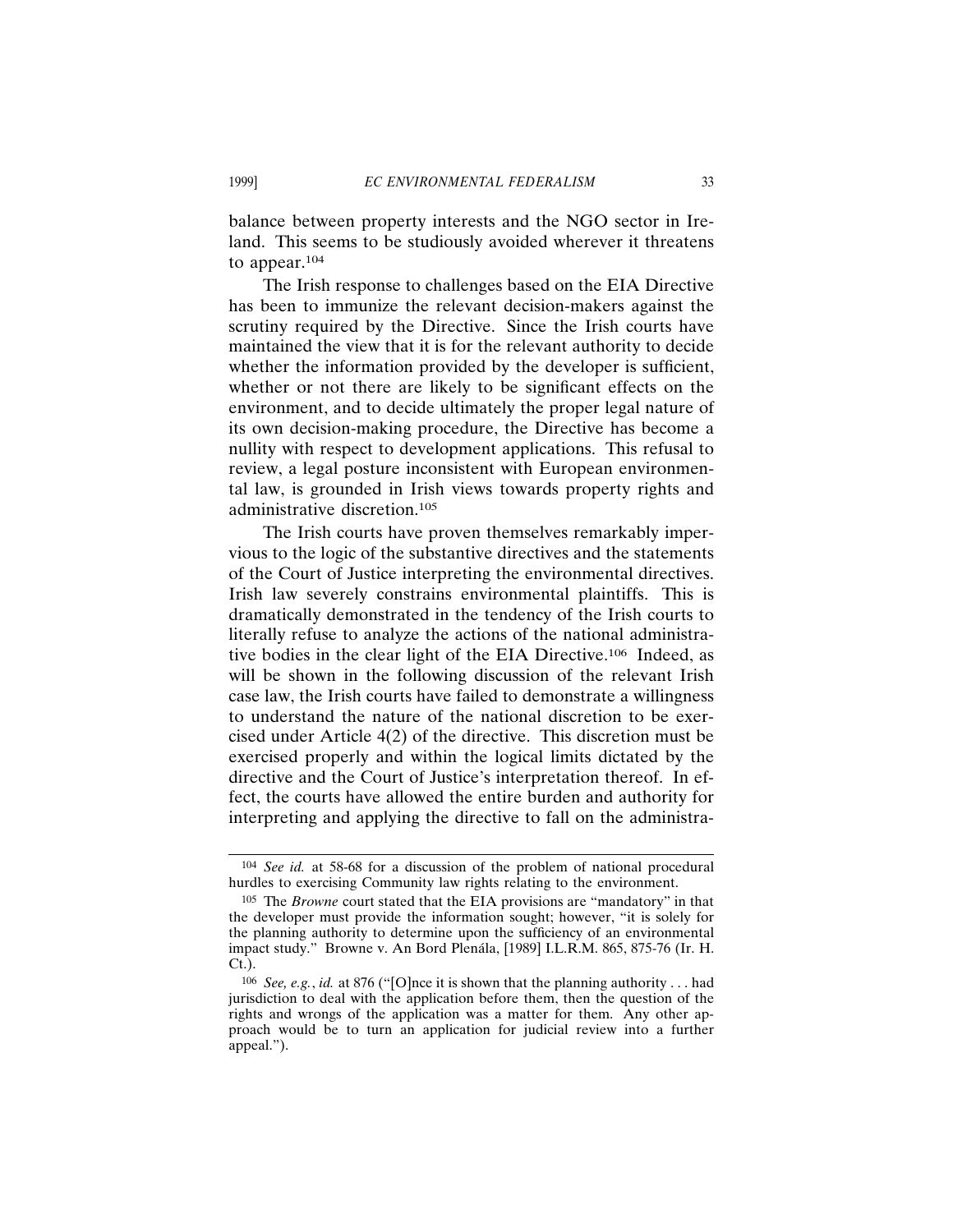balance between property interests and the NGO sector in Ireland. This seems to be studiously avoided wherever it threatens to appear.[104]

The Irish response to challenges based on the EIA Directive has been to immunize the relevant decision-makers against the scrutiny required by the Directive. Since the Irish courts have maintained the view that it is for the relevant authority to decide whether the information provided by the developer is sufficient, whether or not there are likely to be significant effects on the environment, and to decide ultimately the proper legal nature of its own decision-making procedure, the Directive has become a nullity with respect to development applications. This refusal to review, a legal posture inconsistent with European environmental law, is grounded in Irish views towards property rights and administrative discretion.[105]

The Irish courts have proven themselves remarkably impervious to the logic of the substantive directives and the statements of the Court of Justice interpreting the environmental directives. Irish law severely constrains environmental plaintiffs. This is dramatically demonstrated in the tendency of the Irish courts to literally refuse to analyze the actions of the national administrative bodies in the clear light of the EIA Directive.[106] Indeed, as will be shown in the following discussion of the relevant Irish case law, the Irish courts have failed to demonstrate a willingness to understand the nature of the national discretion to be exercised under Article 4(2) of the directive. This discretion must be exercised properly and within the logical limits dictated by the directive and the Court of Justice's interpretation thereof. In effect, the courts have allowed the entire burden and authority for interpreting and applying the directive to fall on the administra-

---

[104] *See id.* at 58-68 for a discussion of the problem of national procedural hurdles to exercising Community law rights relating to the environment.

[105] The *Browne* court stated that the EIA provisions are "mandatory" in that the developer must provide the information sought; however, "it is solely for the planning authority to determine upon the sufficiency of an environmental impact study." Browne v. An Bord Pleanála, [1989] I.L.R.M. 865, 875-76 (Ir. H. Ct.).

[106] *See, e.g.*, *id.* at 876 ("[O]nce it is shown that the planning authority . . . had jurisdiction to deal with the application before them, then the question of the rights and wrongs of the application was a matter for them. Any other approach would be to turn an application for judicial review into a further appeal.").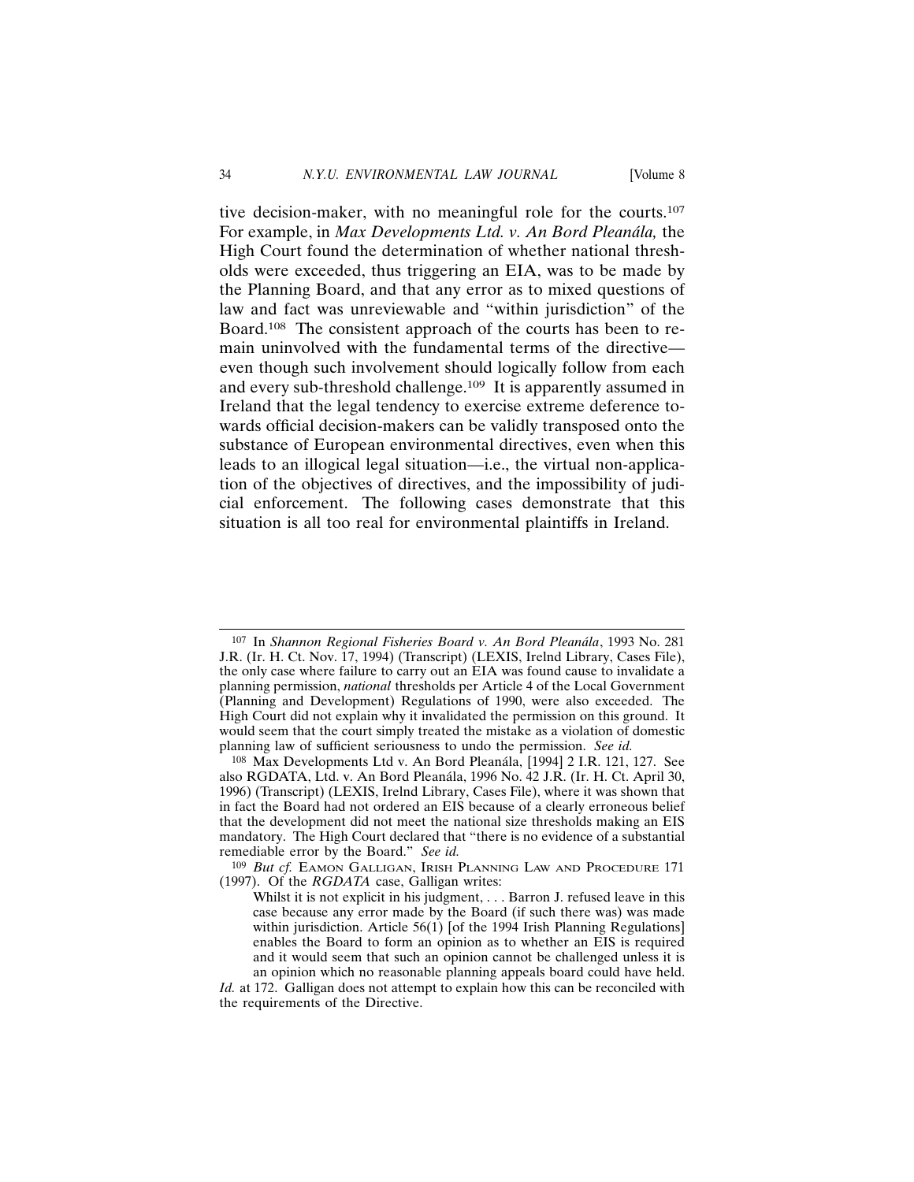tive decision-maker, with no meaningful role for the courts.[107] For example, in *Max Developments Ltd. v. An Bord Pleanála,* the High Court found the determination of whether national thresholds were exceeded, thus triggering an EIA, was to be made by the Planning Board, and that any error as to mixed questions of law and fact was unreviewable and "within jurisdiction" of the Board.[108] The consistent approach of the courts has been to remain uninvolved with the fundamental terms of the directive—even though such involvement should logically follow from each and every sub-threshold challenge.[109] It is apparently assumed in Ireland that the legal tendency to exercise extreme deference towards official decision-makers can be validly transposed onto the substance of European environmental directives, even when this leads to an illogical legal situation—i.e., the virtual non-application of the objectives of directives, and the impossibility of judicial enforcement. The following cases demonstrate that this situation is all too real for environmental plaintiffs in Ireland.

---

[107] In *Shannon Regional Fisheries Board v. An Bord Pleanála*, 1993 No. 281 J.R. (Ir. H. Ct. Nov. 17, 1994) (Transcript) (LEXIS, Irelnd Library, Cases File), the only case where failure to carry out an EIA was found cause to invalidate a planning permission, *national* thresholds per Article 4 of the Local Government (Planning and Development) Regulations of 1990, were also exceeded. The High Court did not explain why it invalidated the permission on this ground. It would seem that the court simply treated the mistake as a violation of domestic planning law of sufficient seriousness to undo the permission. *See id.*

[108] Max Developments Ltd v. An Bord Pleanála, [1994] 2 I.R. 121, 127. See also RGDATA, Ltd. v. An Bord Pleanála, 1996 No. 42 J.R. (Ir. H. Ct. April 30, 1996) (Transcript) (LEXIS, Irelnd Library, Cases File), where it was shown that in fact the Board had not ordered an EIS because of a clearly erroneous belief that the development did not meet the national size thresholds making an EIS mandatory. The High Court declared that "there is no evidence of a substantial remediable error by the Board." *See id.*

[109] *But cf.* EAMON GALLIGAN, IRISH PLANNING LAW AND PROCEDURE 171 (1997). Of the *RGDATA* case, Galligan writes:

> Whilst it is not explicit in his judgment, . . . Barron J. refused leave in this case because any error made by the Board (if such there was) was made within jurisdiction. Article 56(1) [of the 1994 Irish Planning Regulations] enables the Board to form an opinion as to whether an EIS is required and it would seem that such an opinion cannot be challenged unless it is an opinion which no reasonable planning appeals board could have held.

*Id.* at 172. Galligan does not attempt to explain how this can be reconciled with the requirements of the Directive.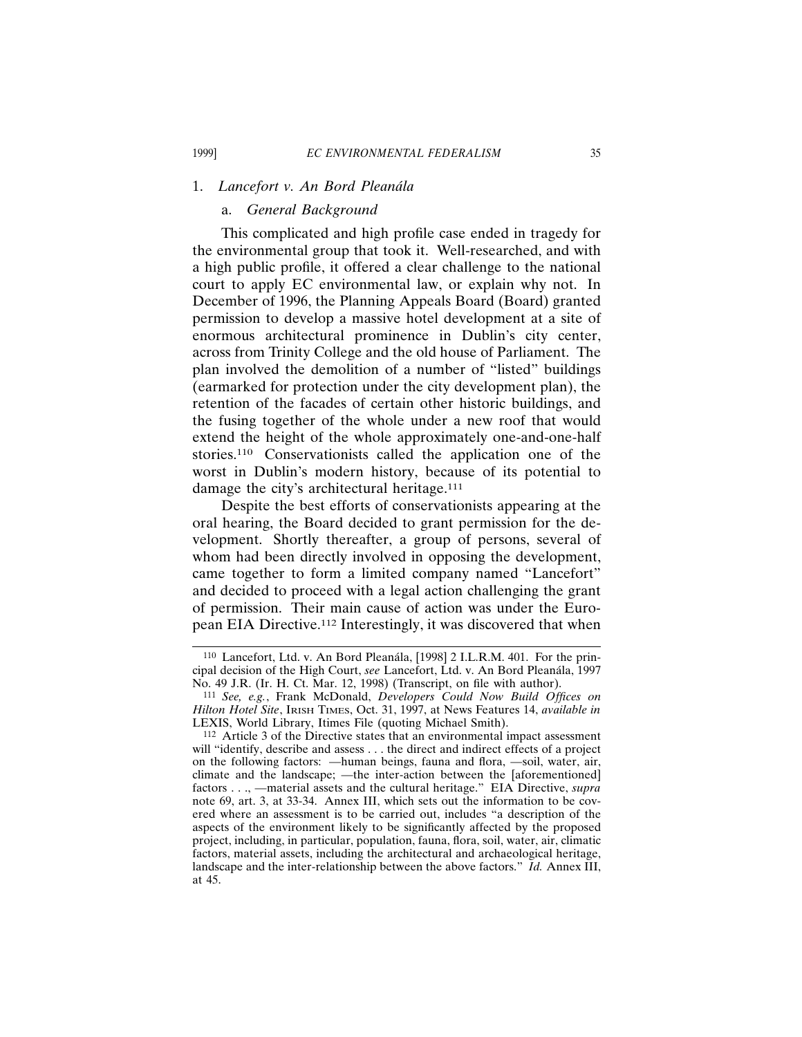### 1. *Lancefort v. An Bord Pleanála*

#### a. *General Background*

This complicated and high profile case ended in tragedy for the environmental group that took it. Well-researched, and with a high public profile, it offered a clear challenge to the national court to apply EC environmental law, or explain why not. In December of 1996, the Planning Appeals Board (Board) granted permission to develop a massive hotel development at a site of enormous architectural prominence in Dublin's city center, across from Trinity College and the old house of Parliament. The plan involved the demolition of a number of "listed" buildings (earmarked for protection under the city development plan), the retention of the facades of certain other historic buildings, and the fusing together of the whole under a new roof that would extend the height of the whole approximately one-and-one-half stories.[110] Conservationists called the application one of the worst in Dublin's modern history, because of its potential to damage the city's architectural heritage.[111]

Despite the best efforts of conservationists appearing at the oral hearing, the Board decided to grant permission for the development. Shortly thereafter, a group of persons, several of whom had been directly involved in opposing the development, came together to form a limited company named "Lancefort" and decided to proceed with a legal action challenging the grant of permission. Their main cause of action was under the European EIA Directive.[112] Interestingly, it was discovered that when

---

[110] Lancefort, Ltd. v. An Bord Pleanála, [1998] 2 I.L.R.M. 401. For the principal decision of the High Court, *see* Lancefort, Ltd. v. An Bord Pleanála, 1997 No. 49 J.R. (Ir. H. Ct. Mar. 12, 1998) (Transcript, on file with author).

[111] *See, e.g.*, Frank McDonald, *Developers Could Now Build Offices on Hilton Hotel Site*, IRISH TIMES, Oct. 31, 1997, at News Features 14, *available in* LEXIS, World Library, Itimes File (quoting Michael Smith).

[112] Article 3 of the Directive states that an environmental impact assessment will "identify, describe and assess . . . the direct and indirect effects of a project on the following factors: —human beings, fauna and flora, —soil, water, air, climate and the landscape; —the inter-action between the [aforementioned] factors . . ., —material assets and the cultural heritage." EIA Directive, *supra* note 69, art. 3, at 33-34. Annex III, which sets out the information to be covered where an assessment is to be carried out, includes "a description of the aspects of the environment likely to be significantly affected by the proposed project, including, in particular, population, fauna, flora, soil, water, air, climatic factors, material assets, including the architectural and archaeological heritage, landscape and the inter-relationship between the above factors." *Id.* Annex III, at 45.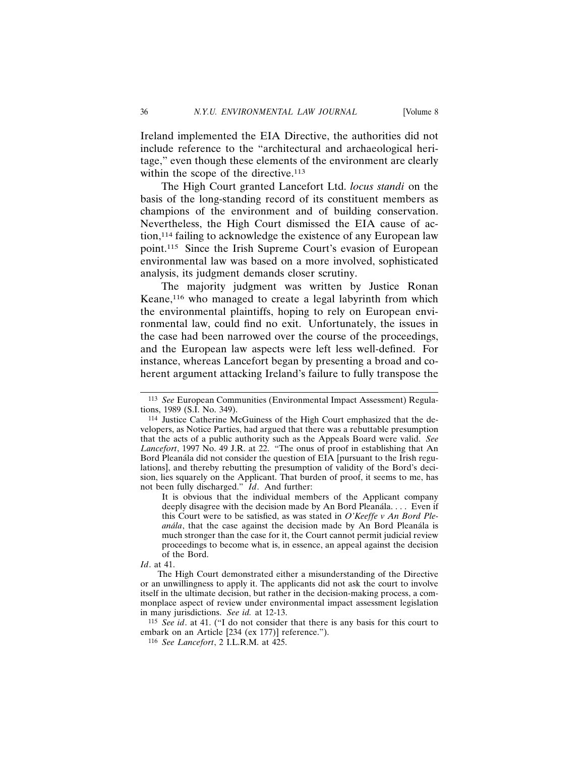Ireland implemented the EIA Directive, the authorities did not include reference to the "architectural and archaeological heritage," even though these elements of the environment are clearly within the scope of the directive.[113]

The High Court granted Lancefort Ltd. *locus standi* on the basis of the long-standing record of its constituent members as champions of the environment and of building conservation. Nevertheless, the High Court dismissed the EIA cause of action,[114] failing to acknowledge the existence of any European law point.[115] Since the Irish Supreme Court's evasion of European environmental law was based on a more involved, sophisticated analysis, its judgment demands closer scrutiny.

The majority judgment was written by Justice Ronan Keane,[116] who managed to create a legal labyrinth from which the environmental plaintiffs, hoping to rely on European environmental law, could find no exit. Unfortunately, the issues in the case had been narrowed over the course of the proceedings, and the European law aspects were left less well-defined. For instance, whereas Lancefort began by presenting a broad and coherent argument attacking Ireland's failure to fully transpose the

---

[113] *See* European Communities (Environmental Impact Assessment) Regulations, 1989 (S.I. No. 349).

[114] Justice Catherine McGuiness of the High Court emphasized that the developers, as Notice Parties, had argued that there was a rebuttable presumption that the acts of a public authority such as the Appeals Board were valid. *See Lancefort*, 1997 No. 49 J.R. at 22. "The onus of proof in establishing that An Bord Pleanála did not consider the question of EIA [pursuant to the Irish regulations], and thereby rebutting the presumption of validity of the Bord's decision, lies squarely on the Applicant. That burden of proof, it seems to me, has not been fully discharged." *Id*. And further:

> It is obvious that the individual members of the Applicant company deeply disagree with the decision made by An Bord Pleanála. . . . Even if this Court were to be satisfied, as was stated in *O'Keeffe v An Bord Pleanála*, that the case against the decision made by An Bord Pleanála is much stronger than the case for it, the Court cannot permit judicial review proceedings to become what is, in essence, an appeal against the decision of the Bord.

*Id*. at 41.

The High Court demonstrated either a misunderstanding of the Directive or an unwillingness to apply it. The applicants did not ask the court to involve itself in the ultimate decision, but rather in the decision-making process, a commonplace aspect of review under environmental impact assessment legislation in many jurisdictions. *See id.* at 12-13.

[115] *See id*. at 41. ("I do not consider that there is any basis for this court to embark on an Article [234 (ex 177)] reference.").

[116] *See Lancefort*, 2 I.L.R.M. at 425.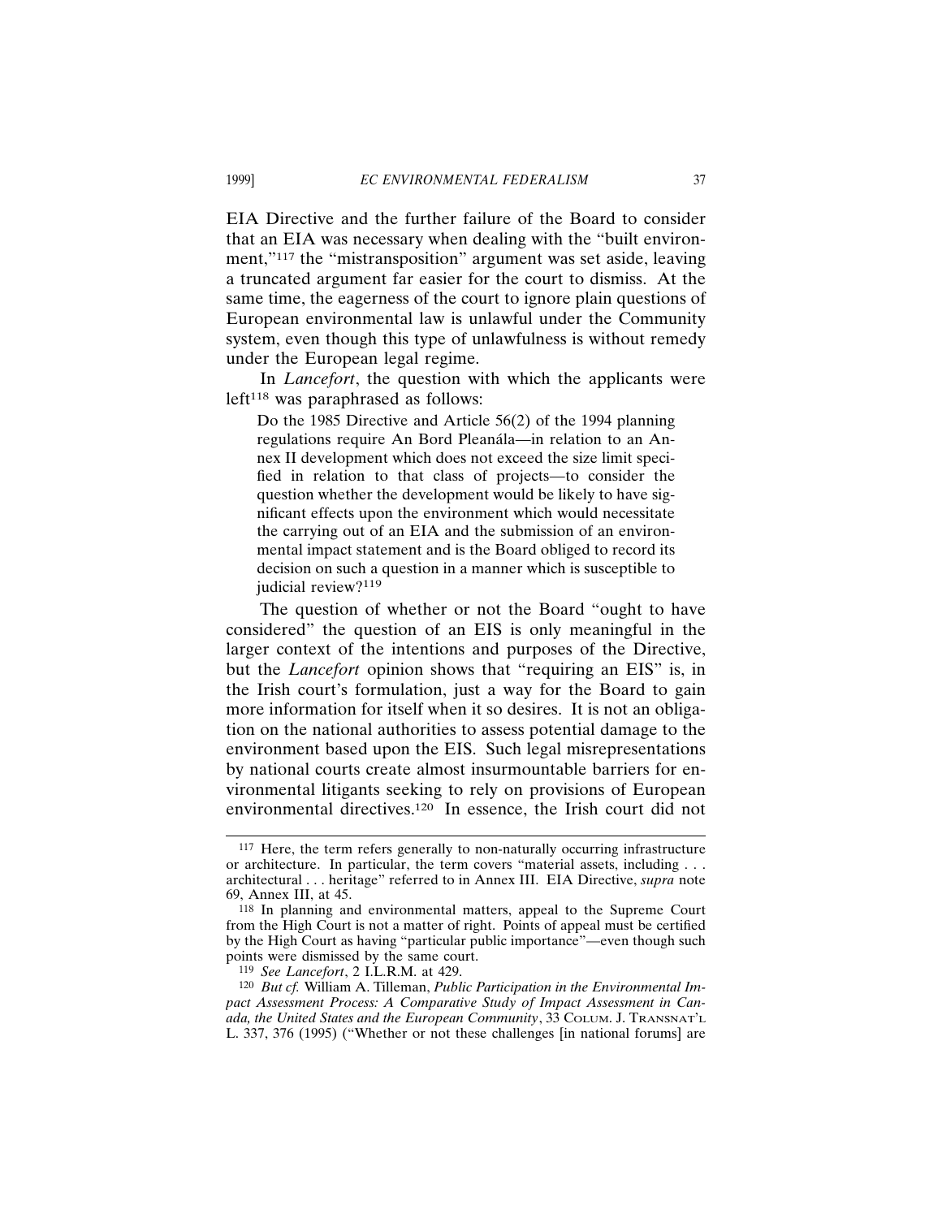EIA Directive and the further failure of the Board to consider that an EIA was necessary when dealing with the "built environment,"[117] the "mistransposition" argument was set aside, leaving a truncated argument far easier for the court to dismiss. At the same time, the eagerness of the court to ignore plain questions of European environmental law is unlawful under the Community system, even though this type of unlawfulness is without remedy under the European legal regime.

In *Lancefort*, the question with which the applicants were left[118] was paraphrased as follows:

> Do the 1985 Directive and Article 56(2) of the 1994 planning regulations require An Bord Pleanála—in relation to an Annex II development which does not exceed the size limit specified in relation to that class of projects—to consider the question whether the development would be likely to have significant effects upon the environment which would necessitate the carrying out of an EIA and the submission of an environmental impact statement and is the Board obliged to record its decision on such a question in a manner which is susceptible to judicial review?[119]

The question of whether or not the Board "ought to have considered" the question of an EIS is only meaningful in the larger context of the intentions and purposes of the Directive, but the *Lancefort* opinion shows that "requiring an EIS" is, in the Irish court's formulation, just a way for the Board to gain more information for itself when it so desires. It is not an obligation on the national authorities to assess potential damage to the environment based upon the EIS. Such legal misrepresentations by national courts create almost insurmountable barriers for environmental litigants seeking to rely on provisions of European environmental directives.[120] In essence, the Irish court did not

---

[117] Here, the term refers generally to non-naturally occurring infrastructure or architecture. In particular, the term covers "material assets, including . . . architectural . . . heritage" referred to in Annex III. EIA Directive, *supra* note 69, Annex III, at 45.

[118] In planning and environmental matters, appeal to the Supreme Court from the High Court is not a matter of right. Points of appeal must be certified by the High Court as having "particular public importance"—even though such points were dismissed by the same court.

[119] *See Lancefort*, 2 I.L.R.M. at 429.

[120] *But cf.* William A. Tilleman, *Public Participation in the Environmental Impact Assessment Process: A Comparative Study of Impact Assessment in Canada, the United States and the European Community*, 33 COLUM. J. TRANSNAT'L L. 337, 376 (1995) ("Whether or not these challenges [in national forums] are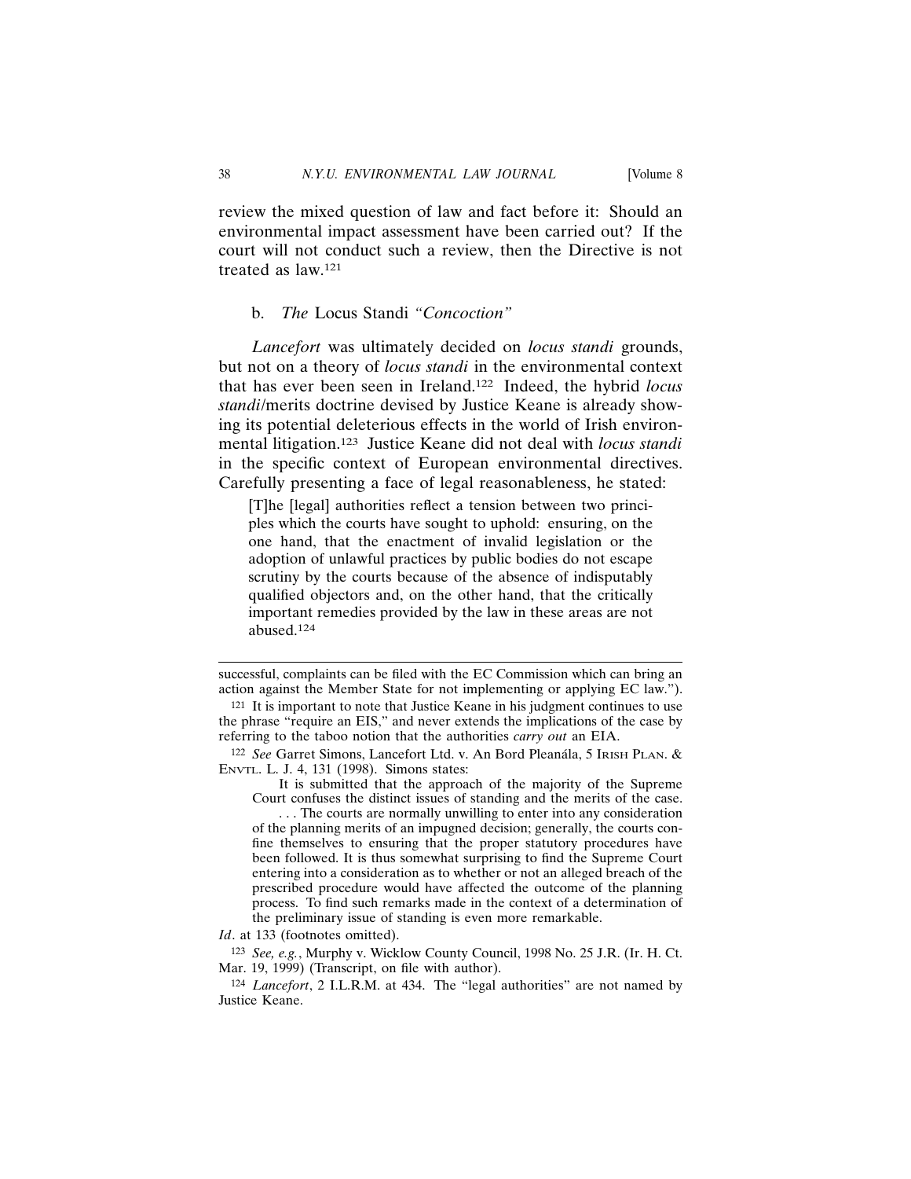review the mixed question of law and fact before it: Should an environmental impact assessment have been carried out? If the court will not conduct such a review, then the Directive is not treated as law.[121]

### b. *The* Locus Standi *"Concoction"*

*Lancefort* was ultimately decided on *locus standi* grounds, but not on a theory of *locus standi* in the environmental context that has ever been seen in Ireland.[122] Indeed, the hybrid *locus standi*/merits doctrine devised by Justice Keane is already showing its potential deleterious effects in the world of Irish environmental litigation.[123] Justice Keane did not deal with *locus standi* in the specific context of European environmental directives. Carefully presenting a face of legal reasonableness, he stated:

> [T]he [legal] authorities reflect a tension between two principles which the courts have sought to uphold: ensuring, on the one hand, that the enactment of invalid legislation or the adoption of unlawful practices by public bodies do not escape scrutiny by the courts because of the absence of indisputably qualified objectors and, on the other hand, that the critically important remedies provided by the law in these areas are not abused.[124]

---

successful, complaints can be filed with the EC Commission which can bring an action against the Member State for not implementing or applying EC law.").

[121] It is important to note that Justice Keane in his judgment continues to use the phrase "require an EIS," and never extends the implications of the case by referring to the taboo notion that the authorities *carry out* an EIA.

[122] *See* Garret Simons, Lancefort Ltd. v. An Bord Pleanála, 5 IRISH PLAN. & ENVTL. L. J. 4, 131 (1998). Simons states:

> It is submitted that the approach of the majority of the Supreme Court confuses the distinct issues of standing and the merits of the case.
>
> . . . The courts are normally unwilling to enter into any consideration of the planning merits of an impugned decision; generally, the courts confine themselves to ensuring that the proper statutory procedures have been followed. It is thus somewhat surprising to find the Supreme Court entering into a consideration as to whether or not an alleged breach of the prescribed procedure would have affected the outcome of the planning process. To find such remarks made in the context of a determination of the preliminary issue of standing is even more remarkable.

*Id*. at 133 (footnotes omitted).

[123] *See, e.g.*, Murphy v. Wicklow County Council, 1998 No. 25 J.R. (Ir. H. Ct. Mar. 19, 1999) (Transcript, on file with author).

[124] *Lancefort*, 2 I.L.R.M. at 434. The "legal authorities" are not named by Justice Keane.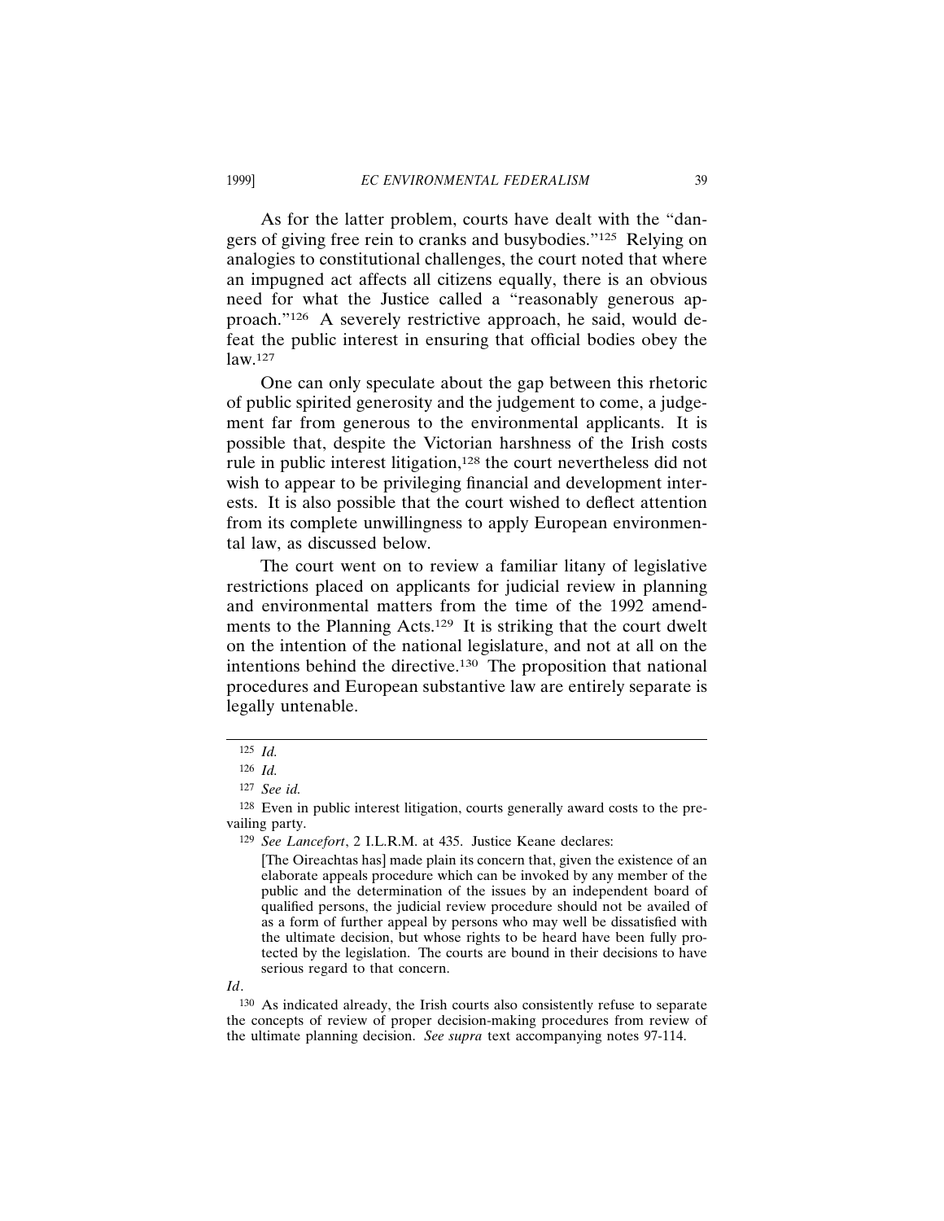As for the latter problem, courts have dealt with the "dangers of giving free rein to cranks and busybodies."[125] Relying on analogies to constitutional challenges, the court noted that where an impugned act affects all citizens equally, there is an obvious need for what the Justice called a "reasonably generous approach."[126] A severely restrictive approach, he said, would defeat the public interest in ensuring that official bodies obey the law.[127]

One can only speculate about the gap between this rhetoric of public spirited generosity and the judgement to come, a judgement far from generous to the environmental applicants. It is possible that, despite the Victorian harshness of the Irish costs rule in public interest litigation,[128] the court nevertheless did not wish to appear to be privileging financial and development interests. It is also possible that the court wished to deflect attention from its complete unwillingness to apply European environmental law, as discussed below.

The court went on to review a familiar litany of legislative restrictions placed on applicants for judicial review in planning and environmental matters from the time of the 1992 amendments to the Planning Acts.[129] It is striking that the court dwelt on the intention of the national legislature, and not at all on the intentions behind the directive.[130] The proposition that national procedures and European substantive law are entirely separate is legally untenable.

---

[125] *Id.*

[126] *Id.*

[127] *See id.*

[128] Even in public interest litigation, courts generally award costs to the prevailing party.

[129] *See Lancefort*, 2 I.L.R.M. at 435. Justice Keane declares:

> [The Oireachtas has] made plain its concern that, given the existence of an elaborate appeals procedure which can be invoked by any member of the public and the determination of the issues by an independent board of qualified persons, the judicial review procedure should not be availed of as a form of further appeal by persons who may well be dissatisfied with the ultimate decision, but whose rights to be heard have been fully protected by the legislation. The courts are bound in their decisions to have serious regard to that concern.

*Id*.

[130] As indicated already, the Irish courts also consistently refuse to separate the concepts of review of proper decision-making procedures from review of the ultimate planning decision. *See supra* text accompanying notes 97-114.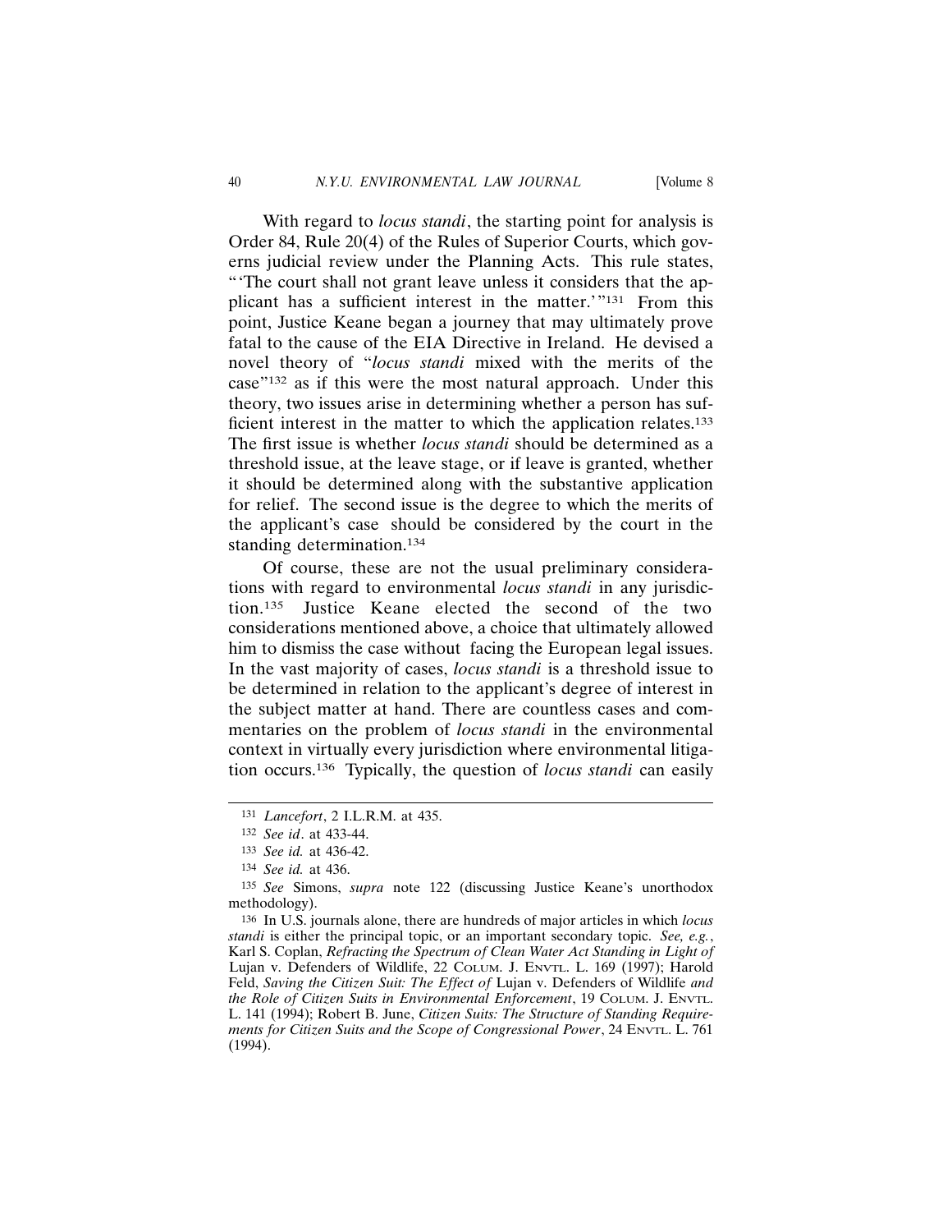With regard to *locus standi*, the starting point for analysis is Order 84, Rule 20(4) of the Rules of Superior Courts, which governs judicial review under the Planning Acts. This rule states, "'The court shall not grant leave unless it considers that the applicant has a sufficient interest in the matter.'"[131] From this point, Justice Keane began a journey that may ultimately prove fatal to the cause of the EIA Directive in Ireland. He devised a novel theory of "*locus standi* mixed with the merits of the case"[132] as if this were the most natural approach. Under this theory, two issues arise in determining whether a person has sufficient interest in the matter to which the application relates.[133] The first issue is whether *locus standi* should be determined as a threshold issue, at the leave stage, or if leave is granted, whether it should be determined along with the substantive application for relief. The second issue is the degree to which the merits of the applicant's case should be considered by the court in the standing determination.[134]

Of course, these are not the usual preliminary considerations with regard to environmental *locus standi* in any jurisdiction.[135] Justice Keane elected the second of the two considerations mentioned above, a choice that ultimately allowed him to dismiss the case without facing the European legal issues. In the vast majority of cases, *locus standi* is a threshold issue to be determined in relation to the applicant's degree of interest in the subject matter at hand. There are countless cases and commentaries on the problem of *locus standi* in the environmental context in virtually every jurisdiction where environmental litigation occurs.[136] Typically, the question of *locus standi* can easily

---

[131] *Lancefort*, 2 I.L.R.M. at 435.

[132] *See id*. at 433-44.

[133] *See id.* at 436-42.

[134] *See id.* at 436.

[135] *See* Simons, *supra* note 122 (discussing Justice Keane's unorthodox methodology).

[136] In U.S. journals alone, there are hundreds of major articles in which *locus standi* is either the principal topic, or an important secondary topic. *See, e.g.*, Karl S. Coplan, *Refracting the Spectrum of Clean Water Act Standing in Light of* Lujan v. Defenders of Wildlife, 22 COLUM. J. ENVTL. L. 169 (1997); Harold Feld, *Saving the Citizen Suit: The Effect of* Lujan v. Defenders of Wildlife *and the Role of Citizen Suits in Environmental Enforcement*, 19 COLUM. J. ENVTL. L. 141 (1994); Robert B. June, *Citizen Suits: The Structure of Standing Requirements for Citizen Suits and the Scope of Congressional Power*, 24 ENVTL. L. 761 (1994).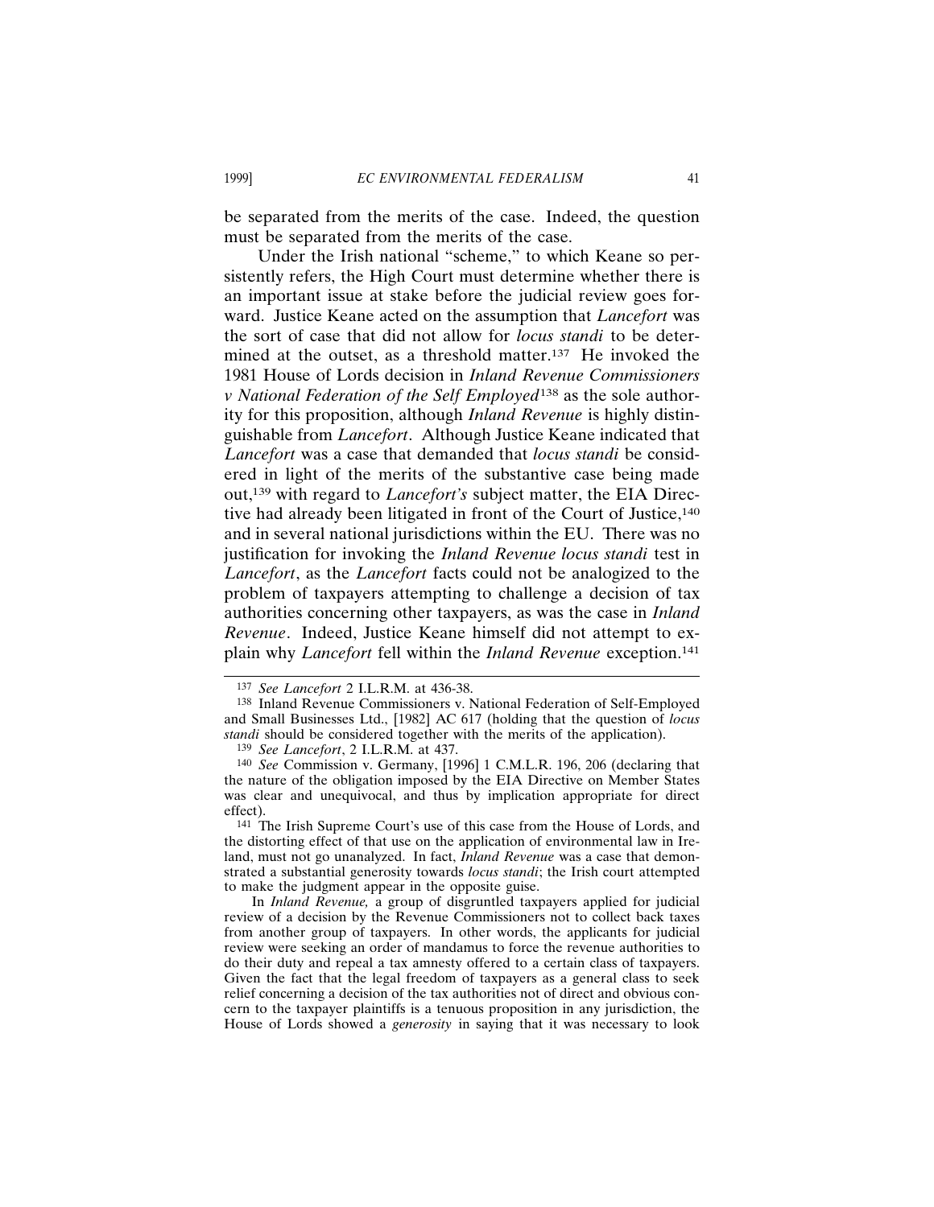be separated from the merits of the case. Indeed, the question must be separated from the merits of the case.

Under the Irish national "scheme," to which Keane so persistently refers, the High Court must determine whether there is an important issue at stake before the judicial review goes forward. Justice Keane acted on the assumption that *Lancefort* was the sort of case that did not allow for *locus standi* to be determined at the outset, as a threshold matter.[137] He invoked the 1981 House of Lords decision in *Inland Revenue Commissioners v National Federation of the Self Employed*[138] as the sole authority for this proposition, although *Inland Revenue* is highly distinguishable from *Lancefort*. Although Justice Keane indicated that *Lancefort* was a case that demanded that *locus standi* be considered in light of the merits of the substantive case being made out,[139] with regard to *Lancefort's* subject matter, the EIA Directive had already been litigated in front of the Court of Justice,[140] and in several national jurisdictions within the EU. There was no justification for invoking the *Inland Revenue locus standi* test in *Lancefort*, as the *Lancefort* facts could not be analogized to the problem of taxpayers attempting to challenge a decision of tax authorities concerning other taxpayers, as was the case in *Inland Revenue*. Indeed, Justice Keane himself did not attempt to explain why *Lancefort* fell within the *Inland Revenue* exception.[141]

---

[137] *See Lancefort* 2 I.L.R.M. at 436-38.

[138] Inland Revenue Commissioners v. National Federation of Self-Employed and Small Businesses Ltd., [1982] AC 617 (holding that the question of *locus standi* should be considered together with the merits of the application).

[139] *See Lancefort*, 2 I.L.R.M. at 437.

[140] *See* Commission v. Germany, [1996] 1 C.M.L.R. 196, 206 (declaring that the nature of the obligation imposed by the EIA Directive on Member States was clear and unequivocal, and thus by implication appropriate for direct effect).

[141] The Irish Supreme Court's use of this case from the House of Lords, and the distorting effect of that use on the application of environmental law in Ireland, must not go unanalyzed. In fact, *Inland Revenue* was a case that demonstrated a substantial generosity towards *locus standi*; the Irish court attempted to make the judgment appear in the opposite guise.

In *Inland Revenue,* a group of disgruntled taxpayers applied for judicial review of a decision by the Revenue Commissioners not to collect back taxes from another group of taxpayers. In other words, the applicants for judicial review were seeking an order of mandamus to force the revenue authorities to do their duty and repeal a tax amnesty offered to a certain class of taxpayers. Given the fact that the legal freedom of taxpayers as a general class to seek relief concerning a decision of the tax authorities not of direct and obvious concern to the taxpayer plaintiffs is a tenuous proposition in any jurisdiction, the House of Lords showed a *generosity* in saying that it was necessary to look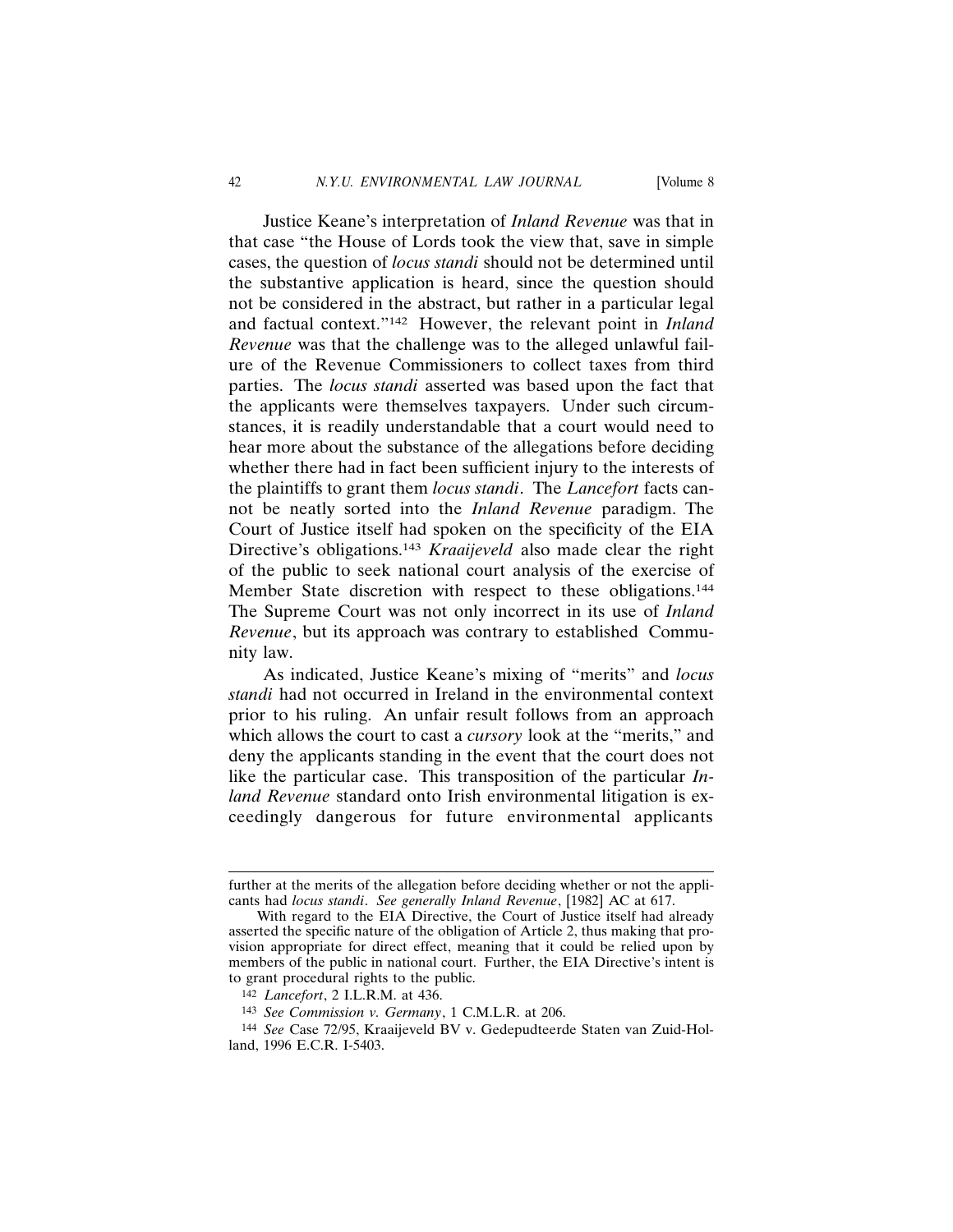Justice Keane's interpretation of *Inland Revenue* was that in that case "the House of Lords took the view that, save in simple cases, the question of *locus standi* should not be determined until the substantive application is heard, since the question should not be considered in the abstract, but rather in a particular legal and factual context."[142] However, the relevant point in *Inland Revenue* was that the challenge was to the alleged unlawful failure of the Revenue Commissioners to collect taxes from third parties. The *locus standi* asserted was based upon the fact that the applicants were themselves taxpayers. Under such circumstances, it is readily understandable that a court would need to hear more about the substance of the allegations before deciding whether there had in fact been sufficient injury to the interests of the plaintiffs to grant them *locus standi*. The *Lancefort* facts cannot be neatly sorted into the *Inland Revenue* paradigm. The Court of Justice itself had spoken on the specificity of the EIA Directive's obligations.[143] *Kraaijeveld* also made clear the right of the public to seek national court analysis of the exercise of Member State discretion with respect to these obligations.[144] The Supreme Court was not only incorrect in its use of *Inland Revenue*, but its approach was contrary to established Community law.

As indicated, Justice Keane's mixing of "merits" and *locus standi* had not occurred in Ireland in the environmental context prior to his ruling. An unfair result follows from an approach which allows the court to cast a *cursory* look at the "merits," and deny the applicants standing in the event that the court does not like the particular case. This transposition of the particular *Inland Revenue* standard onto Irish environmental litigation is exceedingly dangerous for future environmental applicants

---

further at the merits of the allegation before deciding whether or not the applicants had *locus standi*. *See generally Inland Revenue*, [1982] AC at 617.

With regard to the EIA Directive, the Court of Justice itself had already asserted the specific nature of the obligation of Article 2, thus making that provision appropriate for direct effect, meaning that it could be relied upon by members of the public in national court. Further, the EIA Directive's intent is to grant procedural rights to the public.

[142] *Lancefort*, 2 I.L.R.M. at 436.

[143] *See Commission v. Germany*, 1 C.M.L.R. at 206.

[144] *See* Case 72/95, Kraaijeveld BV v. Gedepudteerde Staten van Zuid-Holland, 1996 E.C.R. I-5403.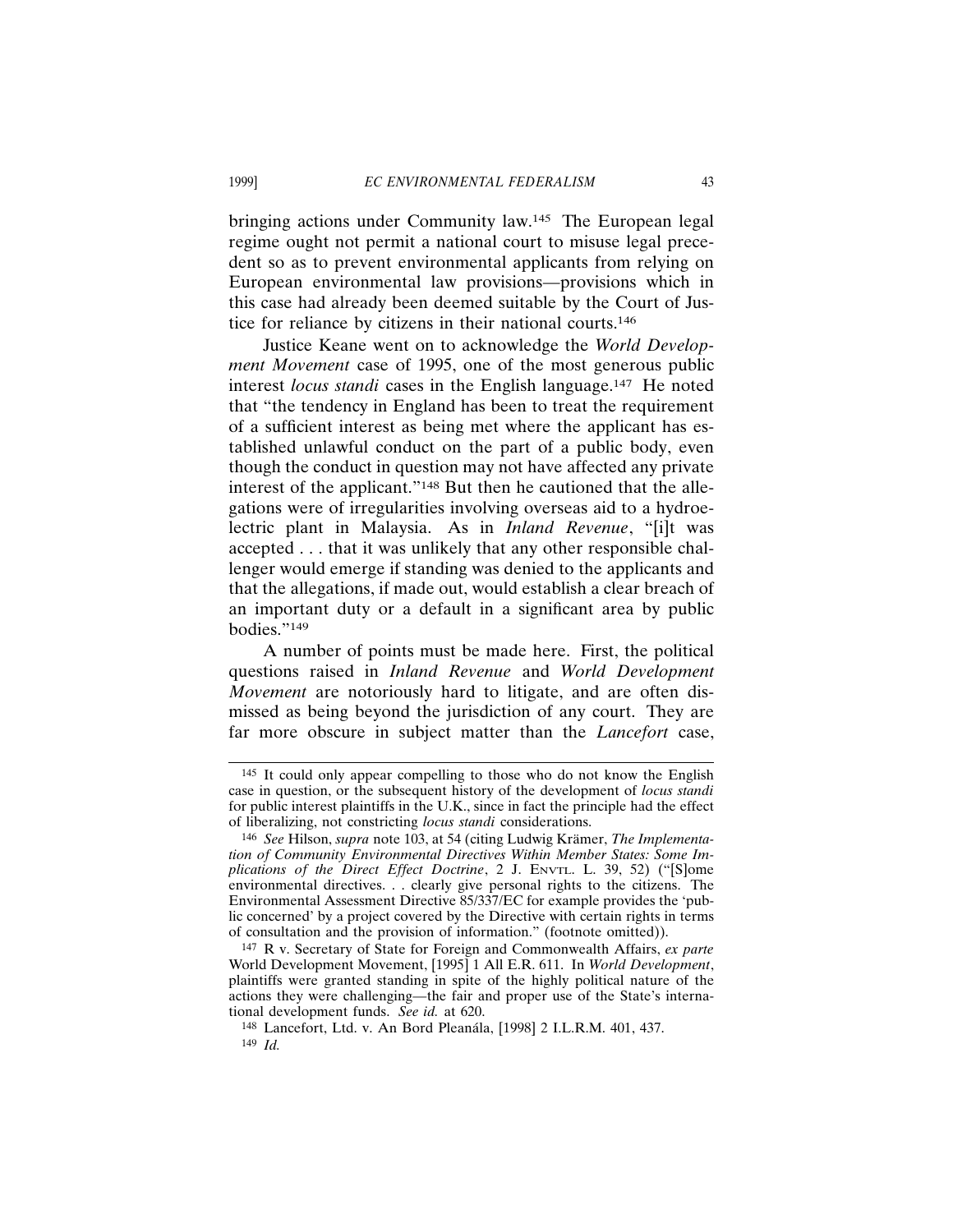bringing actions under Community law.[145] The European legal regime ought not permit a national court to misuse legal precedent so as to prevent environmental applicants from relying on European environmental law provisions—provisions which in this case had already been deemed suitable by the Court of Justice for reliance by citizens in their national courts.[146]

Justice Keane went on to acknowledge the *World Development Movement* case of 1995, one of the most generous public interest *locus standi* cases in the English language.[147] He noted that "the tendency in England has been to treat the requirement of a sufficient interest as being met where the applicant has established unlawful conduct on the part of a public body, even though the conduct in question may not have affected any private interest of the applicant."[148] But then he cautioned that the allegations were of irregularities involving overseas aid to a hydroelectric plant in Malaysia. As in *Inland Revenue*, "[i]t was accepted . . . that it was unlikely that any other responsible challenger would emerge if standing was denied to the applicants and that the allegations, if made out, would establish a clear breach of an important duty or a default in a significant area by public bodies."[149]

A number of points must be made here. First, the political questions raised in *Inland Revenue* and *World Development Movement* are notoriously hard to litigate, and are often dismissed as being beyond the jurisdiction of any court. They are far more obscure in subject matter than the *Lancefort* case,

---

[145] It could only appear compelling to those who do not know the English case in question, or the subsequent history of the development of *locus standi* for public interest plaintiffs in the U.K., since in fact the principle had the effect of liberalizing, not constricting *locus standi* considerations.

[146] *See* Hilson, *supra* note 103, at 54 (citing Ludwig Krämer, *The Implementation of Community Environmental Directives Within Member States: Some Implications of the Direct Effect Doctrine*, 2 J. ENVTL. L. 39, 52) ("[S]ome environmental directives. . . clearly give personal rights to the citizens. The Environmental Assessment Directive 85/337/EC for example provides the 'public concerned' by a project covered by the Directive with certain rights in terms of consultation and the provision of information." (footnote omitted)).

[147] R v. Secretary of State for Foreign and Commonwealth Affairs, *ex parte* World Development Movement, [1995] 1 All E.R. 611. In *World Development*, plaintiffs were granted standing in spite of the highly political nature of the actions they were challenging—the fair and proper use of the State's international development funds. *See id.* at 620.

[148] Lancefort, Ltd. v. An Bord Pleanála, [1998] 2 I.L.R.M. 401, 437.

[149] *Id.*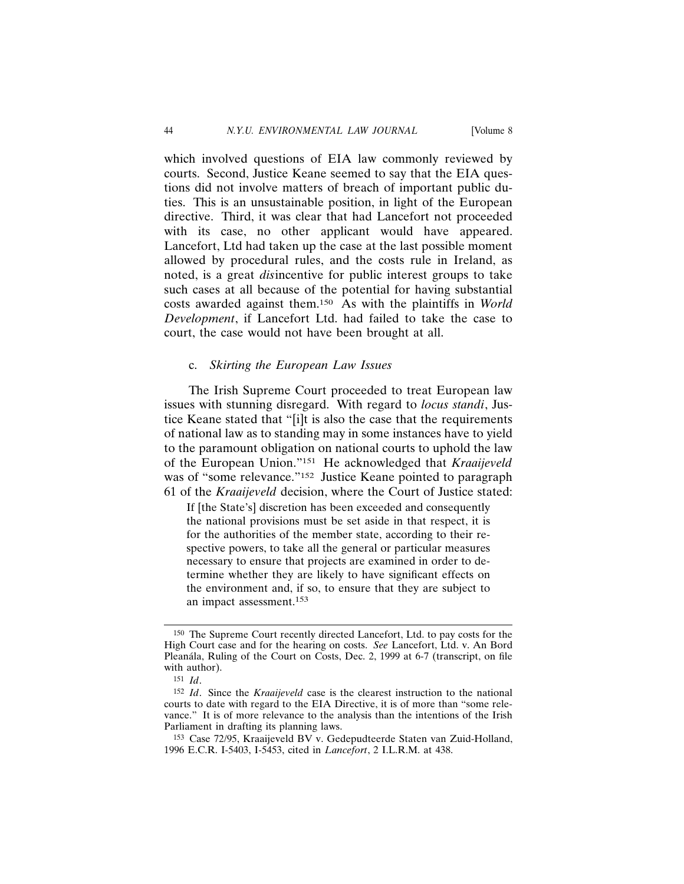which involved questions of EIA law commonly reviewed by courts. Second, Justice Keane seemed to say that the EIA questions did not involve matters of breach of important public duties. This is an unsustainable position, in light of the European directive. Third, it was clear that had Lancefort not proceeded with its case, no other applicant would have appeared. Lancefort, Ltd had taken up the case at the last possible moment allowed by procedural rules, and the costs rule in Ireland, as noted, is a great *dis*incentive for public interest groups to take such cases at all because of the potential for having substantial costs awarded against them.[150] As with the plaintiffs in *World Development*, if Lancefort Ltd. had failed to take the case to court, the case would not have been brought at all.

### c. *Skirting the European Law Issues*

The Irish Supreme Court proceeded to treat European law issues with stunning disregard. With regard to *locus standi*, Justice Keane stated that "[i]t is also the case that the requirements of national law as to standing may in some instances have to yield to the paramount obligation on national courts to uphold the law of the European Union."[151] He acknowledged that *Kraaijeveld* was of "some relevance."[152] Justice Keane pointed to paragraph 61 of the *Kraaijeveld* decision, where the Court of Justice stated:

> If [the State's] discretion has been exceeded and consequently the national provisions must be set aside in that respect, it is for the authorities of the member state, according to their respective powers, to take all the general or particular measures necessary to ensure that projects are examined in order to determine whether they are likely to have significant effects on the environment and, if so, to ensure that they are subject to an impact assessment.[153]

---

[150] The Supreme Court recently directed Lancefort, Ltd. to pay costs for the High Court case and for the hearing on costs. *See* Lancefort, Ltd. v. An Bord Pleanála, Ruling of the Court on Costs, Dec. 2, 1999 at 6-7 (transcript, on file with author).

[151] *Id*.

[152] *Id*. Since the *Kraaijeveld* case is the clearest instruction to the national courts to date with regard to the EIA Directive, it is of more than "some relevance." It is of more relevance to the analysis than the intentions of the Irish Parliament in drafting its planning laws.

[153] Case 72/95, Kraaijeveld BV v. Gedepudteerde Staten van Zuid-Holland, 1996 E.C.R. I-5403, I-5453, cited in *Lancefort*, 2 I.L.R.M. at 438.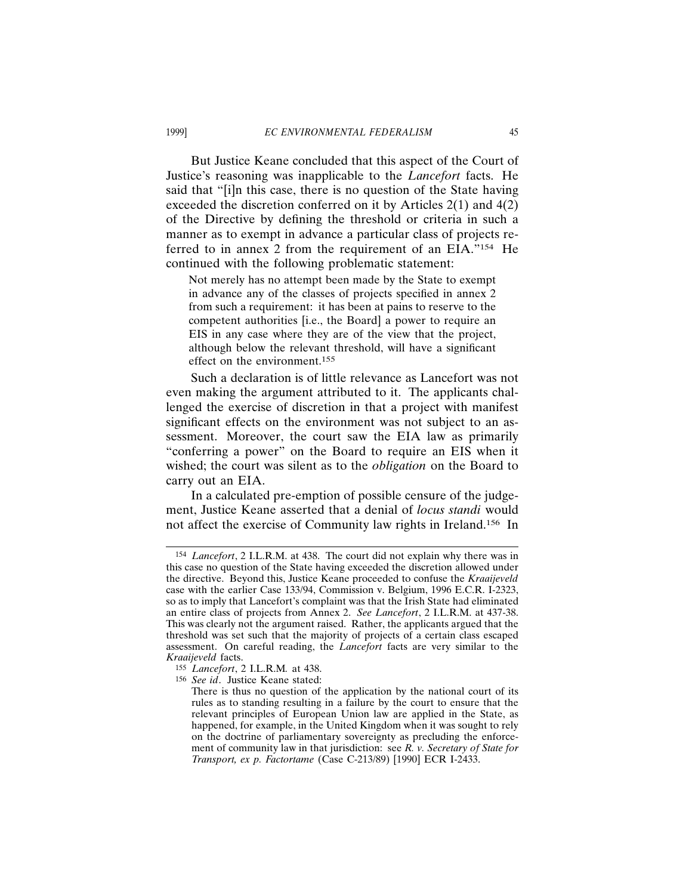But Justice Keane concluded that this aspect of the Court of Justice's reasoning was inapplicable to the *Lancefort* facts. He said that "[i]n this case, there is no question of the State having exceeded the discretion conferred on it by Articles 2(1) and 4(2) of the Directive by defining the threshold or criteria in such a manner as to exempt in advance a particular class of projects referred to in annex 2 from the requirement of an EIA."[154] He continued with the following problematic statement:

> Not merely has no attempt been made by the State to exempt in advance any of the classes of projects specified in annex 2 from such a requirement: it has been at pains to reserve to the competent authorities [i.e., the Board] a power to require an EIS in any case where they are of the view that the project, although below the relevant threshold, will have a significant effect on the environment.[155]

Such a declaration is of little relevance as Lancefort was not even making the argument attributed to it. The applicants challenged the exercise of discretion in that a project with manifest significant effects on the environment was not subject to an assessment. Moreover, the court saw the EIA law as primarily "conferring a power" on the Board to require an EIS when it wished; the court was silent as to the *obligation* on the Board to carry out an EIA.

In a calculated pre-emption of possible censure of the judgement, Justice Keane asserted that a denial of *locus standi* would not affect the exercise of Community law rights in Ireland.[156] In

---

[154] *Lancefort*, 2 I.L.R.M. at 438. The court did not explain why there was in this case no question of the State having exceeded the discretion allowed under the directive. Beyond this, Justice Keane proceeded to confuse the *Kraaijeveld* case with the earlier Case 133/94, Commission v. Belgium, 1996 E.C.R. I-2323, so as to imply that Lancefort's complaint was that the Irish State had eliminated an entire class of projects from Annex 2. *See Lancefort*, 2 I.L.R.M. at 437-38. This was clearly not the argument raised. Rather, the applicants argued that the threshold was set such that the majority of projects of a certain class escaped assessment. On careful reading, the *Lancefort* facts are very similar to the *Kraaijeveld* facts.

[155] *Lancefort*, 2 I.L.R.M. at 438.

[156] *See id*. Justice Keane stated:

> There is thus no question of the application by the national court of its rules as to standing resulting in a failure by the court to ensure that the relevant principles of European Union law are applied in the State, as happened, for example, in the United Kingdom when it was sought to rely on the doctrine of parliamentary sovereignty as precluding the enforcement of community law in that jurisdiction: see *R. v. Secretary of State for Transport, ex p. Factortame* (Case C-213/89) [1990] ECR I-2433.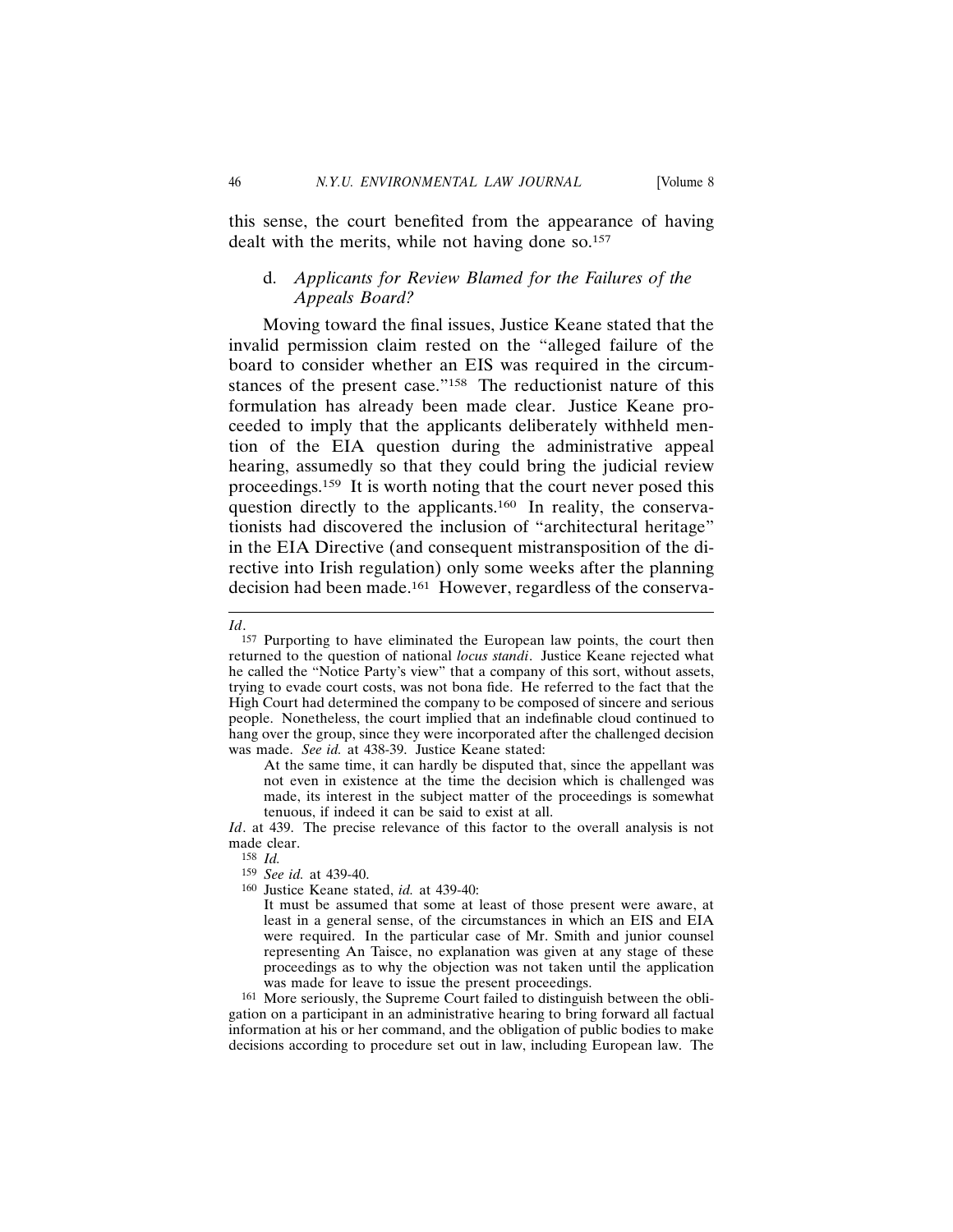this sense, the court benefited from the appearance of having dealt with the merits, while not having done so.[157]

#### d. *Applicants for Review Blamed for the Failures of the Appeals Board?*

Moving toward the final issues, Justice Keane stated that the invalid permission claim rested on the "alleged failure of the board to consider whether an EIS was required in the circumstances of the present case."[158] The reductionist nature of this formulation has already been made clear. Justice Keane proceeded to imply that the applicants deliberately withheld mention of the EIA question during the administrative appeal hearing, assumedly so that they could bring the judicial review proceedings.[159] It is worth noting that the court never posed this question directly to the applicants.[160] In reality, the conservationists had discovered the inclusion of "architectural heritage" in the EIA Directive (and consequent mistransposition of the directive into Irish regulation) only some weeks after the planning decision had been made.[161] However, regardless of the conserva-

---

*Id*.

[157] Purporting to have eliminated the European law points, the court then returned to the question of national *locus standi*. Justice Keane rejected what he called the "Notice Party's view" that a company of this sort, without assets, trying to evade court costs, was not bona fide. He referred to the fact that the High Court had determined the company to be composed of sincere and serious people. Nonetheless, the court implied that an indefinable cloud continued to hang over the group, since they were incorporated after the challenged decision was made. *See id.* at 438-39. Justice Keane stated:

> At the same time, it can hardly be disputed that, since the appellant was not even in existence at the time the decision which is challenged was made, its interest in the subject matter of the proceedings is somewhat tenuous, if indeed it can be said to exist at all.

*Id*. at 439. The precise relevance of this factor to the overall analysis is not made clear.

[158] *Id.*

[159] *See id.* at 439-40.

[160] Justice Keane stated, *id.* at 439-40:

> It must be assumed that some at least of those present were aware, at least in a general sense, of the circumstances in which an EIS and EIA were required. In the particular case of Mr. Smith and junior counsel representing An Taisce, no explanation was given at any stage of these proceedings as to why the objection was not taken until the application was made for leave to issue the present proceedings.

[161] More seriously, the Supreme Court failed to distinguish between the obligation on a participant in an administrative hearing to bring forward all factual information at his or her command, and the obligation of public bodies to make decisions according to procedure set out in law, including European law. The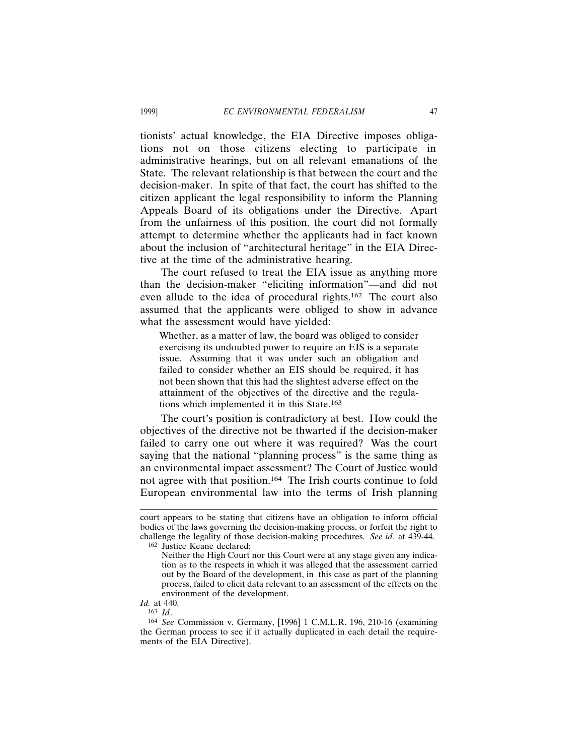tionists' actual knowledge, the EIA Directive imposes obligations not on those citizens electing to participate in administrative hearings, but on all relevant emanations of the State. The relevant relationship is that between the court and the decision-maker. In spite of that fact, the court has shifted to the citizen applicant the legal responsibility to inform the Planning Appeals Board of its obligations under the Directive. Apart from the unfairness of this position, the court did not formally attempt to determine whether the applicants had in fact known about the inclusion of "architectural heritage" in the EIA Directive at the time of the administrative hearing.

The court refused to treat the EIA issue as anything more than the decision-maker "eliciting information"—and did not even allude to the idea of procedural rights.[162] The court also assumed that the applicants were obliged to show in advance what the assessment would have yielded:

> Whether, as a matter of law, the board was obliged to consider exercising its undoubted power to require an EIS is a separate issue. Assuming that it was under such an obligation and failed to consider whether an EIS should be required, it has not been shown that this had the slightest adverse effect on the attainment of the objectives of the directive and the regulations which implemented it in this State.[163]

The court's position is contradictory at best. How could the objectives of the directive not be thwarted if the decision-maker failed to carry one out where it was required? Was the court saying that the national "planning process" is the same thing as an environmental impact assessment? The Court of Justice would not agree with that position.[164] The Irish courts continue to fold European environmental law into the terms of Irish planning

---

court appears to be stating that citizens have an obligation to inform official bodies of the laws governing the decision-making process, or forfeit the right to challenge the legality of those decision-making procedures. *See id.* at 439-44.

[162] Justice Keane declared:

> Neither the High Court nor this Court were at any stage given any indication as to the respects in which it was alleged that the assessment carried out by the Board of the development, in this case as part of the planning process, failed to elicit data relevant to an assessment of the effects on the environment of the development.

*Id.* at 440.

[163] *Id*.

[164] *See* Commission v. Germany, [1996] 1 C.M.L.R. 196, 210-16 (examining the German process to see if it actually duplicated in each detail the requirements of the EIA Directive).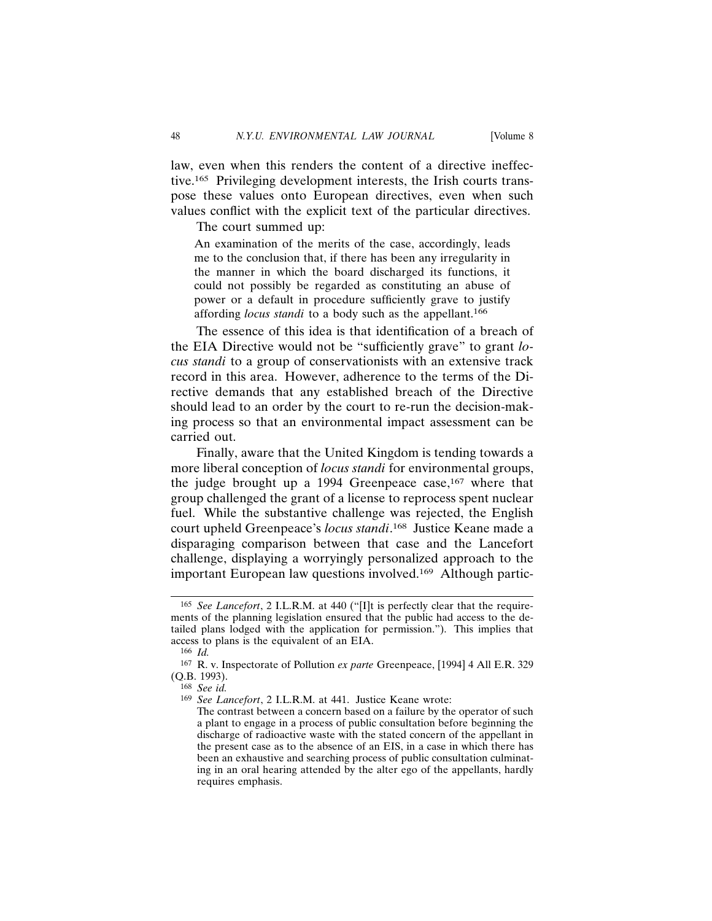law, even when this renders the content of a directive ineffective.[165] Privileging development interests, the Irish courts transpose these values onto European directives, even when such values conflict with the explicit text of the particular directives.

The court summed up:

> An examination of the merits of the case, accordingly, leads me to the conclusion that, if there has been any irregularity in the manner in which the board discharged its functions, it could not possibly be regarded as constituting an abuse of power or a default in procedure sufficiently grave to justify affording *locus standi* to a body such as the appellant.[166]

The essence of this idea is that identification of a breach of the EIA Directive would not be "sufficiently grave" to grant *locus standi* to a group of conservationists with an extensive track record in this area. However, adherence to the terms of the Directive demands that any established breach of the Directive should lead to an order by the court to re-run the decision-making process so that an environmental impact assessment can be carried out.

Finally, aware that the United Kingdom is tending towards a more liberal conception of *locus standi* for environmental groups, the judge brought up a 1994 Greenpeace case,[167] where that group challenged the grant of a license to reprocess spent nuclear fuel. While the substantive challenge was rejected, the English court upheld Greenpeace's *locus standi*.[168] Justice Keane made a disparaging comparison between that case and the Lancefort challenge, displaying a worryingly personalized approach to the important European law questions involved.[169] Although partic-

---

[165] *See Lancefort*, 2 I.L.R.M. at 440 ("[I]t is perfectly clear that the requirements of the planning legislation ensured that the public had access to the detailed plans lodged with the application for permission."). This implies that access to plans is the equivalent of an EIA.

[166] *Id.*

[167] R. v. Inspectorate of Pollution *ex parte* Greenpeace, [1994] 4 All E.R. 329 (Q.B. 1993).

[168] *See id.*

[169] *See Lancefort*, 2 I.L.R.M. at 441. Justice Keane wrote:

> The contrast between a concern based on a failure by the operator of such a plant to engage in a process of public consultation before beginning the discharge of radioactive waste with the stated concern of the appellant in the present case as to the absence of an EIS, in a case in which there has been an exhaustive and searching process of public consultation culminating in an oral hearing attended by the alter ego of the appellants, hardly requires emphasis.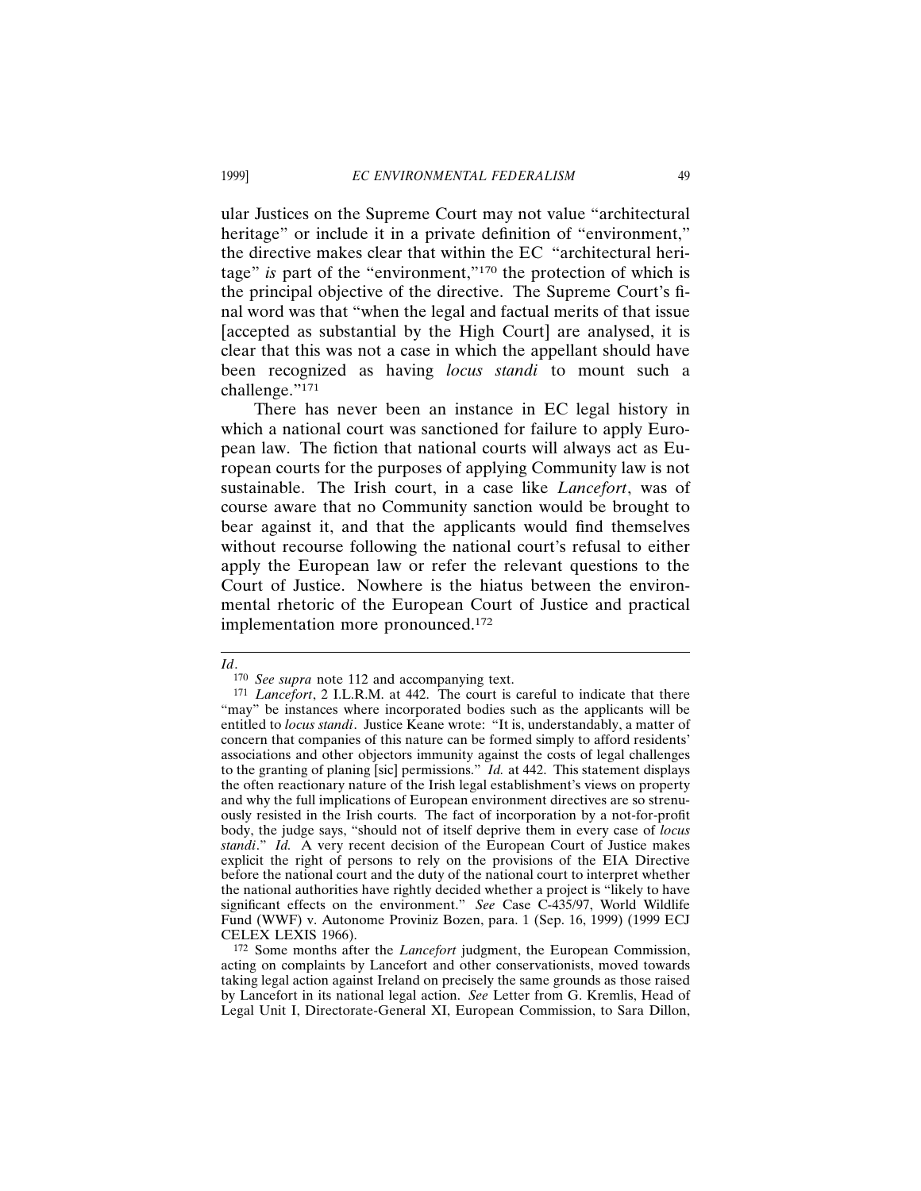ular Justices on the Supreme Court may not value "architectural heritage" or include it in a private definition of "environment," the directive makes clear that within the EC "architectural heritage" *is* part of the "environment,"[170] the protection of which is the principal objective of the directive. The Supreme Court's final word was that "when the legal and factual merits of that issue [accepted as substantial by the High Court] are analysed, it is clear that this was not a case in which the appellant should have been recognized as having *locus standi* to mount such a challenge."[171]

There has never been an instance in EC legal history in which a national court was sanctioned for failure to apply European law. The fiction that national courts will always act as European courts for the purposes of applying Community law is not sustainable. The Irish court, in a case like *Lancefort*, was of course aware that no Community sanction would be brought to bear against it, and that the applicants would find themselves without recourse following the national court's refusal to either apply the European law or refer the relevant questions to the Court of Justice. Nowhere is the hiatus between the environmental rhetoric of the European Court of Justice and practical implementation more pronounced.[172]

---

*Id*.

[170] *See supra* note 112 and accompanying text.

[171] *Lancefort*, 2 I.L.R.M. at 442. The court is careful to indicate that there "may" be instances where incorporated bodies such as the applicants will be entitled to *locus standi*. Justice Keane wrote: "It is, understandably, a matter of concern that companies of this nature can be formed simply to afford residents' associations and other objectors immunity against the costs of legal challenges to the granting of planing [sic] permissions." *Id.* at 442. This statement displays the often reactionary nature of the Irish legal establishment's views on property and why the full implications of European environment directives are so strenuously resisted in the Irish courts. The fact of incorporation by a not-for-profit body, the judge says, "should not of itself deprive them in every case of *locus standi*." *Id.* A very recent decision of the European Court of Justice makes explicit the right of persons to rely on the provisions of the EIA Directive before the national court and the duty of the national court to interpret whether the national authorities have rightly decided whether a project is "likely to have significant effects on the environment." *See* Case C-435/97, World Wildlife Fund (WWF) v. Autonome Proviniz Bozen, para. 1 (Sep. 16, 1999) (1999 ECJ CELEX LEXIS 1966).

[172] Some months after the *Lancefort* judgment, the European Commission, acting on complaints by Lancefort and other conservationists, moved towards taking legal action against Ireland on precisely the same grounds as those raised by Lancefort in its national legal action. *See* Letter from G. Kremlis, Head of Legal Unit I, Directorate-General XI, European Commission, to Sara Dillon,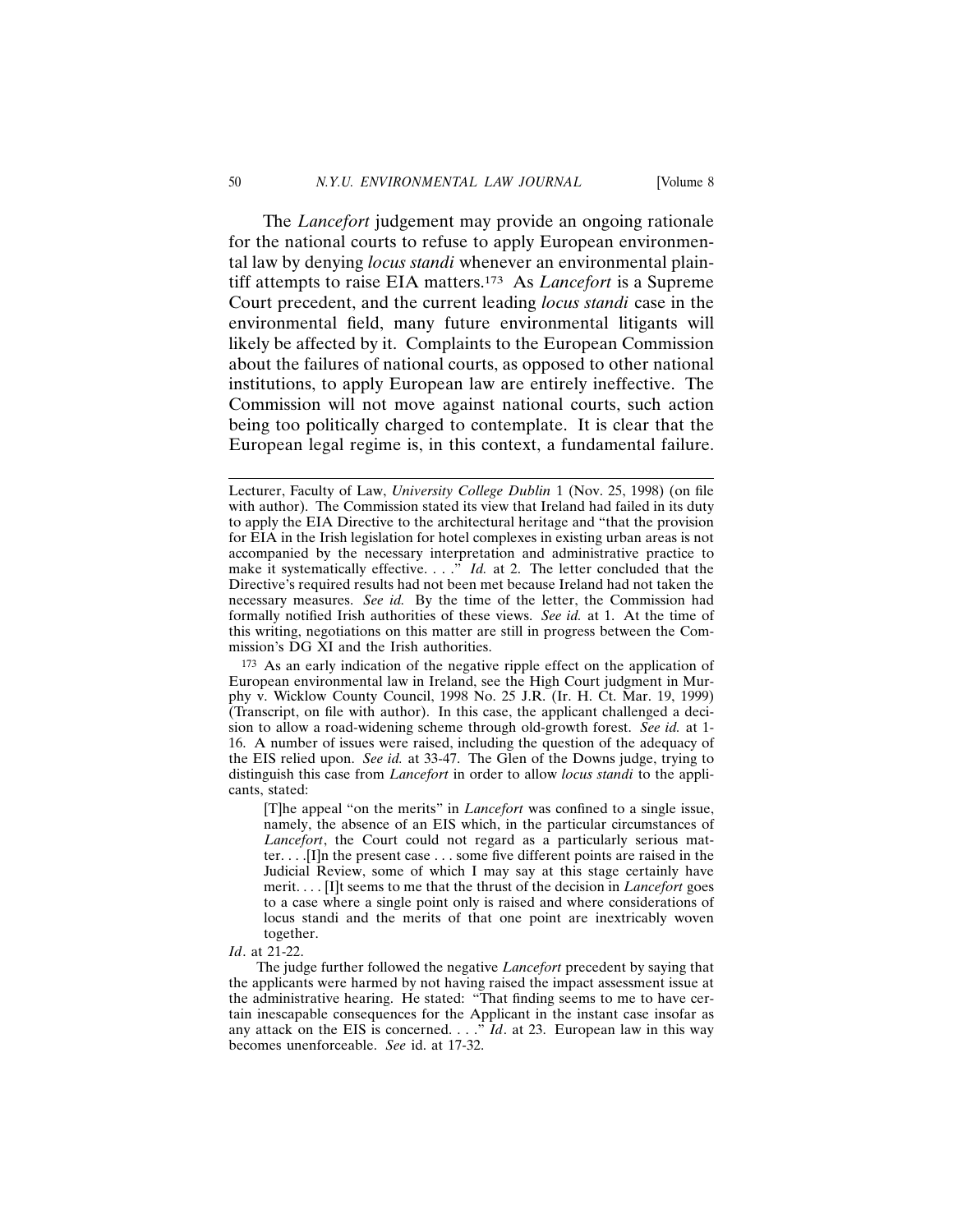The *Lancefort* judgement may provide an ongoing rationale for the national courts to refuse to apply European environmental law by denying *locus standi* whenever an environmental plaintiff attempts to raise EIA matters.[173] As *Lancefort* is a Supreme Court precedent, and the current leading *locus standi* case in the environmental field, many future environmental litigants will likely be affected by it. Complaints to the European Commission about the failures of national courts, as opposed to other national institutions, to apply European law are entirely ineffective. The Commission will not move against national courts, such action being too politically charged to contemplate. It is clear that the European legal regime is, in this context, a fundamental failure.

---

Lecturer, Faculty of Law, *University College Dublin* 1 (Nov. 25, 1998) (on file with author). The Commission stated its view that Ireland had failed in its duty to apply the EIA Directive to the architectural heritage and "that the provision for EIA in the Irish legislation for hotel complexes in existing urban areas is not accompanied by the necessary interpretation and administrative practice to make it systematically effective. . . ." *Id.* at 2. The letter concluded that the Directive's required results had not been met because Ireland had not taken the necessary measures. *See id.* By the time of the letter, the Commission had formally notified Irish authorities of these views. *See id.* at 1. At the time of this writing, negotiations on this matter are still in progress between the Commission's DG XI and the Irish authorities.

[173] As an early indication of the negative ripple effect on the application of European environmental law in Ireland, see the High Court judgment in Murphy v. Wicklow County Council, 1998 No. 25 J.R. (Ir. H. Ct. Mar. 19, 1999) (Transcript, on file with author). In this case, the applicant challenged a decision to allow a road-widening scheme through old-growth forest. *See id.* at 1-16. A number of issues were raised, including the question of the adequacy of the EIS relied upon. *See id.* at 33-47. The Glen of the Downs judge, trying to distinguish this case from *Lancefort* in order to allow *locus standi* to the applicants, stated:

> [T]he appeal "on the merits" in *Lancefort* was confined to a single issue, namely, the absence of an EIS which, in the particular circumstances of *Lancefort*, the Court could not regard as a particularly serious matter. . . .[I]n the present case . . . some five different points are raised in the Judicial Review, some of which I may say at this stage certainly have merit. . . . [I]t seems to me that the thrust of the decision in *Lancefort* goes to a case where a single point only is raised and where considerations of locus standi and the merits of that one point are inextricably woven together.

*Id*. at 21-22.

The judge further followed the negative *Lancefort* precedent by saying that the applicants were harmed by not having raised the impact assessment issue at the administrative hearing. He stated: "That finding seems to me to have certain inescapable consequences for the Applicant in the instant case insofar as any attack on the EIS is concerned. . . ." *Id*. at 23. European law in this way becomes unenforceable. *See* id. at 17-32.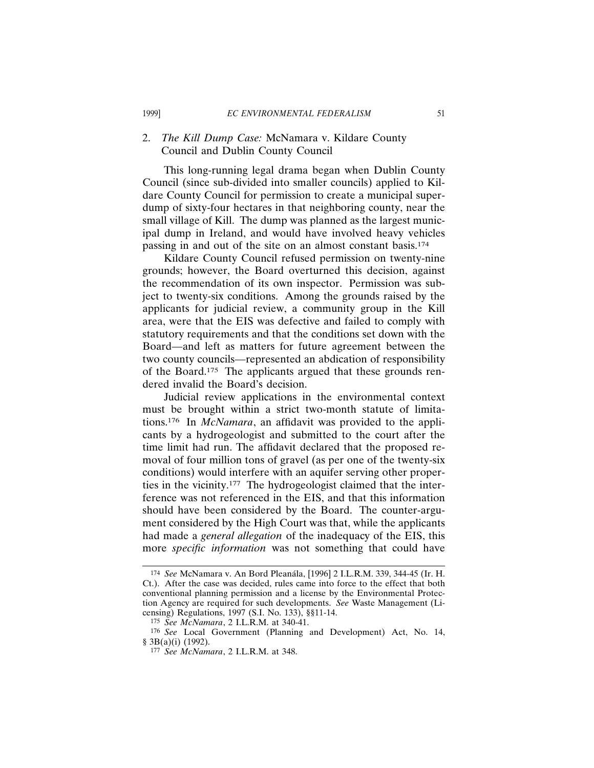### 2. *The Kill Dump Case:* McNamara v. Kildare County Council and Dublin County Council

This long-running legal drama began when Dublin County Council (since sub-divided into smaller councils) applied to Kildare County Council for permission to create a municipal super-dump of sixty-four hectares in that neighboring county, near the small village of Kill. The dump was planned as the largest municipal dump in Ireland, and would have involved heavy vehicles passing in and out of the site on an almost constant basis.[174]

Kildare County Council refused permission on twenty-nine grounds; however, the Board overturned this decision, against the recommendation of its own inspector. Permission was subject to twenty-six conditions. Among the grounds raised by the applicants for judicial review, a community group in the Kill area, were that the EIS was defective and failed to comply with statutory requirements and that the conditions set down with the Board—and left as matters for future agreement between the two county councils—represented an abdication of responsibility of the Board.[175] The applicants argued that these grounds rendered invalid the Board's decision.

Judicial review applications in the environmental context must be brought within a strict two-month statute of limitations.[176] In *McNamara*, an affidavit was provided to the applicants by a hydrogeologist and submitted to the court after the time limit had run. The affidavit declared that the proposed removal of four million tons of gravel (as per one of the twenty-six conditions) would interfere with an aquifer serving other properties in the vicinity.[177] The hydrogeologist claimed that the interference was not referenced in the EIS, and that this information should have been considered by the Board. The counter-argument considered by the High Court was that, while the applicants had made a *general allegation* of the inadequacy of the EIS, this more *specific information* was not something that could have

---

[174] *See* McNamara v. An Bord Pleanála, [1996] 2 I.L.R.M. 339, 344-45 (Ir. H. Ct.). After the case was decided, rules came into force to the effect that both conventional planning permission and a license by the Environmental Protection Agency are required for such developments. *See* Waste Management (Licensing) Regulations, 1997 (S.I. No. 133), §§11-14.

[175] *See McNamara*, 2 I.L.R.M. at 340-41.

[176] *See* Local Government (Planning and Development) Act, No. 14, § 3B(a)(i) (1992).

[177] *See McNamara*, 2 I.L.R.M. at 348.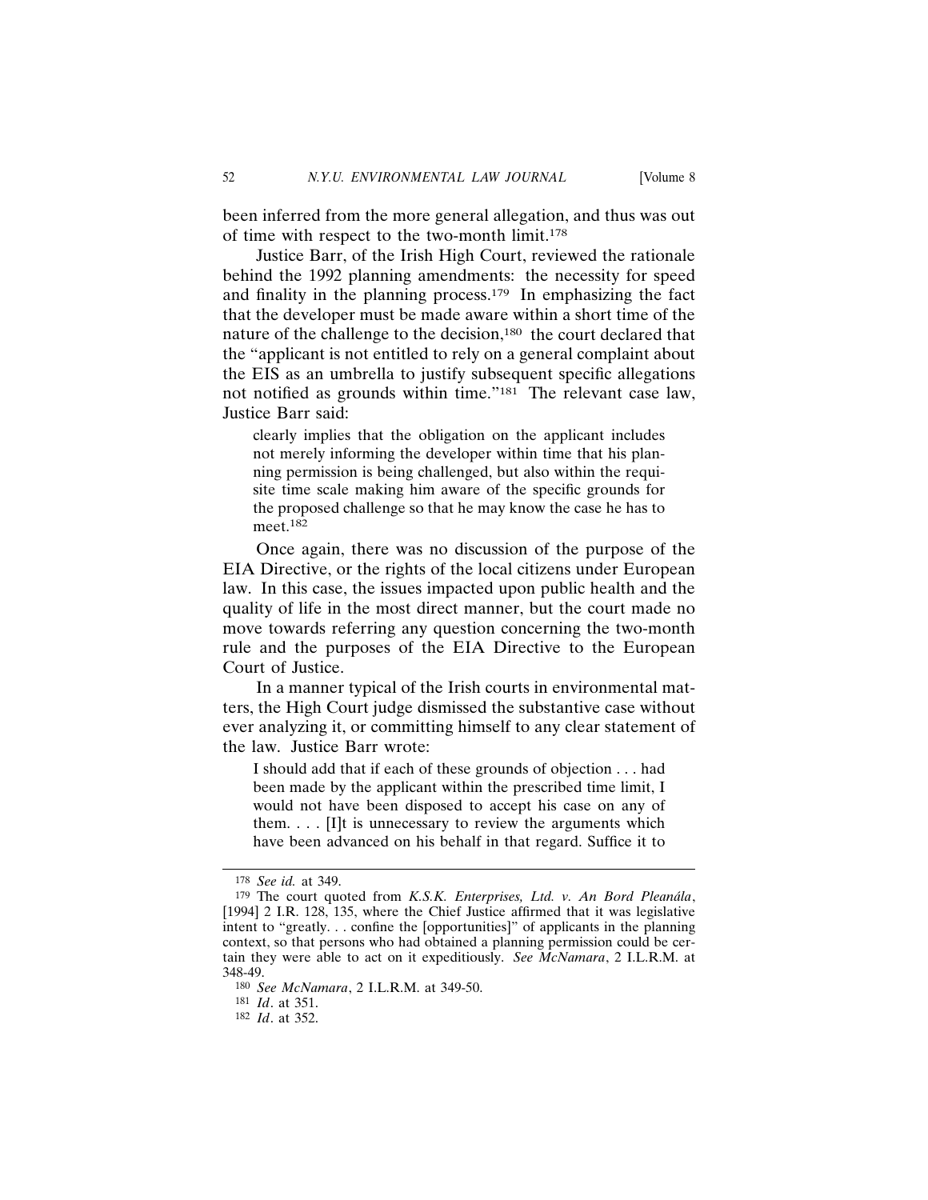been inferred from the more general allegation, and thus was out of time with respect to the two-month limit.[178]

Justice Barr, of the Irish High Court, reviewed the rationale behind the 1992 planning amendments: the necessity for speed and finality in the planning process.[179] In emphasizing the fact that the developer must be made aware within a short time of the nature of the challenge to the decision,[180] the court declared that the "applicant is not entitled to rely on a general complaint about the EIS as an umbrella to justify subsequent specific allegations not notified as grounds within time."[181] The relevant case law, Justice Barr said:

> clearly implies that the obligation on the applicant includes not merely informing the developer within time that his planning permission is being challenged, but also within the requisite time scale making him aware of the specific grounds for the proposed challenge so that he may know the case he has to meet.[182]

Once again, there was no discussion of the purpose of the EIA Directive, or the rights of the local citizens under European law. In this case, the issues impacted upon public health and the quality of life in the most direct manner, but the court made no move towards referring any question concerning the two-month rule and the purposes of the EIA Directive to the European Court of Justice.

In a manner typical of the Irish courts in environmental matters, the High Court judge dismissed the substantive case without ever analyzing it, or committing himself to any clear statement of the law. Justice Barr wrote:

> I should add that if each of these grounds of objection . . . had been made by the applicant within the prescribed time limit, I would not have been disposed to accept his case on any of them. . . . [I]t is unnecessary to review the arguments which have been advanced on his behalf in that regard. Suffice it to

---

[178] *See id.* at 349.

[179] The court quoted from *K.S.K. Enterprises, Ltd. v. An Bord Pleanála*, [1994] 2 I.R. 128, 135, where the Chief Justice affirmed that it was legislative intent to "greatly. . . confine the [opportunities]" of applicants in the planning context, so that persons who had obtained a planning permission could be certain they were able to act on it expeditiously. *See McNamara*, 2 I.L.R.M. at 348-49.

[180] *See McNamara*, 2 I.L.R.M. at 349-50.

[181] *Id*. at 351.

[182] *Id*. at 352.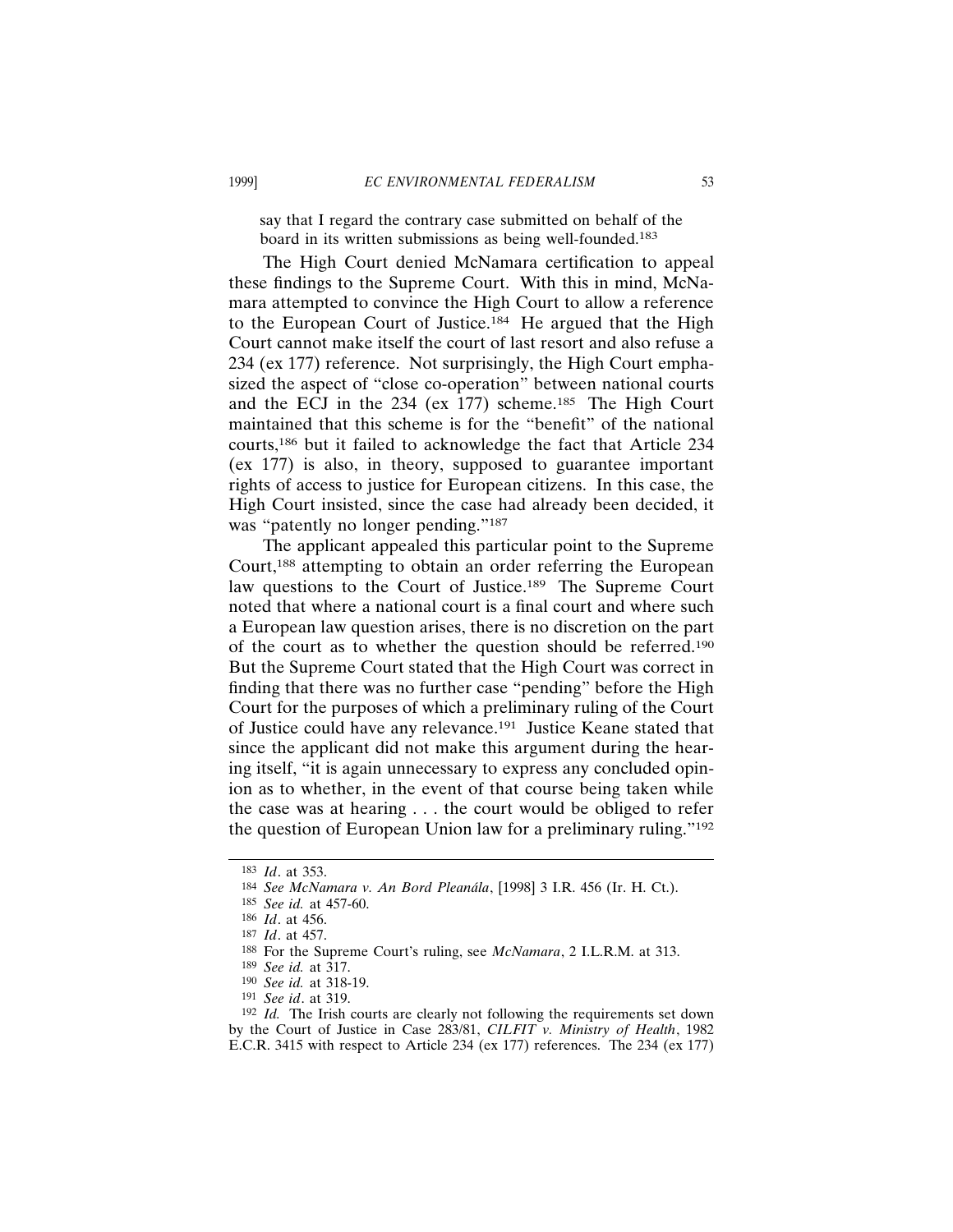say that I regard the contrary case submitted on behalf of the board in its written submissions as being well-founded.[183]

The High Court denied McNamara certification to appeal these findings to the Supreme Court. With this in mind, McNamara attempted to convince the High Court to allow a reference to the European Court of Justice.[184] He argued that the High Court cannot make itself the court of last resort and also refuse a 234 (ex 177) reference. Not surprisingly, the High Court emphasized the aspect of "close co-operation" between national courts and the ECJ in the 234 (ex 177) scheme.[185] The High Court maintained that this scheme is for the "benefit" of the national courts,[186] but it failed to acknowledge the fact that Article 234 (ex 177) is also, in theory, supposed to guarantee important rights of access to justice for European citizens. In this case, the High Court insisted, since the case had already been decided, it was "patently no longer pending."[187]

The applicant appealed this particular point to the Supreme Court,[188] attempting to obtain an order referring the European law questions to the Court of Justice.[189] The Supreme Court noted that where a national court is a final court and where such a European law question arises, there is no discretion on the part of the court as to whether the question should be referred.[190] But the Supreme Court stated that the High Court was correct in finding that there was no further case "pending" before the High Court for the purposes of which a preliminary ruling of the Court of Justice could have any relevance.[191] Justice Keane stated that since the applicant did not make this argument during the hearing itself, "it is again unnecessary to express any concluded opinion as to whether, in the event of that course being taken while the case was at hearing . . . the court would be obliged to refer the question of European Union law for a preliminary ruling."[192]

---

[183] *Id*. at 353.

[184] *See McNamara v. An Bord Pleanála*, [1998] 3 I.R. 456 (Ir. H. Ct.).

[185] *See id.* at 457-60.

[186] *Id*. at 456.

[187] *Id*. at 457.

[188] For the Supreme Court's ruling, see *McNamara*, 2 I.L.R.M. at 313.

[189] *See id.* at 317.

[190] *See id.* at 318-19.

[191] *See id*. at 319.

[192] *Id.* The Irish courts are clearly not following the requirements set down by the Court of Justice in Case 283/81, *CILFIT v. Ministry of Health*, 1982 E.C.R. 3415 with respect to Article 234 (ex 177) references. The 234 (ex 177)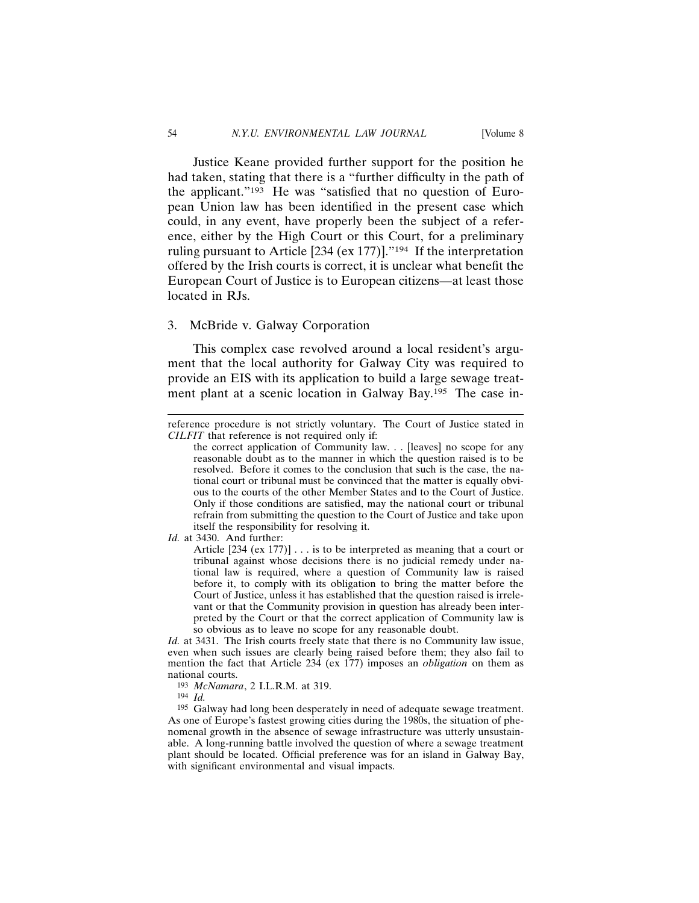Justice Keane provided further support for the position he had taken, stating that there is a "further difficulty in the path of the applicant."[193] He was "satisfied that no question of European Union law has been identified in the present case which could, in any event, have properly been the subject of a reference, either by the High Court or this Court, for a preliminary ruling pursuant to Article [234 (ex 177)]."[194] If the interpretation offered by the Irish courts is correct, it is unclear what benefit the European Court of Justice is to European citizens—at least those located in RJs.

### 3. McBride v. Galway Corporation

This complex case revolved around a local resident's argument that the local authority for Galway City was required to provide an EIS with its application to build a large sewage treatment plant at a scenic location in Galway Bay.[195] The case in-

---

reference procedure is not strictly voluntary. The Court of Justice stated in *CILFIT* that reference is not required only if:

> the correct application of Community law. . . [leaves] no scope for any reasonable doubt as to the manner in which the question raised is to be resolved. Before it comes to the conclusion that such is the case, the national court or tribunal must be convinced that the matter is equally obvious to the courts of the other Member States and to the Court of Justice. Only if those conditions are satisfied, may the national court or tribunal refrain from submitting the question to the Court of Justice and take upon itself the responsibility for resolving it.

*Id.* at 3430. And further:

> Article [234 (ex 177)] . . . is to be interpreted as meaning that a court or tribunal against whose decisions there is no judicial remedy under national law is required, where a question of Community law is raised before it, to comply with its obligation to bring the matter before the Court of Justice, unless it has established that the question raised is irrelevant or that the Community provision in question has already been interpreted by the Court or that the correct application of Community law is so obvious as to leave no scope for any reasonable doubt.

*Id.* at 3431. The Irish courts freely state that there is no Community law issue, even when such issues are clearly being raised before them; they also fail to mention the fact that Article 234 (ex 177) imposes an *obligation* on them as national courts.

[193] *McNamara*, 2 I.L.R.M. at 319.

[194] *Id.*

[195] Galway had long been desperately in need of adequate sewage treatment. As one of Europe's fastest growing cities during the 1980s, the situation of phenomenal growth in the absence of sewage infrastructure was utterly unsustainable. A long-running battle involved the question of where a sewage treatment plant should be located. Official preference was for an island in Galway Bay, with significant environmental and visual impacts.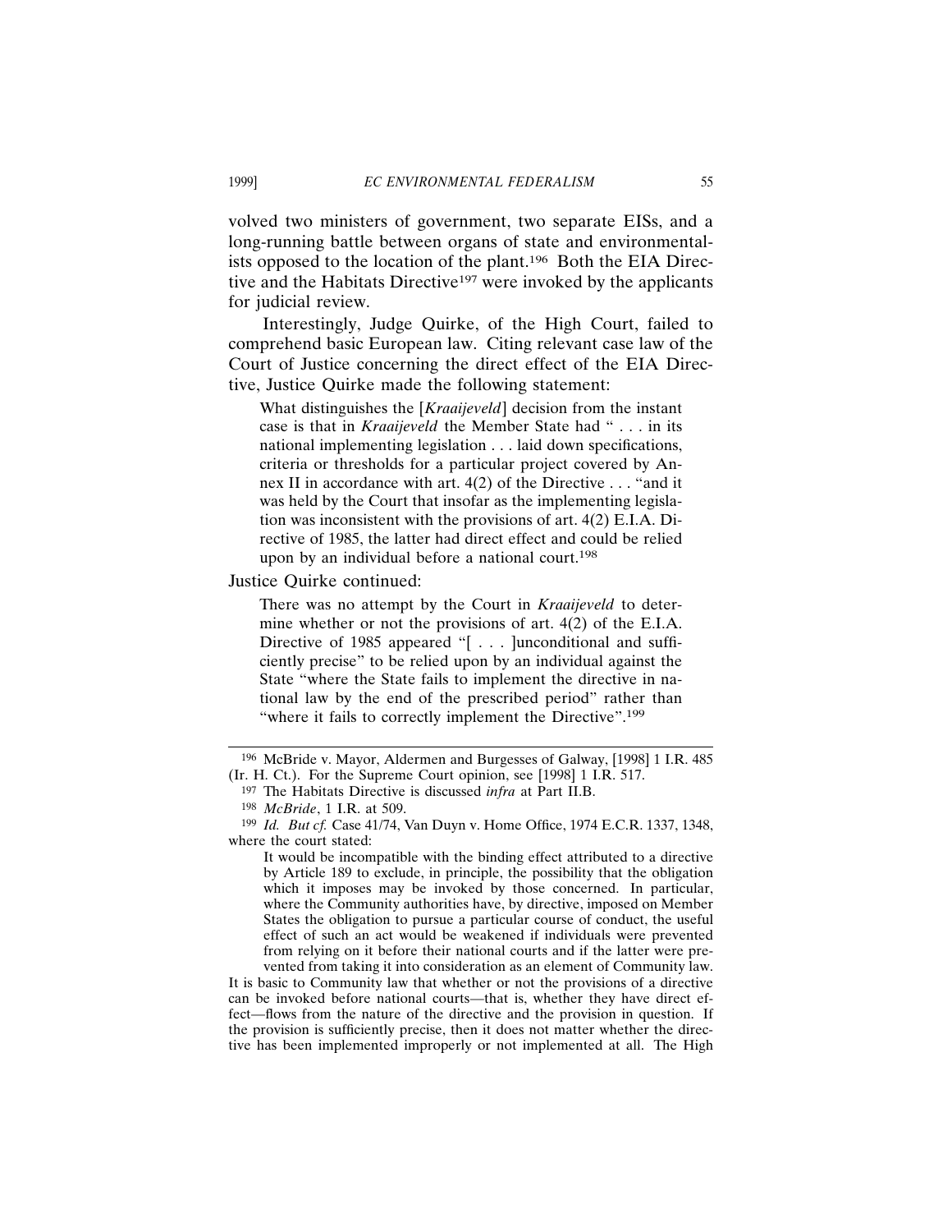volved two ministers of government, two separate EISs, and a long-running battle between organs of state and environmentalists opposed to the location of the plant.[196] Both the EIA Directive and the Habitats Directive[197] were invoked by the applicants for judicial review.

Interestingly, Judge Quirke, of the High Court, failed to comprehend basic European law. Citing relevant case law of the Court of Justice concerning the direct effect of the EIA Directive, Justice Quirke made the following statement:

> What distinguishes the [*Kraaijeveld*] decision from the instant case is that in *Kraaijeveld* the Member State had " . . . in its national implementing legislation . . . laid down specifications, criteria or thresholds for a particular project covered by Annex II in accordance with art. 4(2) of the Directive . . . "and it was held by the Court that insofar as the implementing legislation was inconsistent with the provisions of art. 4(2) E.I.A. Directive of 1985, the latter had direct effect and could be relied upon by an individual before a national court.[198]

Justice Quirke continued:

> There was no attempt by the Court in *Kraaijeveld* to determine whether or not the provisions of art. 4(2) of the E.I.A. Directive of 1985 appeared "[ . . . ]unconditional and sufficiently precise" to be relied upon by an individual against the State "where the State fails to implement the directive in national law by the end of the prescribed period" rather than "where it fails to correctly implement the Directive".[199]

---

[196] McBride v. Mayor, Aldermen and Burgesses of Galway, [1998] 1 I.R. 485 (Ir. H. Ct.). For the Supreme Court opinion, see [1998] 1 I.R. 517.

[197] The Habitats Directive is discussed *infra* at Part II.B.

[198] *McBride*, 1 I.R. at 509.

[199] *Id. But cf.* Case 41/74, Van Duyn v. Home Office, 1974 E.C.R. 1337, 1348, where the court stated:

> It would be incompatible with the binding effect attributed to a directive by Article 189 to exclude, in principle, the possibility that the obligation which it imposes may be invoked by those concerned. In particular, where the Community authorities have, by directive, imposed on Member States the obligation to pursue a particular course of conduct, the useful effect of such an act would be weakened if individuals were prevented from relying on it before their national courts and if the latter were prevented from taking it into consideration as an element of Community law.

It is basic to Community law that whether or not the provisions of a directive can be invoked before national courts—that is, whether they have direct effect—flows from the nature of the directive and the provision in question. If the provision is sufficiently precise, then it does not matter whether the directive has been implemented improperly or not implemented at all. The High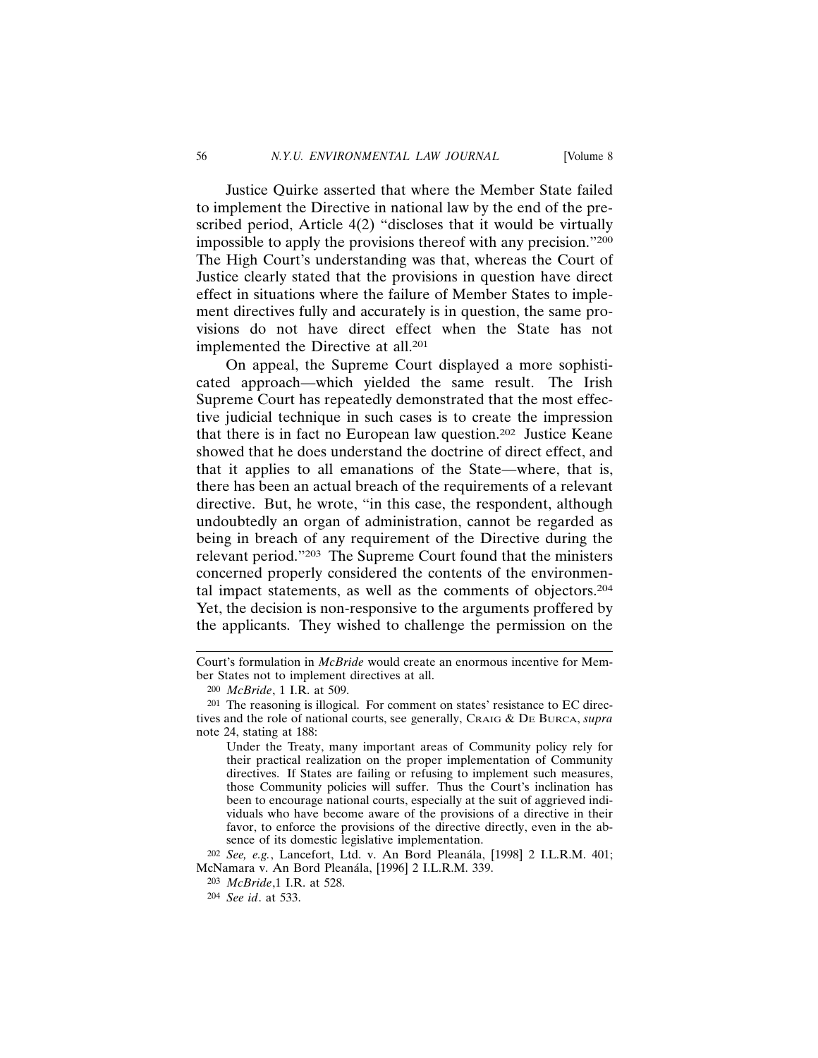Justice Quirke asserted that where the Member State failed to implement the Directive in national law by the end of the prescribed period, Article 4(2) "discloses that it would be virtually impossible to apply the provisions thereof with any precision."[200] The High Court's understanding was that, whereas the Court of Justice clearly stated that the provisions in question have direct effect in situations where the failure of Member States to implement directives fully and accurately is in question, the same provisions do not have direct effect when the State has not implemented the Directive at all.[201]

On appeal, the Supreme Court displayed a more sophisticated approach—which yielded the same result. The Irish Supreme Court has repeatedly demonstrated that the most effective judicial technique in such cases is to create the impression that there is in fact no European law question.[202] Justice Keane showed that he does understand the doctrine of direct effect, and that it applies to all emanations of the State—where, that is, there has been an actual breach of the requirements of a relevant directive. But, he wrote, "in this case, the respondent, although undoubtedly an organ of administration, cannot be regarded as being in breach of any requirement of the Directive during the relevant period."[203] The Supreme Court found that the ministers concerned properly considered the contents of the environmental impact statements, as well as the comments of objectors.[204] Yet, the decision is non-responsive to the arguments proffered by the applicants. They wished to challenge the permission on the

---

Court's formulation in *McBride* would create an enormous incentive for Member States not to implement directives at all.

[200] *McBride*, 1 I.R. at 509.

[201] The reasoning is illogical. For comment on states' resistance to EC directives and the role of national courts, see generally, CRAIG & DE BURCA, *supra* note 24, stating at 188:

> Under the Treaty, many important areas of Community policy rely for their practical realization on the proper implementation of Community directives. If States are failing or refusing to implement such measures, those Community policies will suffer. Thus the Court's inclination has been to encourage national courts, especially at the suit of aggrieved individuals who have become aware of the provisions of a directive in their favor, to enforce the provisions of the directive directly, even in the absence of its domestic legislative implementation.

[202] *See, e.g.*, Lancefort, Ltd. v. An Bord Pleanála, [1998] 2 I.L.R.M. 401; McNamara v. An Bord Pleanála, [1996] 2 I.L.R.M. 339.

[203] *McBride*,1 I.R. at 528.

[204] *See id*. at 533.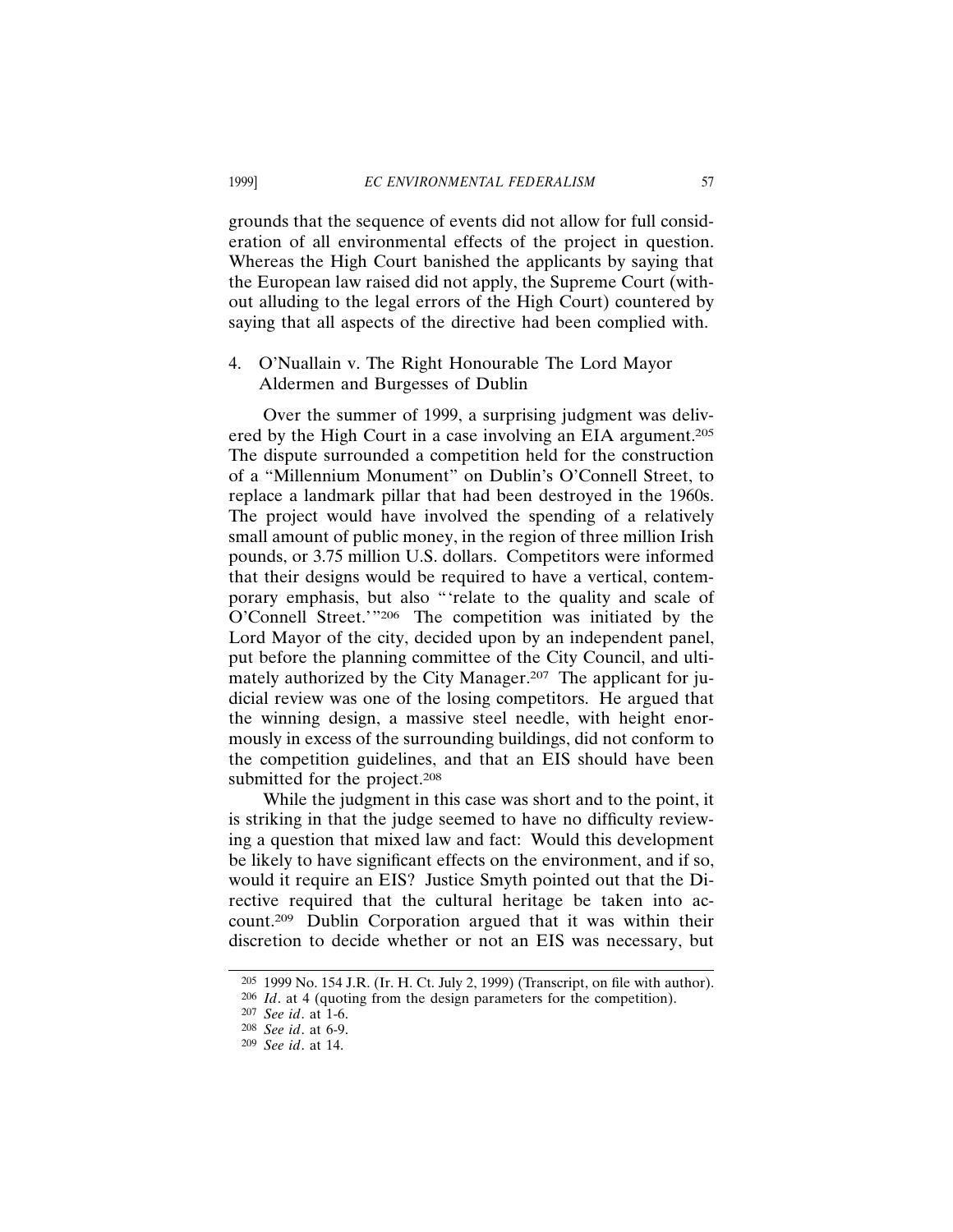grounds that the sequence of events did not allow for full consideration of all environmental effects of the project in question. Whereas the High Court banished the applicants by saying that the European law raised did not apply, the Supreme Court (without alluding to the legal errors of the High Court) countered by saying that all aspects of the directive had been complied with.

### 4. O'Nuallain v. The Right Honourable The Lord Mayor Aldermen and Burgesses of Dublin

Over the summer of 1999, a surprising judgment was delivered by the High Court in a case involving an EIA argument.[205] The dispute surrounded a competition held for the construction of a "Millennium Monument" on Dublin's O'Connell Street, to replace a landmark pillar that had been destroyed in the 1960s. The project would have involved the spending of a relatively small amount of public money, in the region of three million Irish pounds, or 3.75 million U.S. dollars. Competitors were informed that their designs would be required to have a vertical, contemporary emphasis, but also "'relate to the quality and scale of O'Connell Street.'"[206] The competition was initiated by the Lord Mayor of the city, decided upon by an independent panel, put before the planning committee of the City Council, and ultimately authorized by the City Manager.[207] The applicant for judicial review was one of the losing competitors. He argued that the winning design, a massive steel needle, with height enormously in excess of the surrounding buildings, did not conform to the competition guidelines, and that an EIS should have been submitted for the project.[208]

While the judgment in this case was short and to the point, it is striking in that the judge seemed to have no difficulty reviewing a question that mixed law and fact: Would this development be likely to have significant effects on the environment, and if so, would it require an EIS? Justice Smyth pointed out that the Directive required that the cultural heritage be taken into account.[209] Dublin Corporation argued that it was within their discretion to decide whether or not an EIS was necessary, but

---

[205] 1999 No. 154 J.R. (Ir. H. Ct. July 2, 1999) (Transcript, on file with author).

[206] *Id*. at 4 (quoting from the design parameters for the competition).

[207] *See id*. at 1-6.

[208] *See id*. at 6-9.

[209] *See id*. at 14.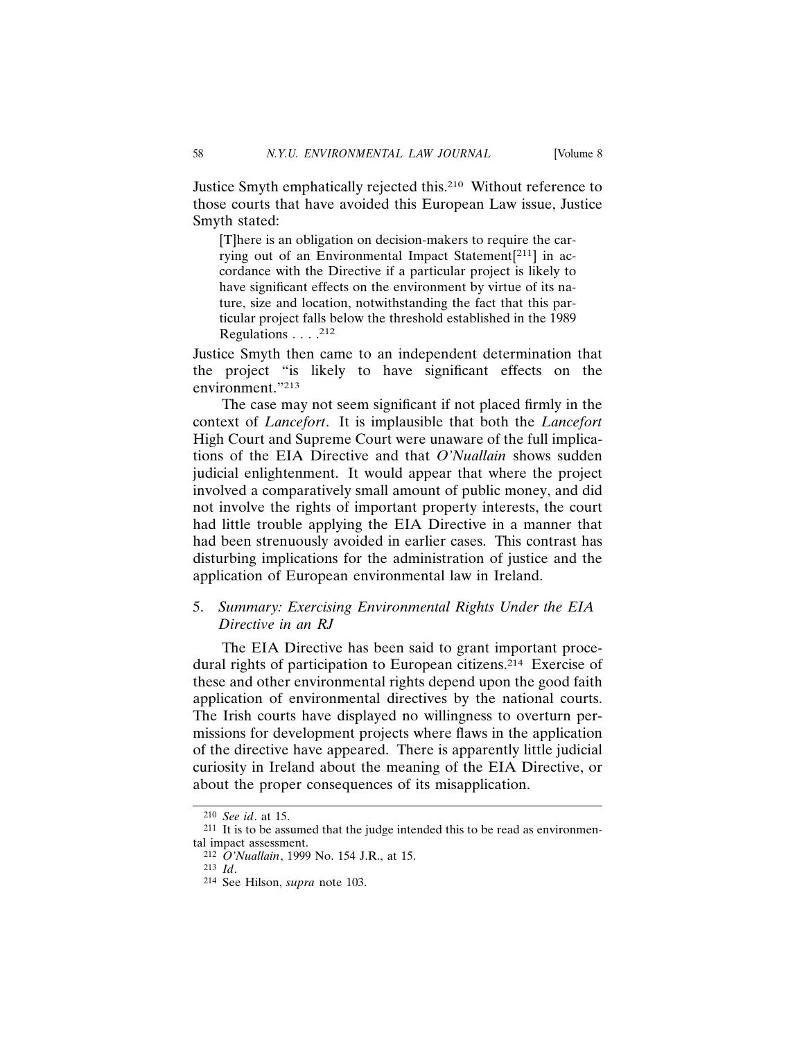Justice Smyth emphatically rejected this.[210] Without reference to those courts that have avoided this European Law issue, Justice Smyth stated:

> [T]here is an obligation on decision-makers to require the carrying out of an Environmental Impact Statement[[211]] in accordance with the Directive if a particular project is likely to have significant effects on the environment by virtue of its nature, size and location, notwithstanding the fact that this particular project falls below the threshold established in the 1989 Regulations . . . .[212]

Justice Smyth then came to an independent determination that the project "is likely to have significant effects on the environment."[213]

The case may not seem significant if not placed firmly in the context of *Lancefort*. It is implausible that both the *Lancefort* High Court and Supreme Court were unaware of the full implications of the EIA Directive and that *O'Nuallain* shows sudden judicial enlightenment. It would appear that where the project involved a comparatively small amount of public money, and did not involve the rights of important property interests, the court had little trouble applying the EIA Directive in a manner that had been strenuously avoided in earlier cases. This contrast has disturbing implications for the administration of justice and the application of European environmental law in Ireland.

### 5. *Summary: Exercising Environmental Rights Under the EIA Directive in an RJ*

The EIA Directive has been said to grant important procedural rights of participation to European citizens.[214] Exercise of these and other environmental rights depend upon the good faith application of environmental directives by the national courts. The Irish courts have displayed no willingness to overturn permissions for development projects where flaws in the application of the directive have appeared. There is apparently little judicial curiosity in Ireland about the meaning of the EIA Directive, or about the proper consequences of its misapplication.

---

[210] *See id*. at 15.

[211] It is to be assumed that the judge intended this to be read as environmental impact assessment.

[212] *O'Nuallain*, 1999 No. 154 J.R., at 15.

[213] *Id*.

[214] See Hilson, *supra* note 103.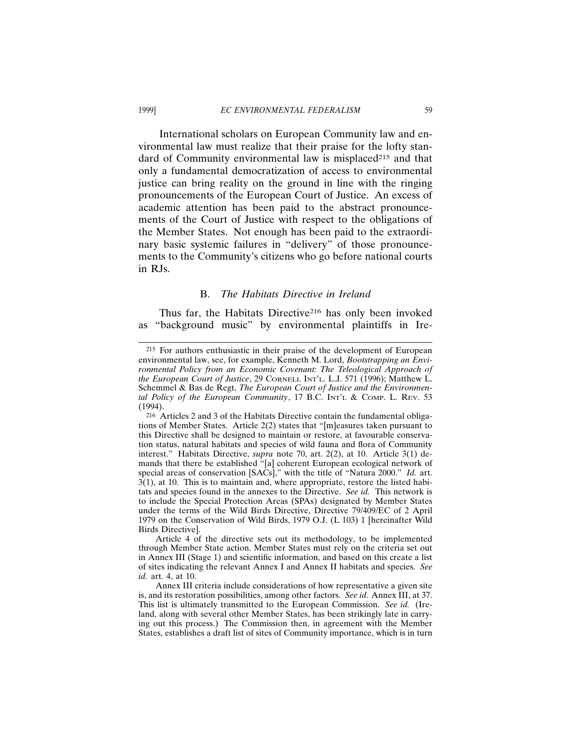International scholars on European Community law and environmental law must realize that their praise for the lofty standard of Community environmental law is misplaced[215] and that only a fundamental democratization of access to environmental justice can bring reality on the ground in line with the ringing pronouncements of the European Court of Justice. An excess of academic attention has been paid to the abstract pronouncements of the Court of Justice with respect to the obligations of the Member States. Not enough has been paid to the extraordinary basic systemic failures in "delivery" of those pronouncements to the Community's citizens who go before national courts in RJs.

### B. *The Habitats Directive in Ireland*

Thus far, the Habitats Directive[216] has only been invoked as "background music" by environmental plaintiffs in Ire-

---

[215] For authors enthusiastic in their praise of the development of European environmental law, see, for example, Kenneth M. Lord, *Bootstrapping an Environmental Policy from an Economic Covenant: The Teleological Approach of the European Court of Justice*, 29 CORNELL INT'L. L.J. 571 (1996); Matthew L. Schemmel & Bas de Regt, *The European Court of Justice and the Environmental Policy of the European Community*, 17 B.C. INT'L & COMP. L. REV. 53 (1994).

[216] Articles 2 and 3 of the Habitats Directive contain the fundamental obligations of Member States. Article 2(2) states that "[m]easures taken pursuant to this Directive shall be designed to maintain or restore, at favourable conservation status, natural habitats and species of wild fauna and flora of Community interest." Habitats Directive, *supra* note 70, art. 2(2), at 10. Article 3(1) demands that there be established "[a] coherent European ecological network of special areas of conservation [SACs]," with the title of "Natura 2000." *Id.* art. 3(1), at 10. This is to maintain and, where appropriate, restore the listed habitats and species found in the annexes to the Directive. *See id.* This network is to include the Special Protection Areas (SPAs) designated by Member States under the terms of the Wild Birds Directive, Directive 79/409/EC of 2 April 1979 on the Conservation of Wild Birds, 1979 O.J. (L 103) 1 [hereinafter Wild Birds Directive].

Article 4 of the directive sets out its methodology, to be implemented through Member State action. Member States must rely on the criteria set out in Annex III (Stage 1) and scientific information, and based on this create a list of sites indicating the relevant Annex I and Annex II habitats and species. *See id.* art. 4, at 10.

Annex III criteria include considerations of how representative a given site is, and its restoration possibilities, among other factors. *See id.* Annex III, at 37. This list is ultimately transmitted to the European Commission. *See id.* (Ireland, along with several other Member States, has been strikingly late in carrying out this process.) The Commission then, in agreement with the Member States, establishes a draft list of sites of Community importance, which is in turn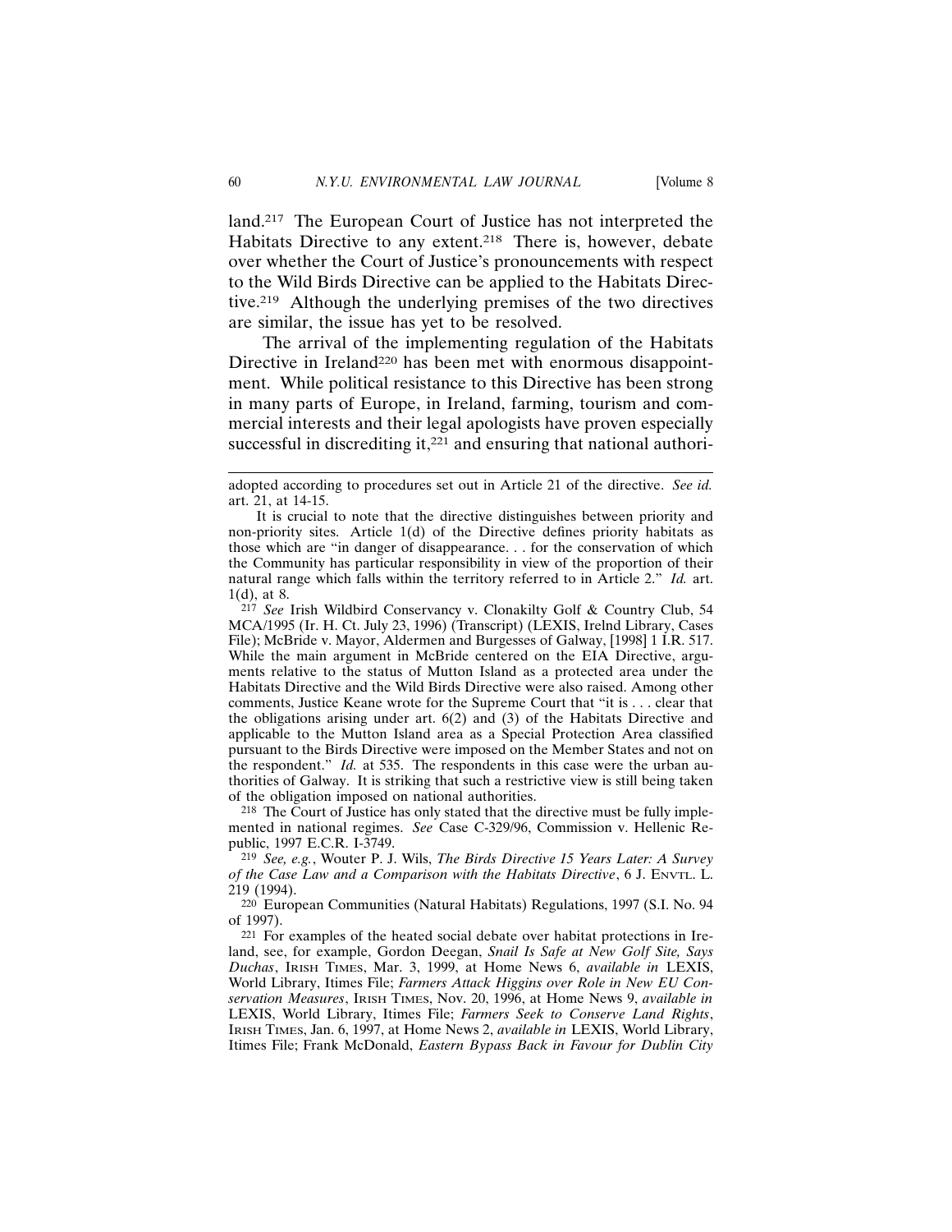land.[217] The European Court of Justice has not interpreted the Habitats Directive to any extent.[218] There is, however, debate over whether the Court of Justice's pronouncements with respect to the Wild Birds Directive can be applied to the Habitats Directive.[219] Although the underlying premises of the two directives are similar, the issue has yet to be resolved.

The arrival of the implementing regulation of the Habitats Directive in Ireland[220] has been met with enormous disappointment. While political resistance to this Directive has been strong in many parts of Europe, in Ireland, farming, tourism and commercial interests and their legal apologists have proven especially successful in discrediting it,[221] and ensuring that national authori-

---

adopted according to procedures set out in Article 21 of the directive. *See id.* art. 21, at 14-15.

It is crucial to note that the directive distinguishes between priority and non-priority sites. Article 1(d) of the Directive defines priority habitats as those which are "in danger of disappearance. . . for the conservation of which the Community has particular responsibility in view of the proportion of their natural range which falls within the territory referred to in Article 2." *Id.* art. 1(d), at 8.

[217] *See* Irish Wildbird Conservancy v. Clonakilty Golf & Country Club, 54 MCA/1995 (Ir. H. Ct. July 23, 1996) (Transcript) (LEXIS, Irelnd Library, Cases File); McBride v. Mayor, Aldermen and Burgesses of Galway, [1998] 1 I.R. 517. While the main argument in McBride centered on the EIA Directive, arguments relative to the status of Mutton Island as a protected area under the Habitats Directive and the Wild Birds Directive were also raised. Among other comments, Justice Keane wrote for the Supreme Court that "it is . . . clear that the obligations arising under art. 6(2) and (3) of the Habitats Directive and applicable to the Mutton Island area as a Special Protection Area classified pursuant to the Birds Directive were imposed on the Member States and not on the respondent." *Id.* at 535. The respondents in this case were the urban authorities of Galway. It is striking that such a restrictive view is still being taken of the obligation imposed on national authorities.

[218] The Court of Justice has only stated that the directive must be fully implemented in national regimes. *See* Case C-329/96, Commission v. Hellenic Republic, 1997 E.C.R. I-3749.

[219] *See, e.g.*, Wouter P. J. Wils, *The Birds Directive 15 Years Later: A Survey of the Case Law and a Comparison with the Habitats Directive*, 6 J. ENVTL. L. 219 (1994).

[220] European Communities (Natural Habitats) Regulations, 1997 (S.I. No. 94 of 1997).

[221] For examples of the heated social debate over habitat protections in Ireland, see, for example, Gordon Deegan, *Snail Is Safe at New Golf Site, Says Duchas*, IRISH TIMES, Mar. 3, 1999, at Home News 6, *available in* LEXIS, World Library, Itimes File; *Farmers Attack Higgins over Role in New EU Conservation Measures*, IRISH TIMES, Nov. 20, 1996, at Home News 9, *available in* LEXIS, World Library, Itimes File; *Farmers Seek to Conserve Land Rights*, IRISH TIMES, Jan. 6, 1997, at Home News 2, *available in* LEXIS, World Library, Itimes File; Frank McDonald, *Eastern Bypass Back in Favour for Dublin City*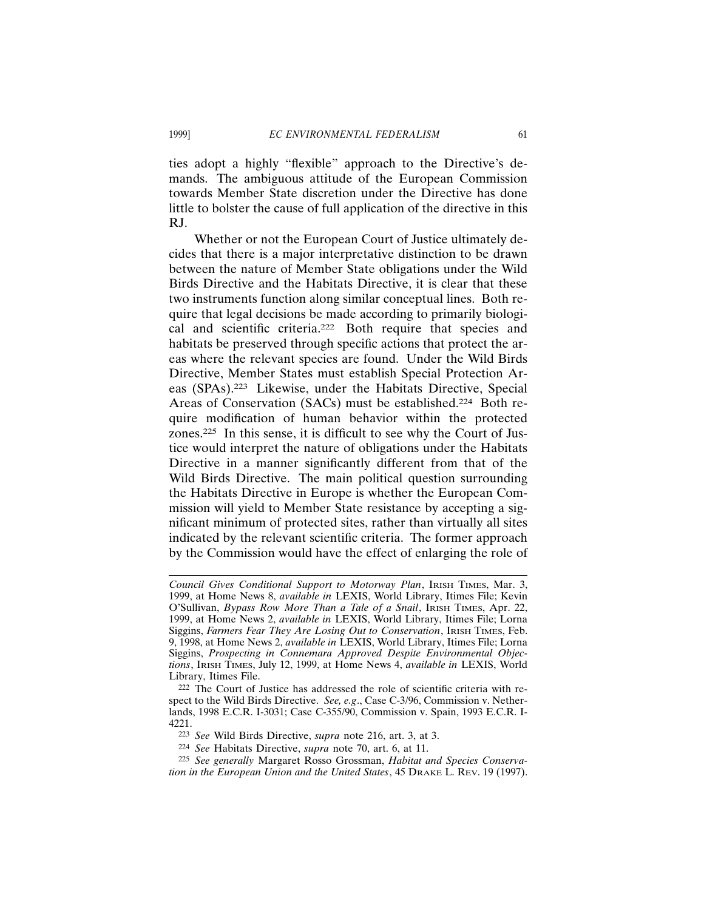ties adopt a highly "flexible" approach to the Directive's demands. The ambiguous attitude of the European Commission towards Member State discretion under the Directive has done little to bolster the cause of full application of the directive in this RJ.

Whether or not the European Court of Justice ultimately decides that there is a major interpretative distinction to be drawn between the nature of Member State obligations under the Wild Birds Directive and the Habitats Directive, it is clear that these two instruments function along similar conceptual lines. Both require that legal decisions be made according to primarily biological and scientific criteria.[222] Both require that species and habitats be preserved through specific actions that protect the areas where the relevant species are found. Under the Wild Birds Directive, Member States must establish Special Protection Areas (SPAs).[223] Likewise, under the Habitats Directive, Special Areas of Conservation (SACs) must be established.[224] Both require modification of human behavior within the protected zones.[225] In this sense, it is difficult to see why the Court of Justice would interpret the nature of obligations under the Habitats Directive in a manner significantly different from that of the Wild Birds Directive. The main political question surrounding the Habitats Directive in Europe is whether the European Commission will yield to Member State resistance by accepting a significant minimum of protected sites, rather than virtually all sites indicated by the relevant scientific criteria. The former approach by the Commission would have the effect of enlarging the role of

---

*Council Gives Conditional Support to Motorway Plan*, IRISH TIMES, Mar. 3, 1999, at Home News 8, *available in* LEXIS, World Library, Itimes File; Kevin O'Sullivan, *Bypass Row More Than a Tale of a Snail*, IRISH TIMES, Apr. 22, 1999, at Home News 2, *available in* LEXIS, World Library, Itimes File; Lorna Siggins, *Farmers Fear They Are Losing Out to Conservation*, IRISH TIMES, Feb. 9, 1998, at Home News 2, *available in* LEXIS, World Library, Itimes File; Lorna Siggins, *Prospecting in Connemara Approved Despite Environmental Objections*, IRISH TIMES, July 12, 1999, at Home News 4, *available in* LEXIS, World Library, Itimes File.

[222] The Court of Justice has addressed the role of scientific criteria with respect to the Wild Birds Directive. *See, e.g*., Case C-3/96, Commission v. Netherlands, 1998 E.C.R. I-3031; Case C-355/90, Commission v. Spain, 1993 E.C.R. I-4221.

[223] *See* Wild Birds Directive, *supra* note 216, art. 3, at 3.

[224] *See* Habitats Directive, *supra* note 70, art. 6, at 11.

[225] *See generally* Margaret Rosso Grossman, *Habitat and Species Conservation in the European Union and the United States*, 45 DRAKE L. REV. 19 (1997).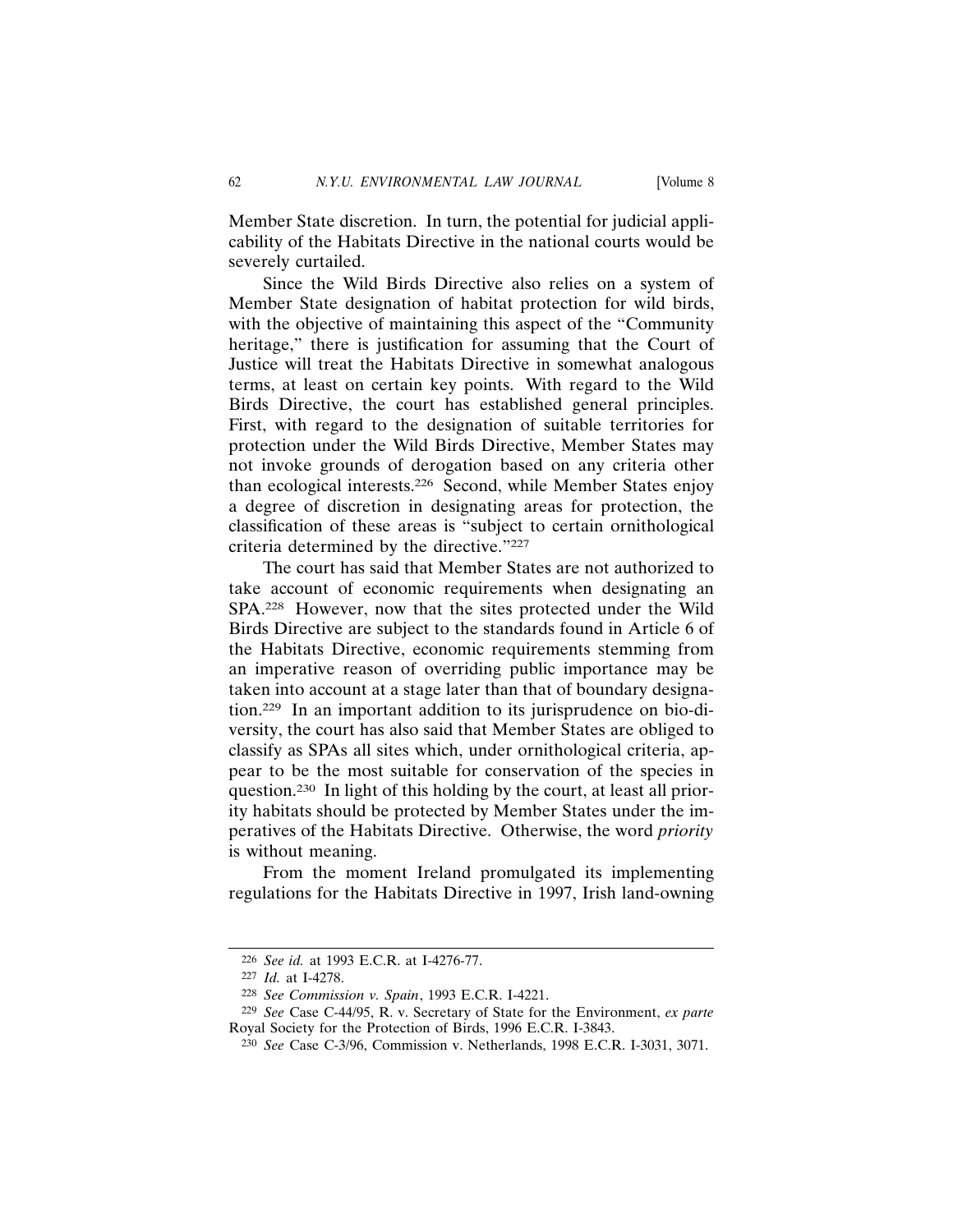Member State discretion. In turn, the potential for judicial applicability of the Habitats Directive in the national courts would be severely curtailed.

Since the Wild Birds Directive also relies on a system of Member State designation of habitat protection for wild birds, with the objective of maintaining this aspect of the "Community heritage," there is justification for assuming that the Court of Justice will treat the Habitats Directive in somewhat analogous terms, at least on certain key points. With regard to the Wild Birds Directive, the court has established general principles. First, with regard to the designation of suitable territories for protection under the Wild Birds Directive, Member States may not invoke grounds of derogation based on any criteria other than ecological interests.[226] Second, while Member States enjoy a degree of discretion in designating areas for protection, the classification of these areas is "subject to certain ornithological criteria determined by the directive."[227]

The court has said that Member States are not authorized to take account of economic requirements when designating an SPA.[228] However, now that the sites protected under the Wild Birds Directive are subject to the standards found in Article 6 of the Habitats Directive, economic requirements stemming from an imperative reason of overriding public importance may be taken into account at a stage later than that of boundary designation.[229] In an important addition to its jurisprudence on bio-diversity, the court has also said that Member States are obliged to classify as SPAs all sites which, under ornithological criteria, appear to be the most suitable for conservation of the species in question.[230] In light of this holding by the court, at least all priority habitats should be protected by Member States under the imperatives of the Habitats Directive. Otherwise, the word *priority* is without meaning.

From the moment Ireland promulgated its implementing regulations for the Habitats Directive in 1997, Irish land-owning

---

[226] *See id.* at 1993 E.C.R. at I-4276-77.

[227] *Id.* at I-4278.

[228] *See Commission v. Spain*, 1993 E.C.R. I-4221.

[229] *See* Case C-44/95, R. v. Secretary of State for the Environment, *ex parte* Royal Society for the Protection of Birds, 1996 E.C.R. I-3843.

[230] *See* Case C-3/96, Commission v. Netherlands, 1998 E.C.R. I-3031, 3071.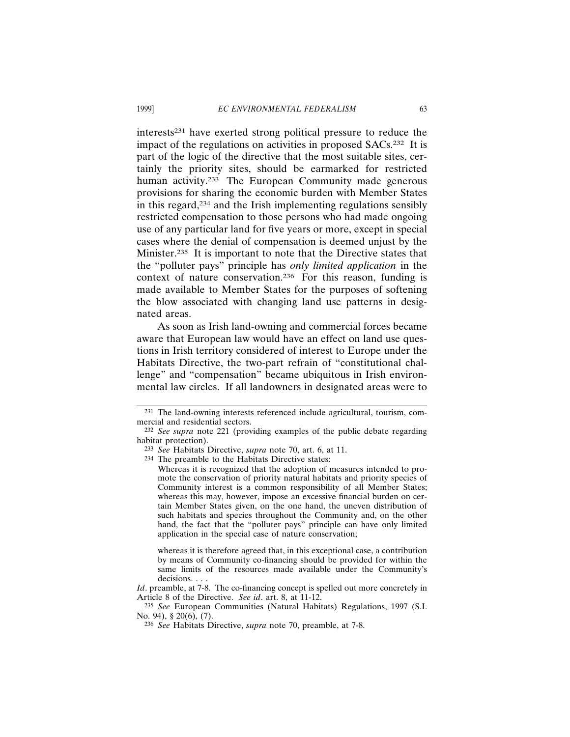interests[231] have exerted strong political pressure to reduce the impact of the regulations on activities in proposed SACs.[232] It is part of the logic of the directive that the most suitable sites, certainly the priority sites, should be earmarked for restricted human activity.[233] The European Community made generous provisions for sharing the economic burden with Member States in this regard,[234] and the Irish implementing regulations sensibly restricted compensation to those persons who had made ongoing use of any particular land for five years or more, except in special cases where the denial of compensation is deemed unjust by the Minister.[235] It is important to note that the Directive states that the "polluter pays" principle has *only limited application* in the context of nature conservation.[236] For this reason, funding is made available to Member States for the purposes of softening the blow associated with changing land use patterns in designated areas.

As soon as Irish land-owning and commercial forces became aware that European law would have an effect on land use questions in Irish territory considered of interest to Europe under the Habitats Directive, the two-part refrain of "constitutional challenge" and "compensation" became ubiquitous in Irish environmental law circles. If all landowners in designated areas were to

---

[231] The land-owning interests referenced include agricultural, tourism, commercial and residential sectors.

[232] *See supra* note 221 (providing examples of the public debate regarding habitat protection).

[233] *See* Habitats Directive, *supra* note 70, art. 6, at 11.

[234] The preamble to the Habitats Directive states:

> Whereas it is recognized that the adoption of measures intended to promote the conservation of priority natural habitats and priority species of Community interest is a common responsibility of all Member States; whereas this may, however, impose an excessive financial burden on certain Member States given, on the one hand, the uneven distribution of such habitats and species throughout the Community and, on the other hand, the fact that the "polluter pays" principle can have only limited application in the special case of nature conservation;
>
> whereas it is therefore agreed that, in this exceptional case, a contribution by means of Community co-financing should be provided for within the same limits of the resources made available under the Community's decisions. . . .

*Id*. preamble, at 7-8. The co-financing concept is spelled out more concretely in Article 8 of the Directive. *See id*. art. 8, at 11-12.

[235] *See* European Communities (Natural Habitats) Regulations, 1997 (S.I. No. 94), § 20(6), (7).

[236] *See* Habitats Directive, *supra* note 70, preamble, at 7-8.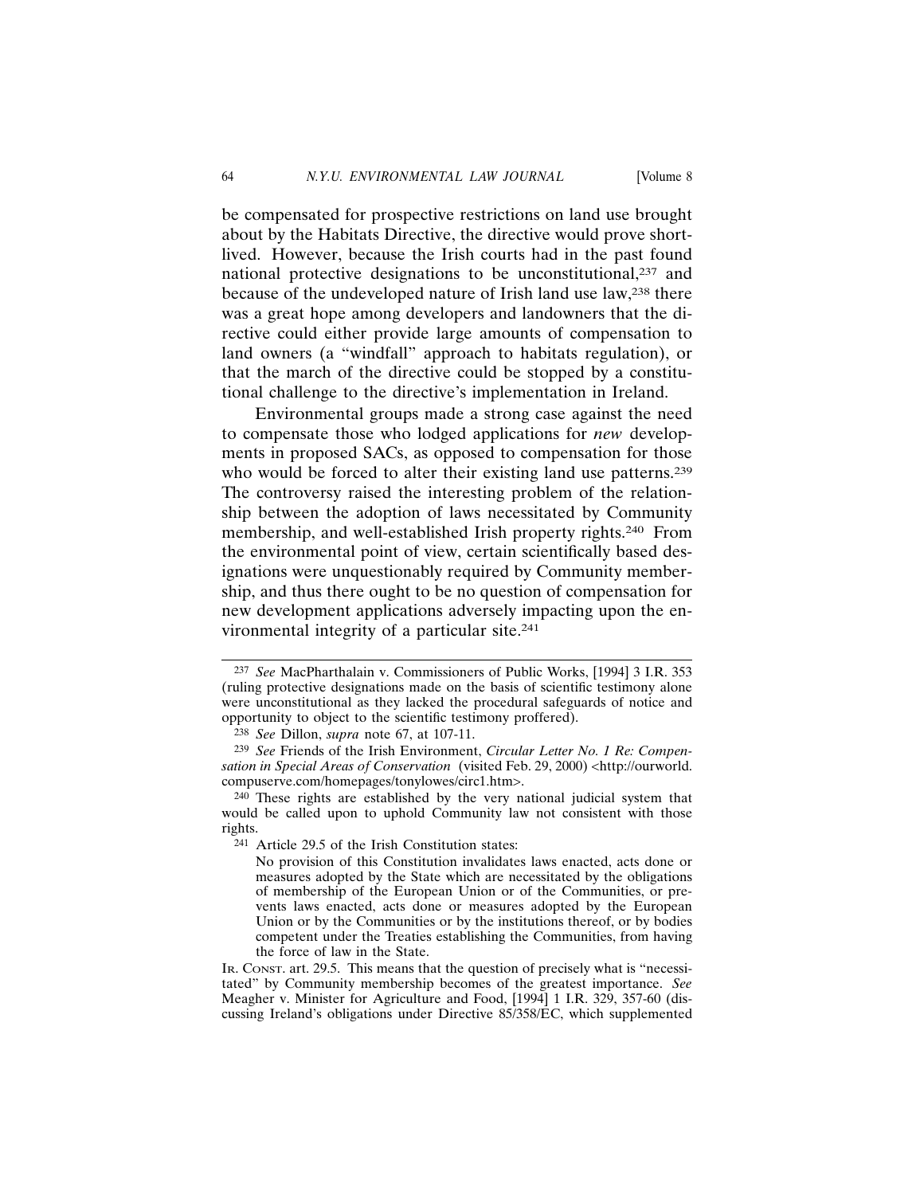be compensated for prospective restrictions on land use brought about by the Habitats Directive, the directive would prove short-lived. However, because the Irish courts had in the past found national protective designations to be unconstitutional,[237] and because of the undeveloped nature of Irish land use law,[238] there was a great hope among developers and landowners that the directive could either provide large amounts of compensation to land owners (a "windfall" approach to habitats regulation), or that the march of the directive could be stopped by a constitutional challenge to the directive's implementation in Ireland.

Environmental groups made a strong case against the need to compensate those who lodged applications for *new* developments in proposed SACs, as opposed to compensation for those who would be forced to alter their existing land use patterns.[239] The controversy raised the interesting problem of the relationship between the adoption of laws necessitated by Community membership, and well-established Irish property rights.[240] From the environmental point of view, certain scientifically based designations were unquestionably required by Community membership, and thus there ought to be no question of compensation for new development applications adversely impacting upon the environmental integrity of a particular site.[241]

---

[237] *See* MacPharthalain v. Commissioners of Public Works, [1994] 3 I.R. 353 (ruling protective designations made on the basis of scientific testimony alone were unconstitutional as they lacked the procedural safeguards of notice and opportunity to object to the scientific testimony proffered).

[238] *See* Dillon, *supra* note 67, at 107-11.

[239] *See* Friends of the Irish Environment, *Circular Letter No. 1 Re: Compensation in Special Areas of Conservation* (visited Feb. 29, 2000) <http://ourworld.compuserve.com/homepages/tonylowes/circ1.htm>.

[240] These rights are established by the very national judicial system that would be called upon to uphold Community law not consistent with those rights.

[241] Article 29.5 of the Irish Constitution states:

> No provision of this Constitution invalidates laws enacted, acts done or measures adopted by the State which are necessitated by the obligations of membership of the European Union or of the Communities, or prevents laws enacted, acts done or measures adopted by the European Union or by the Communities or by the institutions thereof, or by bodies competent under the Treaties establishing the Communities, from having the force of law in the State.

IR. CONST. art. 29.5. This means that the question of precisely what is "necessitated" by Community membership becomes of the greatest importance. *See* Meagher v. Minister for Agriculture and Food, [1994] 1 I.R. 329, 357-60 (discussing Ireland's obligations under Directive 85/358/EC, which supplemented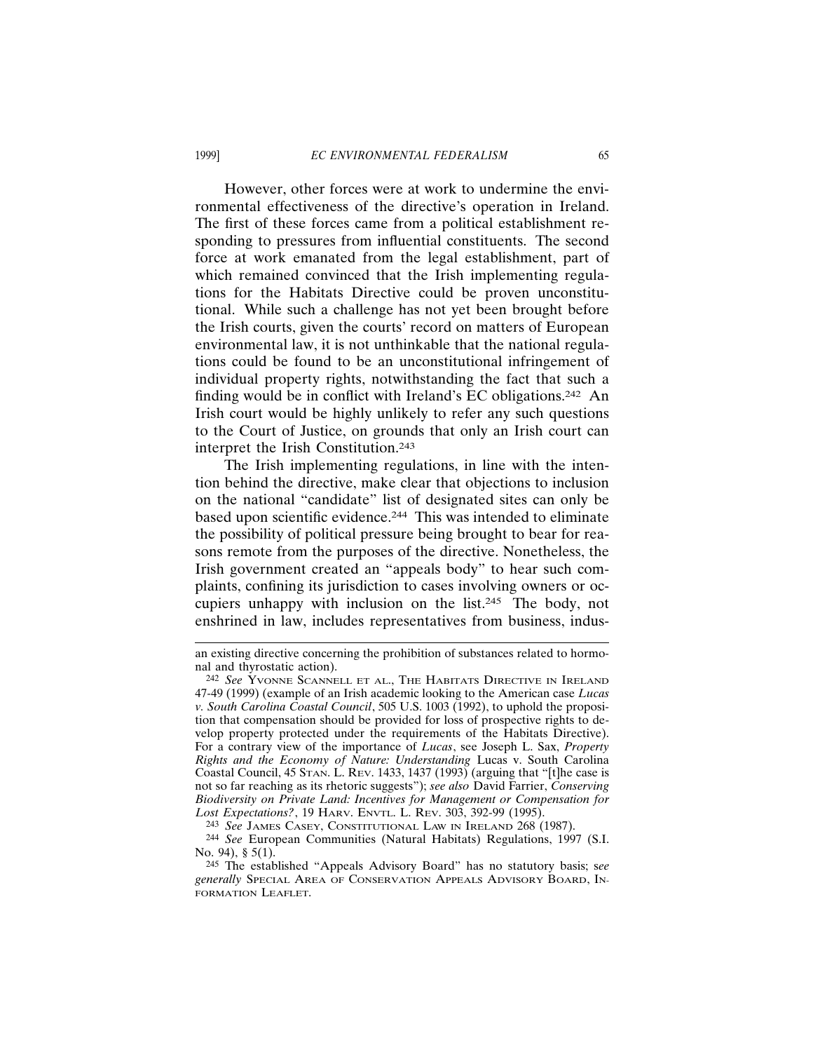However, other forces were at work to undermine the environmental effectiveness of the directive's operation in Ireland. The first of these forces came from a political establishment responding to pressures from influential constituents. The second force at work emanated from the legal establishment, part of which remained convinced that the Irish implementing regulations for the Habitats Directive could be proven unconstitutional. While such a challenge has not yet been brought before the Irish courts, given the courts' record on matters of European environmental law, it is not unthinkable that the national regulations could be found to be an unconstitutional infringement of individual property rights, notwithstanding the fact that such a finding would be in conflict with Ireland's EC obligations.[242] An Irish court would be highly unlikely to refer any such questions to the Court of Justice, on grounds that only an Irish court can interpret the Irish Constitution.[243]

The Irish implementing regulations, in line with the intention behind the directive, make clear that objections to inclusion on the national "candidate" list of designated sites can only be based upon scientific evidence.[244] This was intended to eliminate the possibility of political pressure being brought to bear for reasons remote from the purposes of the directive. Nonetheless, the Irish government created an "appeals body" to hear such complaints, confining its jurisdiction to cases involving owners or occupiers unhappy with inclusion on the list.[245] The body, not enshrined in law, includes representatives from business, indus-

---

an existing directive concerning the prohibition of substances related to hormonal and thyrostatic action).

[242] *See* YVONNE SCANNELL ET AL., THE HABITATS DIRECTIVE IN IRELAND 47-49 (1999) (example of an Irish academic looking to the American case *Lucas v. South Carolina Coastal Council*, 505 U.S. 1003 (1992), to uphold the proposition that compensation should be provided for loss of prospective rights to develop property protected under the requirements of the Habitats Directive). For a contrary view of the importance of *Lucas*, see Joseph L. Sax, *Property Rights and the Economy of Nature: Understanding* Lucas v. South Carolina Coastal Council, 45 STAN. L. REV. 1433, 1437 (1993) (arguing that "[t]he case is not so far reaching as its rhetoric suggests"); *see also* David Farrier, *Conserving Biodiversity on Private Land: Incentives for Management or Compensation for Lost Expectations?*, 19 HARV. ENVTL. L. REV. 303, 392-99 (1995).

[243] *See* JAMES CASEY, CONSTITUTIONAL LAW IN IRELAND 268 (1987).

[244] *See* European Communities (Natural Habitats) Regulations, 1997 (S.I. No. 94), § 5(1).

[245] The established "Appeals Advisory Board" has no statutory basis; *see generally* SPECIAL AREA OF CONSERVATION APPEALS ADVISORY BOARD, INFORMATION LEAFLET.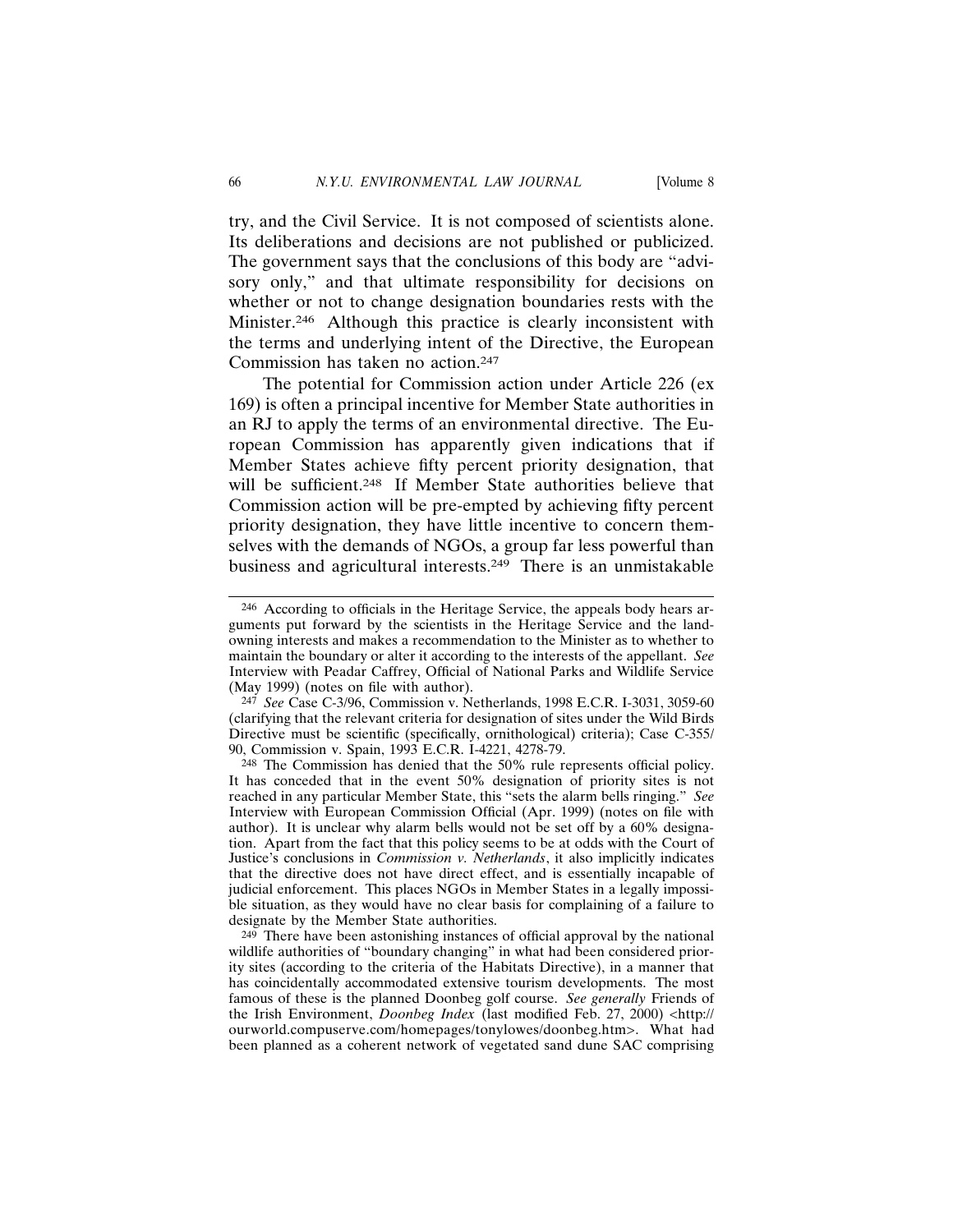try, and the Civil Service. It is not composed of scientists alone. Its deliberations and decisions are not published or publicized. The government says that the conclusions of this body are "advisory only," and that ultimate responsibility for decisions on whether or not to change designation boundaries rests with the Minister.[246] Although this practice is clearly inconsistent with the terms and underlying intent of the Directive, the European Commission has taken no action.[247]

The potential for Commission action under Article 226 (ex 169) is often a principal incentive for Member State authorities in an RJ to apply the terms of an environmental directive. The European Commission has apparently given indications that if Member States achieve fifty percent priority designation, that will be sufficient.[248] If Member State authorities believe that Commission action will be pre-empted by achieving fifty percent priority designation, they have little incentive to concern themselves with the demands of NGOs, a group far less powerful than business and agricultural interests.[249] There is an unmistakable

---

[246] According to officials in the Heritage Service, the appeals body hears arguments put forward by the scientists in the Heritage Service and the landowning interests and makes a recommendation to the Minister as to whether to maintain the boundary or alter it according to the interests of the appellant. *See* Interview with Peadar Caffrey, Official of National Parks and Wildlife Service (May 1999) (notes on file with author).

[247] *See* Case C-3/96, Commission v. Netherlands, 1998 E.C.R. I-3031, 3059-60 (clarifying that the relevant criteria for designation of sites under the Wild Birds Directive must be scientific (specifically, ornithological) criteria); Case C-355/90, Commission v. Spain, 1993 E.C.R. I-4221, 4278-79.

[248] The Commission has denied that the 50% rule represents official policy. It has conceded that in the event 50% designation of priority sites is not reached in any particular Member State, this "sets the alarm bells ringing." *See* Interview with European Commission Official (Apr. 1999) (notes on file with author). It is unclear why alarm bells would not be set off by a 60% designation. Apart from the fact that this policy seems to be at odds with the Court of Justice's conclusions in *Commission v. Netherlands*, it also implicitly indicates that the directive does not have direct effect, and is essentially incapable of judicial enforcement. This places NGOs in Member States in a legally impossible situation, as they would have no clear basis for complaining of a failure to designate by the Member State authorities.

[249] There have been astonishing instances of official approval by the national wildlife authorities of "boundary changing" in what had been considered priority sites (according to the criteria of the Habitats Directive), in a manner that has coincidentally accommodated extensive tourism developments. The most famous of these is the planned Doonbeg golf course. *See generally* Friends of the Irish Environment, *Doonbeg Index* (last modified Feb. 27, 2000) <http://ourworld.compuserve.com/homepages/tonylowes/doonbeg.htm>. What had been planned as a coherent network of vegetated sand dune SAC comprising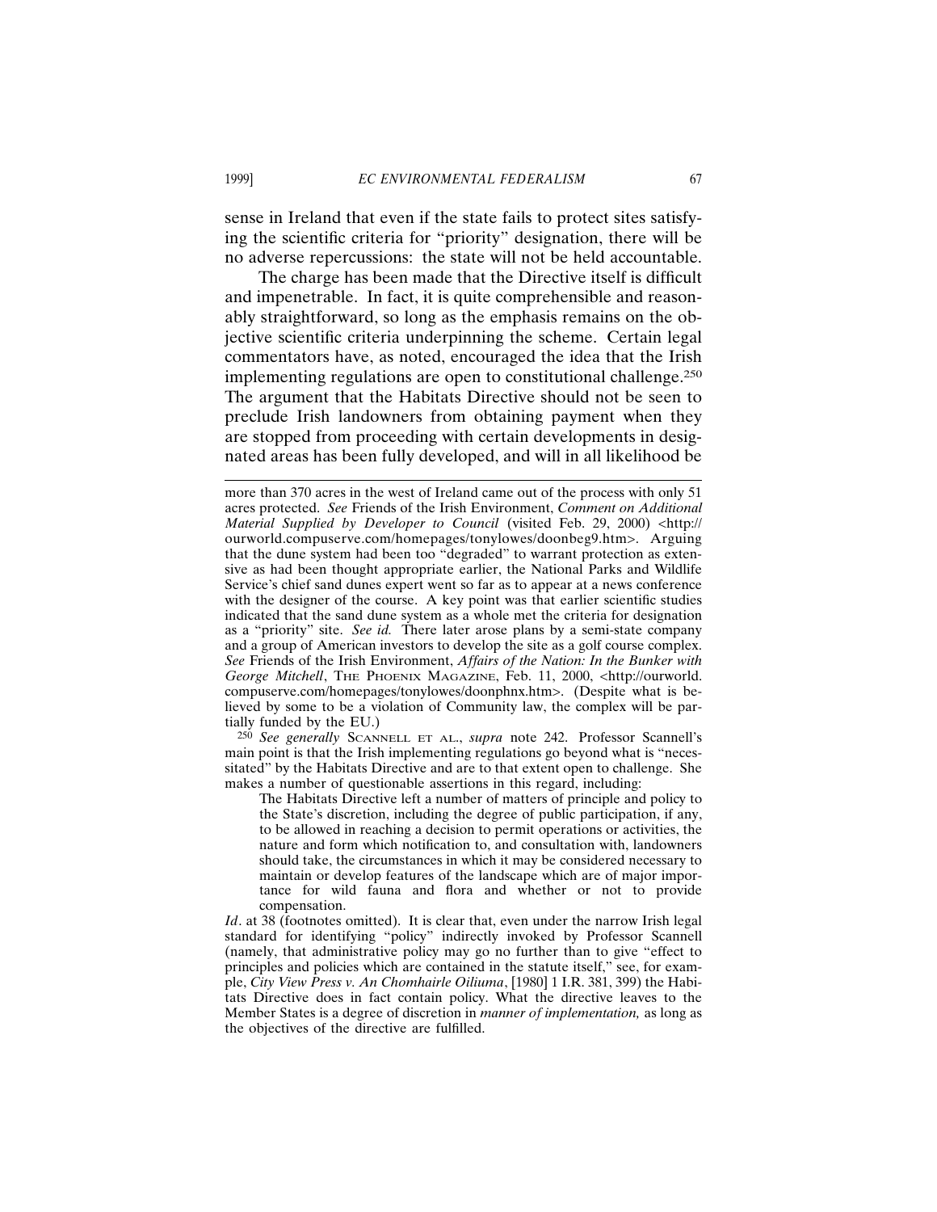sense in Ireland that even if the state fails to protect sites satisfying the scientific criteria for "priority" designation, there will be no adverse repercussions: the state will not be held accountable.

The charge has been made that the Directive itself is difficult and impenetrable. In fact, it is quite comprehensible and reasonably straightforward, so long as the emphasis remains on the objective scientific criteria underpinning the scheme. Certain legal commentators have, as noted, encouraged the idea that the Irish implementing regulations are open to constitutional challenge.[250] The argument that the Habitats Directive should not be seen to preclude Irish landowners from obtaining payment when they are stopped from proceeding with certain developments in designated areas has been fully developed, and will in all likelihood be

---

more than 370 acres in the west of Ireland came out of the process with only 51 acres protected. *See* Friends of the Irish Environment, *Comment on Additional Material Supplied by Developer to Council* (visited Feb. 29, 2000) <http://ourworld.compuserve.com/homepages/tonylowes/doonbeg9.htm>. Arguing that the dune system had been too "degraded" to warrant protection as extensive as had been thought appropriate earlier, the National Parks and Wildlife Service's chief sand dunes expert went so far as to appear at a news conference with the designer of the course. A key point was that earlier scientific studies indicated that the sand dune system as a whole met the criteria for designation as a "priority" site. *See id.* There later arose plans by a semi-state company and a group of American investors to develop the site as a golf course complex. *See* Friends of the Irish Environment, *Affairs of the Nation: In the Bunker with George Mitchell*, THE PHOENIX MAGAZINE, Feb. 11, 2000, <http://ourworld.compuserve.com/homepages/tonylowes/doonphnx.htm>. (Despite what is believed by some to be a violation of Community law, the complex will be partially funded by the EU.)

[250] *See generally* SCANNELL ET AL., *supra* note 242. Professor Scannell's main point is that the Irish implementing regulations go beyond what is "necessitated" by the Habitats Directive and are to that extent open to challenge. She makes a number of questionable assertions in this regard, including:

> The Habitats Directive left a number of matters of principle and policy to the State's discretion, including the degree of public participation, if any, to be allowed in reaching a decision to permit operations or activities, the nature and form which notification to, and consultation with, landowners should take, the circumstances in which it may be considered necessary to maintain or develop features of the landscape which are of major importance for wild fauna and flora and whether or not to provide compensation.

*Id*. at 38 (footnotes omitted). It is clear that, even under the narrow Irish legal standard for identifying "policy" indirectly invoked by Professor Scannell (namely, that administrative policy may go no further than to give "effect to principles and policies which are contained in the statute itself," see, for example, *City View Press v. An Chomhairle Oiliuma*, [1980] 1 I.R. 381, 399) the Habitats Directive does in fact contain policy. What the directive leaves to the Member States is a degree of discretion in *manner of implementation,* as long as the objectives of the directive are fulfilled.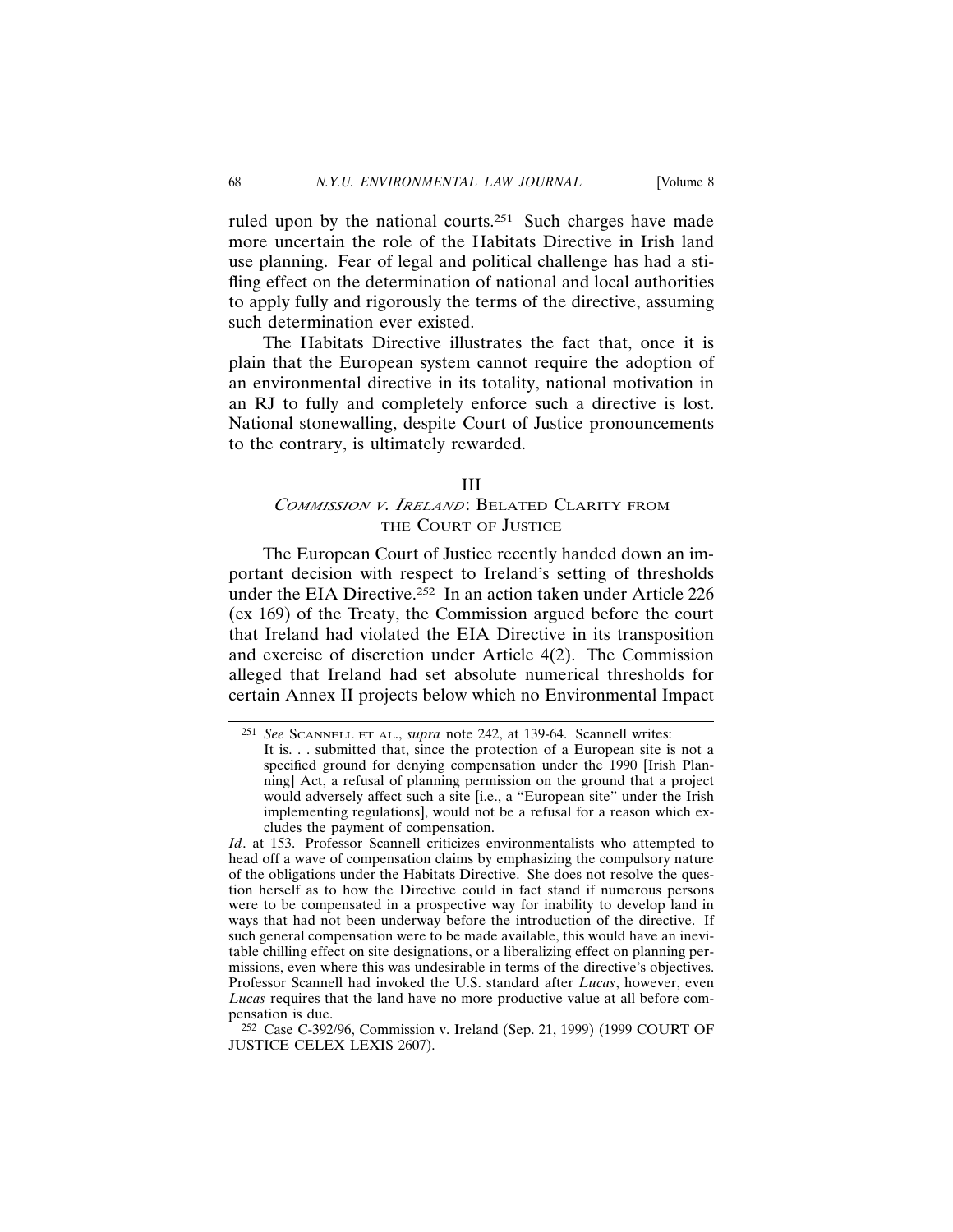ruled upon by the national courts.[251] Such charges have made more uncertain the role of the Habitats Directive in Irish land use planning. Fear of legal and political challenge has had a stifling effect on the determination of national and local authorities to apply fully and rigorously the terms of the directive, assuming such determination ever existed.

The Habitats Directive illustrates the fact that, once it is plain that the European system cannot require the adoption of an environmental directive in its totality, national motivation in an RJ to fully and completely enforce such a directive is lost. National stonewalling, despite Court of Justice pronouncements to the contrary, is ultimately rewarded.

## III
## *Commission v. Ireland*: Belated Clarity from the Court of Justice

The European Court of Justice recently handed down an important decision with respect to Ireland's setting of thresholds under the EIA Directive.[252] In an action taken under Article 226 (ex 169) of the Treaty, the Commission argued before the court that Ireland had violated the EIA Directive in its transposition and exercise of discretion under Article 4(2). The Commission alleged that Ireland had set absolute numerical thresholds for certain Annex II projects below which no Environmental Impact

---

[251] *See* Scannell et al., *supra* note 242, at 139-64. Scannell writes:

> It is. . . submitted that, since the protection of a European site is not a specified ground for denying compensation under the 1990 [Irish Planning] Act, a refusal of planning permission on the ground that a project would adversely affect such a site [i.e., a "European site" under the Irish implementing regulations], would not be a refusal for a reason which excludes the payment of compensation.

*Id*. at 153. Professor Scannell criticizes environmentalists who attempted to head off a wave of compensation claims by emphasizing the compulsory nature of the obligations under the Habitats Directive. She does not resolve the question herself as to how the Directive could in fact stand if numerous persons were to be compensated in a prospective way for inability to develop land in ways that had not been underway before the introduction of the directive. If such general compensation were to be made available, this would have an inevitable chilling effect on site designations, or a liberalizing effect on planning permissions, even where this was undesirable in terms of the directive's objectives. Professor Scannell had invoked the U.S. standard after *Lucas*, however, even *Lucas* requires that the land have no more productive value at all before compensation is due.

[252] Case C-392/96, Commission v. Ireland (Sep. 21, 1999) (1999 Court of Justice CELEX LEXIS 2607).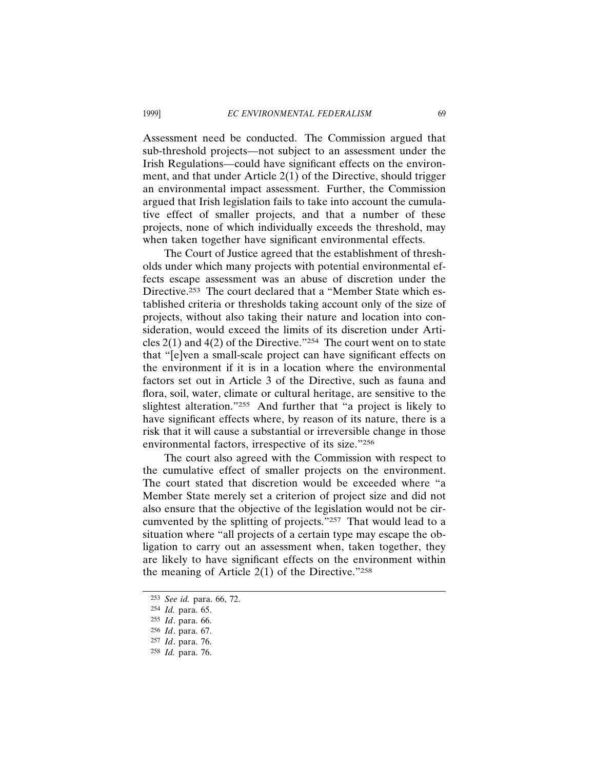Assessment need be conducted. The Commission argued that sub-threshold projects—not subject to an assessment under the Irish Regulations—could have significant effects on the environment, and that under Article 2(1) of the Directive, should trigger an environmental impact assessment. Further, the Commission argued that Irish legislation fails to take into account the cumulative effect of smaller projects, and that a number of these projects, none of which individually exceeds the threshold, may when taken together have significant environmental effects.

The Court of Justice agreed that the establishment of thresholds under which many projects with potential environmental effects escape assessment was an abuse of discretion under the Directive.[253] The court declared that a "Member State which established criteria or thresholds taking account only of the size of projects, without also taking their nature and location into consideration, would exceed the limits of its discretion under Articles 2(1) and 4(2) of the Directive."[254] The court went on to state that "[e]ven a small-scale project can have significant effects on the environment if it is in a location where the environmental factors set out in Article 3 of the Directive, such as fauna and flora, soil, water, climate or cultural heritage, are sensitive to the slightest alteration."[255] And further that "a project is likely to have significant effects where, by reason of its nature, there is a risk that it will cause a substantial or irreversible change in those environmental factors, irrespective of its size."[256]

The court also agreed with the Commission with respect to the cumulative effect of smaller projects on the environment. The court stated that discretion would be exceeded where "a Member State merely set a criterion of project size and did not also ensure that the objective of the legislation would not be circumvented by the splitting of projects."[257] That would lead to a situation where "all projects of a certain type may escape the obligation to carry out an assessment when, taken together, they are likely to have significant effects on the environment within the meaning of Article 2(1) of the Directive."[258]

---

[253] *See id.* para. 66, 72.

[254] *Id.* para. 65.

[255] *Id*. para. 66.

[256] *Id*. para. 67.

[257] *Id*. para. 76.

[258] *Id.* para. 76.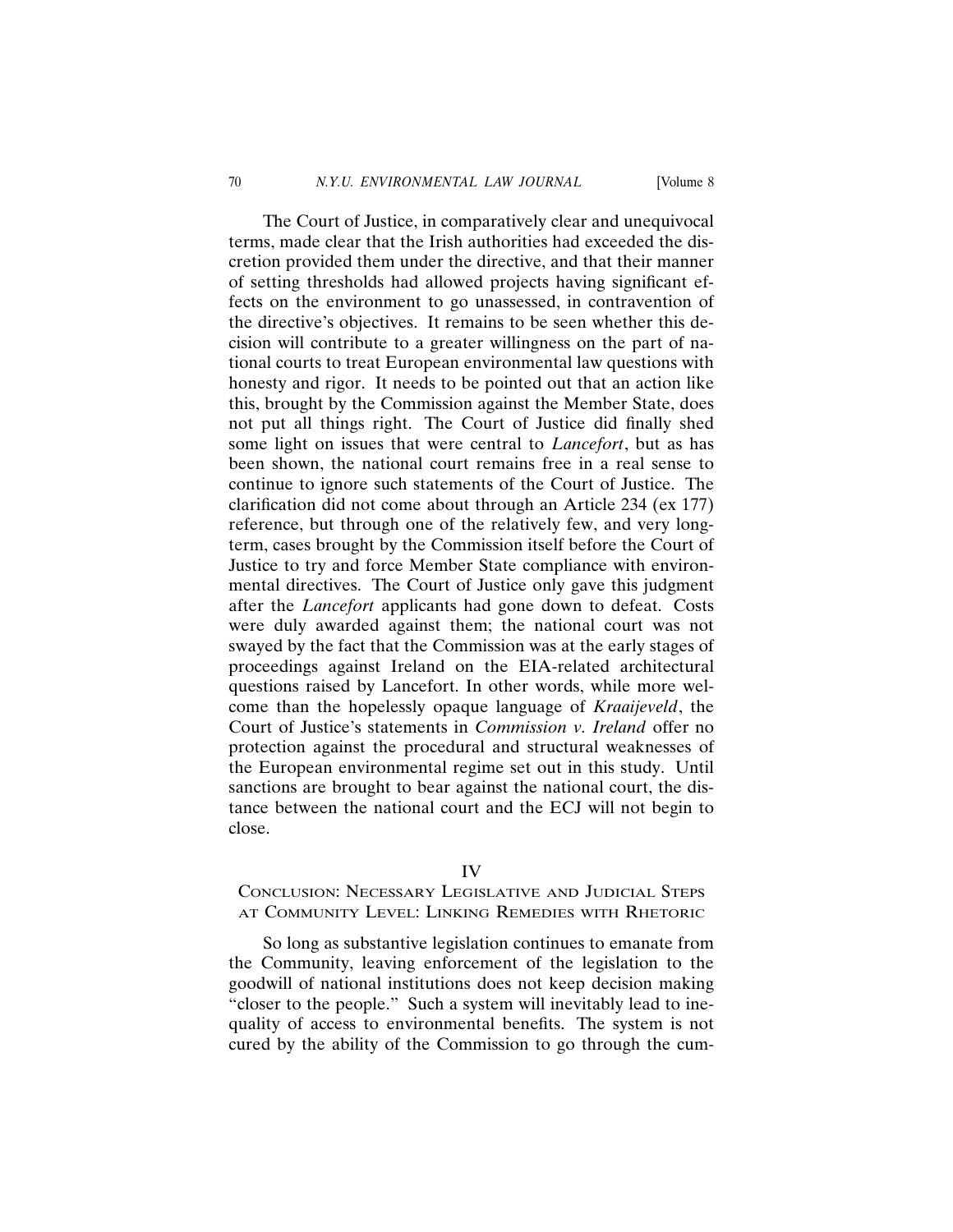The Court of Justice, in comparatively clear and unequivocal terms, made clear that the Irish authorities had exceeded the discretion provided them under the directive, and that their manner of setting thresholds had allowed projects having significant effects on the environment to go unassessed, in contravention of the directive's objectives. It remains to be seen whether this decision will contribute to a greater willingness on the part of national courts to treat European environmental law questions with honesty and rigor. It needs to be pointed out that an action like this, brought by the Commission against the Member State, does not put all things right. The Court of Justice did finally shed some light on issues that were central to *Lancefort*, but as has been shown, the national court remains free in a real sense to continue to ignore such statements of the Court of Justice. The clarification did not come about through an Article 234 (ex 177) reference, but through one of the relatively few, and very long-term, cases brought by the Commission itself before the Court of Justice to try and force Member State compliance with environmental directives. The Court of Justice only gave this judgment after the *Lancefort* applicants had gone down to defeat. Costs were duly awarded against them; the national court was not swayed by the fact that the Commission was at the early stages of proceedings against Ireland on the EIA-related architectural questions raised by Lancefort. In other words, while more welcome than the hopelessly opaque language of *Kraaijeveld*, the Court of Justice's statements in *Commission v. Ireland* offer no protection against the procedural and structural weaknesses of the European environmental regime set out in this study. Until sanctions are brought to bear against the national court, the distance between the national court and the ECJ will not begin to close.

## IV
## Conclusion: Necessary Legislative and Judicial Steps at Community Level: Linking Remedies with Rhetoric

So long as substantive legislation continues to emanate from the Community, leaving enforcement of the legislation to the goodwill of national institutions does not keep decision making "closer to the people." Such a system will inevitably lead to inequality of access to environmental benefits. The system is not cured by the ability of the Commission to go through the cum-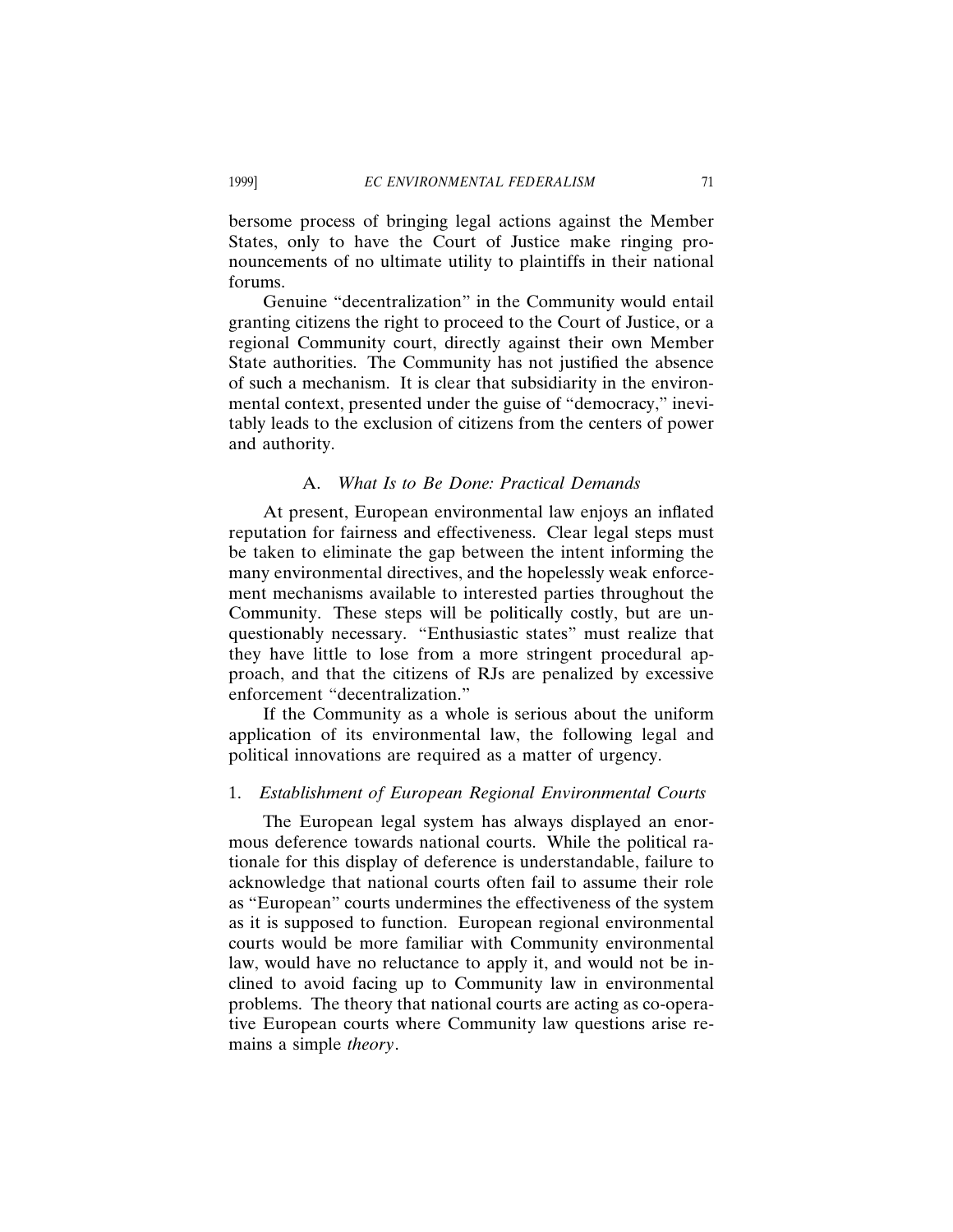bersome process of bringing legal actions against the Member States, only to have the Court of Justice make ringing pronouncements of no ultimate utility to plaintiffs in their national forums.

Genuine "decentralization" in the Community would entail granting citizens the right to proceed to the Court of Justice, or a regional Community court, directly against their own Member State authorities. The Community has not justified the absence of such a mechanism. It is clear that subsidiarity in the environmental context, presented under the guise of "democracy," inevitably leads to the exclusion of citizens from the centers of power and authority.

### A. *What Is to Be Done: Practical Demands*

At present, European environmental law enjoys an inflated reputation for fairness and effectiveness. Clear legal steps must be taken to eliminate the gap between the intent informing the many environmental directives, and the hopelessly weak enforcement mechanisms available to interested parties throughout the Community. These steps will be politically costly, but are unquestionably necessary. "Enthusiastic states" must realize that they have little to lose from a more stringent procedural approach, and that the citizens of RJs are penalized by excessive enforcement "decentralization."

If the Community as a whole is serious about the uniform application of its environmental law, the following legal and political innovations are required as a matter of urgency.

#### 1. *Establishment of European Regional Environmental Courts*

The European legal system has always displayed an enormous deference towards national courts. While the political rationale for this display of deference is understandable, failure to acknowledge that national courts often fail to assume their role as "European" courts undermines the effectiveness of the system as it is supposed to function. European regional environmental courts would be more familiar with Community environmental law, would have no reluctance to apply it, and would not be inclined to avoid facing up to Community law in environmental problems. The theory that national courts are acting as co-operative European courts where Community law questions arise remains a simple *theory*.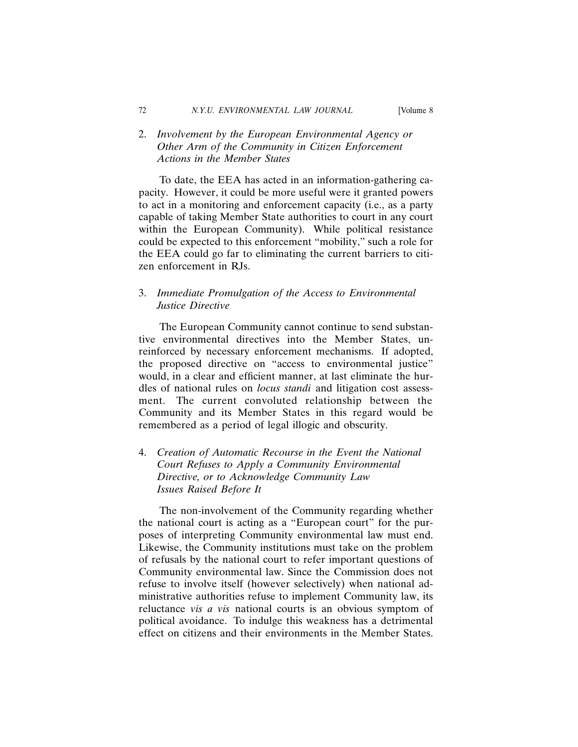### 2. *Involvement by the European Environmental Agency or Other Arm of the Community in Citizen Enforcement Actions in the Member States*

To date, the EEA has acted in an information-gathering capacity. However, it could be more useful were it granted powers to act in a monitoring and enforcement capacity (i.e., as a party capable of taking Member State authorities to court in any court within the European Community). While political resistance could be expected to this enforcement "mobility," such a role for the EEA could go far to eliminating the current barriers to citizen enforcement in RJs.

### 3. *Immediate Promulgation of the Access to Environmental Justice Directive*

The European Community cannot continue to send substantive environmental directives into the Member States, unreinforced by necessary enforcement mechanisms. If adopted, the proposed directive on "access to environmental justice" would, in a clear and efficient manner, at last eliminate the hurdles of national rules on *locus standi* and litigation cost assessment. The current convoluted relationship between the Community and its Member States in this regard would be remembered as a period of legal illogic and obscurity.

### 4. *Creation of Automatic Recourse in the Event the National Court Refuses to Apply a Community Environmental Directive, or to Acknowledge Community Law Issues Raised Before It*

The non-involvement of the Community regarding whether the national court is acting as a "European court" for the purposes of interpreting Community environmental law must end. Likewise, the Community institutions must take on the problem of refusals by the national court to refer important questions of Community environmental law. Since the Commission does not refuse to involve itself (however selectively) when national administrative authorities refuse to implement Community law, its reluctance *vis a vis* national courts is an obvious symptom of political avoidance. To indulge this weakness has a detrimental effect on citizens and their environments in the Member States.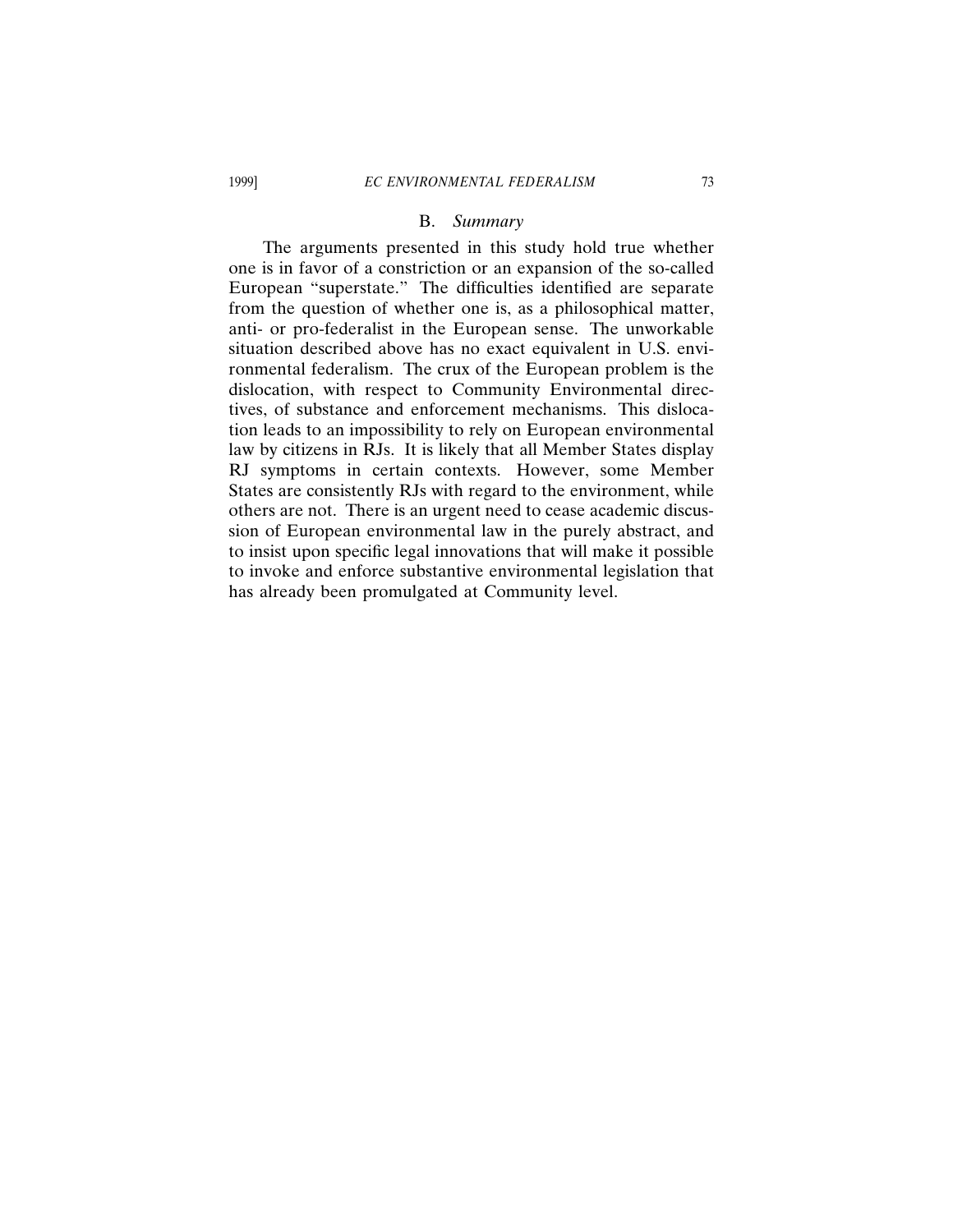### B. *Summary*

The arguments presented in this study hold true whether one is in favor of a constriction or an expansion of the so-called European "superstate." The difficulties identified are separate from the question of whether one is, as a philosophical matter, anti- or pro-federalist in the European sense. The unworkable situation described above has no exact equivalent in U.S. environmental federalism. The crux of the European problem is the dislocation, with respect to Community Environmental directives, of substance and enforcement mechanisms. This dislocation leads to an impossibility to rely on European environmental law by citizens in RJs. It is likely that all Member States display RJ symptoms in certain contexts. However, some Member States are consistently RJs with regard to the environment, while others are not. There is an urgent need to cease academic discussion of European environmental law in the purely abstract, and to insist upon specific legal innovations that will make it possible to invoke and enforce substantive environmental legislation that has already been promulgated at Community level.